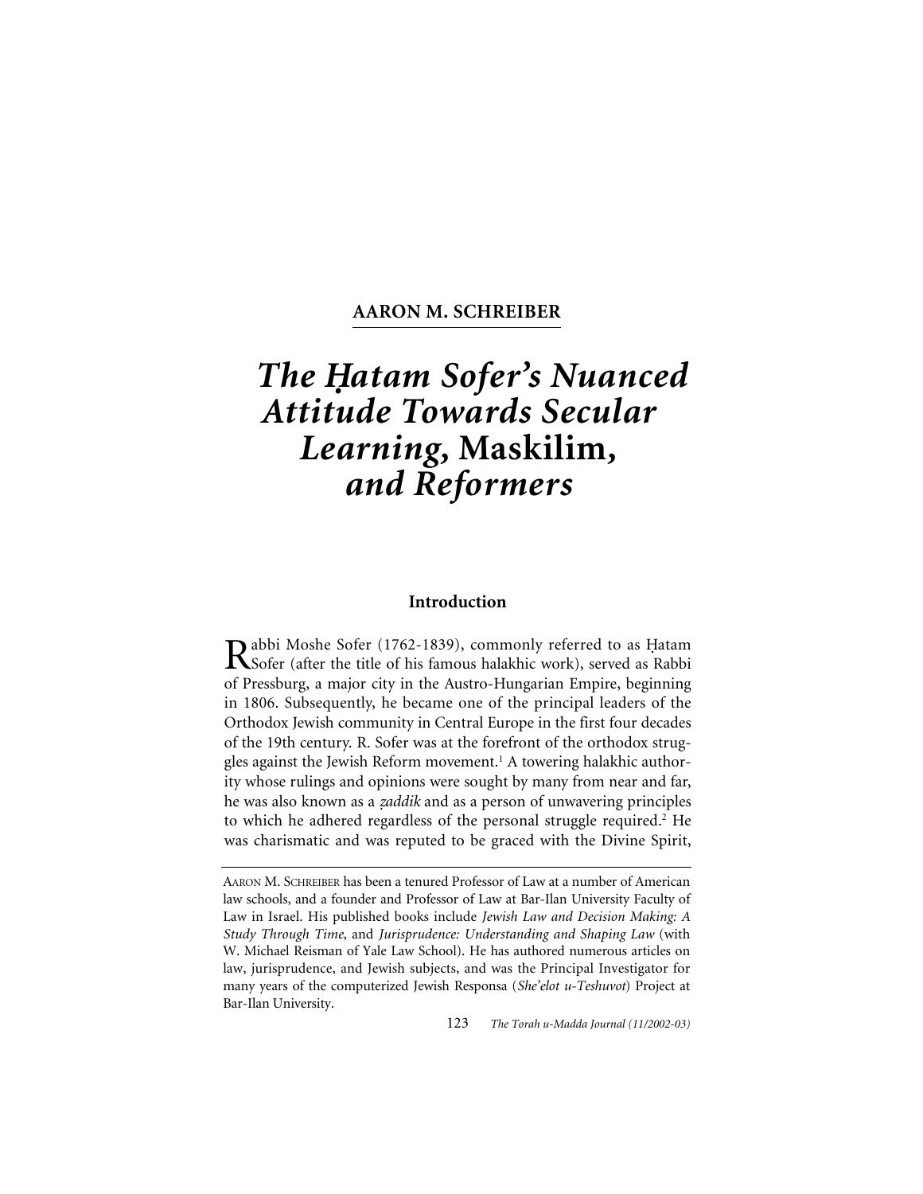**AARON M. SCHREIBER**

# *The Ḥatam Sofer's Nuanced Attitude Towards Secular Learning*, Maskilim, *and Reformers*

## Introduction

Rabbi Moshe Sofer (1762-1839), commonly referred to as Ḥatam Sofer (after the title of his famous halakhic work), served as Rabbi of Pressburg, a major city in the Austro-Hungarian Empire, beginning in 1806. Subsequently, he became one of the principal leaders of the Orthodox Jewish community in Central Europe in the first four decades of the 19th century. R. Sofer was at the forefront of the orthodox struggles against the Jewish Reform movement.[1] A towering halakhic authority whose rulings and opinions were sought by many from near and far, he was also known as a *ẓaddik* and as a person of unwavering principles to which he adhered regardless of the personal struggle required.[2] He was charismatic and was reputed to be graced with the Divine Spirit,

---

AARON M. SCHREIBER has been a tenured Professor of Law at a number of American law schools, and a founder and Professor of Law at Bar-Ilan University Faculty of Law in Israel. His published books include *Jewish Law and Decision Making: A Study Through Time*, and *Jurisprudence: Understanding and Shaping Law* (with W. Michael Reisman of Yale Law School). He has authored numerous articles on law, jurisprudence, and Jewish subjects, and was the Principal Investigator for many years of the computerized Jewish Responsa (*She'elot u-Teshuvot*) Project at Bar-Ilan University.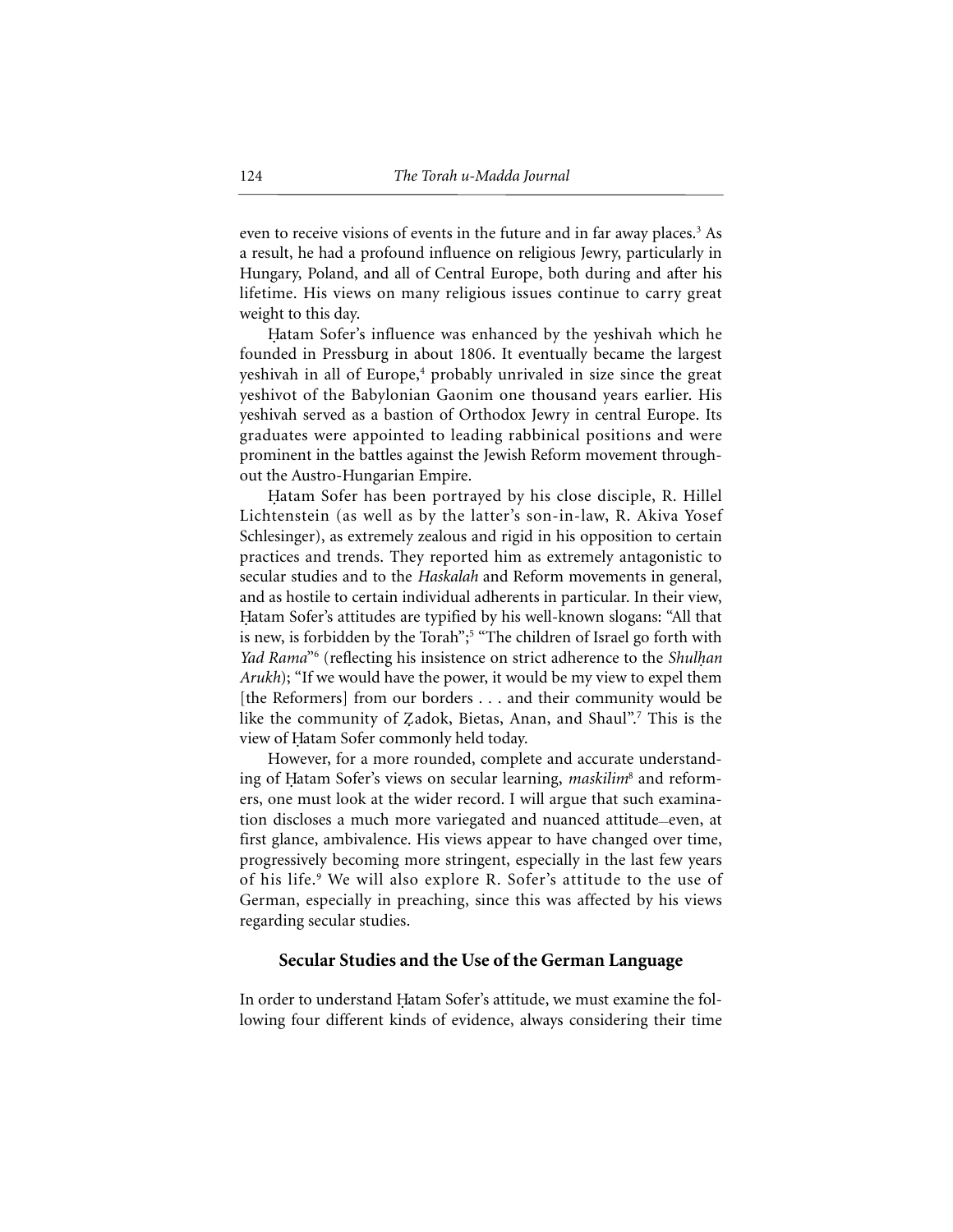even to receive visions of events in the future and in far away places.[3] As a result, he had a profound influence on religious Jewry, particularly in Hungary, Poland, and all of Central Europe, both during and after his lifetime. His views on many religious issues continue to carry great weight to this day.

Ḥatam Sofer's influence was enhanced by the yeshivah which he founded in Pressburg in about 1806. It eventually became the largest yeshivah in all of Europe,[4] probably unrivaled in size since the great yeshivot of the Babylonian Gaonim one thousand years earlier. His yeshivah served as a bastion of Orthodox Jewry in central Europe. Its graduates were appointed to leading rabbinical positions and were prominent in the battles against the Jewish Reform movement throughout the Austro-Hungarian Empire.

Ḥatam Sofer has been portrayed by his close disciple, R. Hillel Lichtenstein (as well as by the latter's son-in-law, R. Akiva Yosef Schlesinger), as extremely zealous and rigid in his opposition to certain practices and trends. They reported him as extremely antagonistic to secular studies and to the *Haskalah* and Reform movements in general, and as hostile to certain individual adherents in particular. In their view, Ḥatam Sofer's attitudes are typified by his well-known slogans: "All that is new, is forbidden by the Torah";[5] "The children of Israel go forth with *Yad Rama*"[6] (reflecting his insistence on strict adherence to the *Shulḥan Arukh*); "If we would have the power, it would be my view to expel them [the Reformers] from our borders . . . and their community would be like the community of Ẓadok, Bietas, Anan, and Shaul".[7] This is the view of Ḥatam Sofer commonly held today.

However, for a more rounded, complete and accurate understanding of Ḥatam Sofer's views on secular learning, *maskilim*[8] and reformers, one must look at the wider record. I will argue that such examination discloses a much more variegated and nuanced attitude—even, at first glance, ambivalence. His views appear to have changed over time, progressively becoming more stringent, especially in the last few years of his life.[9] We will also explore R. Sofer's attitude to the use of German, especially in preaching, since this was affected by his views regarding secular studies.

## Secular Studies and the Use of the German Language

In order to understand Ḥatam Sofer's attitude, we must examine the following four different kinds of evidence, always considering their time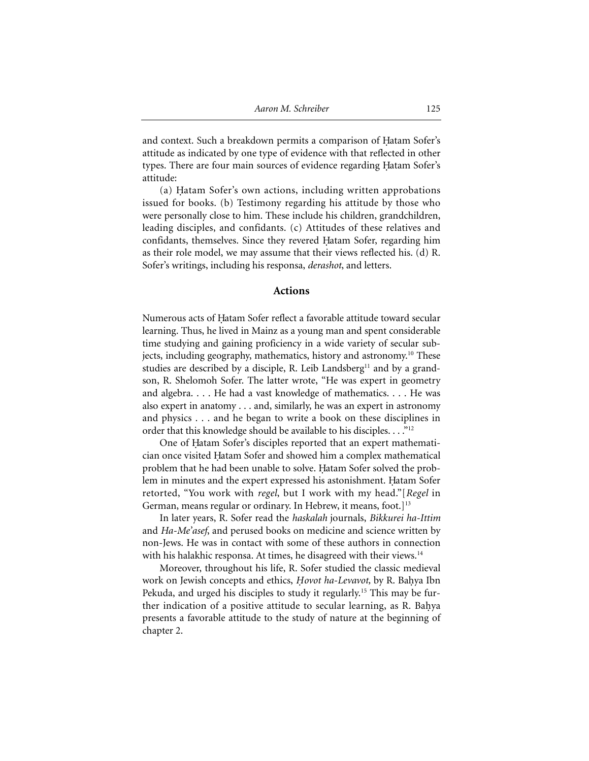and context. Such a breakdown permits a comparison of Ḥatam Sofer's attitude as indicated by one type of evidence with that reflected in other types. There are four main sources of evidence regarding Ḥatam Sofer's attitude:

(a) Ḥatam Sofer's own actions, including written approbations issued for books. (b) Testimony regarding his attitude by those who were personally close to him. These include his children, grandchildren, leading disciples, and confidants. (c) Attitudes of these relatives and confidants, themselves. Since they revered Ḥatam Sofer, regarding him as their role model, we may assume that their views reflected his. (d) R. Sofer's writings, including his responsa, *derashot*, and letters.

## Actions

Numerous acts of Ḥatam Sofer reflect a favorable attitude toward secular learning. Thus, he lived in Mainz as a young man and spent considerable time studying and gaining proficiency in a wide variety of secular subjects, including geography, mathematics, history and astronomy.[10] These studies are described by a disciple, R. Leib Landsberg[11] and by a grandson, R. Shelomoh Sofer. The latter wrote, "He was expert in geometry and algebra. . . . He had a vast knowledge of mathematics. . . . He was also expert in anatomy . . . and, similarly, he was an expert in astronomy and physics . . . and he began to write a book on these disciplines in order that this knowledge should be available to his disciples. . . ."[12]

One of Ḥatam Sofer's disciples reported that an expert mathematician once visited Ḥatam Sofer and showed him a complex mathematical problem that he had been unable to solve. Ḥatam Sofer solved the problem in minutes and the expert expressed his astonishment. Ḥatam Sofer retorted, "You work with *regel*, but I work with my head."[*Regel* in German, means regular or ordinary. In Hebrew, it means, foot.][13]

In later years, R. Sofer read the *haskalah* journals, *Bikkurei ha-Ittim* and *Ha-Me'asef*, and perused books on medicine and science written by non-Jews. He was in contact with some of these authors in connection with his halakhic responsa. At times, he disagreed with their views.[14]

Moreover, throughout his life, R. Sofer studied the classic medieval work on Jewish concepts and ethics, *Ḥovot ha-Levavot,* by R. Baḥya Ibn Pekuda, and urged his disciples to study it regularly.[15] This may be further indication of a positive attitude to secular learning, as R. Baḥya presents a favorable attitude to the study of nature at the beginning of chapter 2.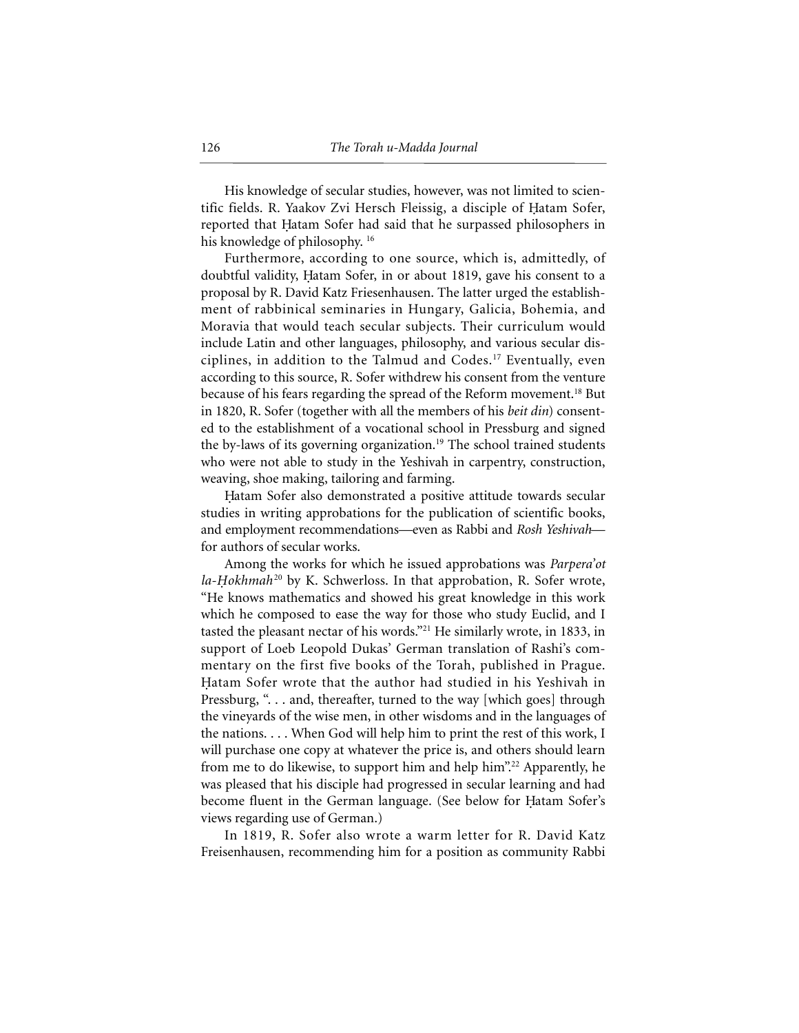His knowledge of secular studies, however, was not limited to scientific fields. R. Yaakov Zvi Hersch Fleissig, a disciple of Ḥatam Sofer, reported that Ḥatam Sofer had said that he surpassed philosophers in his knowledge of philosophy. [16]

Furthermore, according to one source, which is, admittedly, of doubtful validity, Ḥatam Sofer, in or about 1819, gave his consent to a proposal by R. David Katz Friesenhausen. The latter urged the establishment of rabbinical seminaries in Hungary, Galicia, Bohemia, and Moravia that would teach secular subjects. Their curriculum would include Latin and other languages, philosophy, and various secular disciplines, in addition to the Talmud and Codes.[17] Eventually, even according to this source, R. Sofer withdrew his consent from the venture because of his fears regarding the spread of the Reform movement.[18] But in 1820, R. Sofer (together with all the members of his *beit din*) consented to the establishment of a vocational school in Pressburg and signed the by-laws of its governing organization.[19] The school trained students who were not able to study in the Yeshivah in carpentry, construction, weaving, shoe making, tailoring and farming.

Ḥatam Sofer also demonstrated a positive attitude towards secular studies in writing approbations for the publication of scientific books, and employment recommendations—even as Rabbi and *Rosh Yeshivah*—for authors of secular works.

Among the works for which he issued approbations was *Parpera'ot la-Ḥokhmah*[20] by K. Schwerloss. In that approbation, R. Sofer wrote, "He knows mathematics and showed his great knowledge in this work which he composed to ease the way for those who study Euclid, and I tasted the pleasant nectar of his words."[21] He similarly wrote, in 1833, in support of Loeb Leopold Dukas' German translation of Rashi's commentary on the first five books of the Torah, published in Prague. Ḥatam Sofer wrote that the author had studied in his Yeshivah in Pressburg, ". . . and, thereafter, turned to the way [which goes] through the vineyards of the wise men, in other wisdoms and in the languages of the nations. . . . When God will help him to print the rest of this work, I will purchase one copy at whatever the price is, and others should learn from me to do likewise, to support him and help him".[22] Apparently, he was pleased that his disciple had progressed in secular learning and had become fluent in the German language. (See below for Ḥatam Sofer's views regarding use of German.)

In 1819, R. Sofer also wrote a warm letter for R. David Katz Freisenhausen, recommending him for a position as community Rabbi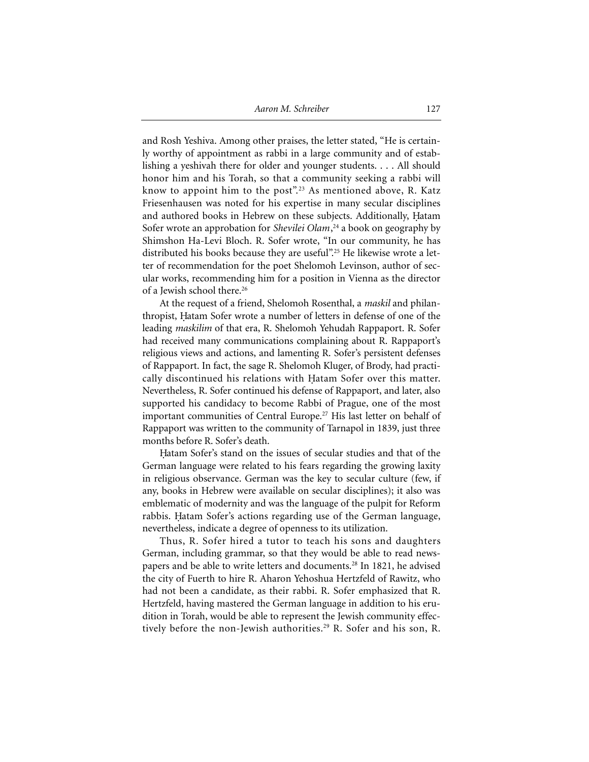and Rosh Yeshiva. Among other praises, the letter stated, "He is certainly worthy of appointment as rabbi in a large community and of establishing a yeshivah there for older and younger students. . . . All should honor him and his Torah, so that a community seeking a rabbi will know to appoint him to the post".[23] As mentioned above, R. Katz Friesenhausen was noted for his expertise in many secular disciplines and authored books in Hebrew on these subjects. Additionally, Ḥatam Sofer wrote an approbation for *Shevilei Olam*,[24] a book on geography by Shimshon Ha-Levi Bloch. R. Sofer wrote, "In our community, he has distributed his books because they are useful".[25] He likewise wrote a letter of recommendation for the poet Shelomoh Levinson, author of secular works, recommending him for a position in Vienna as the director of a Jewish school there.[26]

At the request of a friend, Shelomoh Rosenthal, a *maskil* and philanthropist, Ḥatam Sofer wrote a number of letters in defense of one of the leading *maskilim* of that era, R. Shelomoh Yehudah Rappaport. R. Sofer had received many communications complaining about R. Rappaport's religious views and actions, and lamenting R. Sofer's persistent defenses of Rappaport. In fact, the sage R. Shelomoh Kluger, of Brody, had practically discontinued his relations with Ḥatam Sofer over this matter. Nevertheless, R. Sofer continued his defense of Rappaport, and later, also supported his candidacy to become Rabbi of Prague, one of the most important communities of Central Europe.[27] His last letter on behalf of Rappaport was written to the community of Tarnapol in 1839, just three months before R. Sofer's death.

Ḥatam Sofer's stand on the issues of secular studies and that of the German language were related to his fears regarding the growing laxity in religious observance. German was the key to secular culture (few, if any, books in Hebrew were available on secular disciplines); it also was emblematic of modernity and was the language of the pulpit for Reform rabbis. Ḥatam Sofer's actions regarding use of the German language, nevertheless, indicate a degree of openness to its utilization.

Thus, R. Sofer hired a tutor to teach his sons and daughters German, including grammar, so that they would be able to read newspapers and be able to write letters and documents.[28] In 1821, he advised the city of Fuerth to hire R. Aharon Yehoshua Hertzfeld of Rawitz, who had not been a candidate, as their rabbi. R. Sofer emphasized that R. Hertzfeld, having mastered the German language in addition to his erudition in Torah, would be able to represent the Jewish community effectively before the non-Jewish authorities.[29] R. Sofer and his son, R.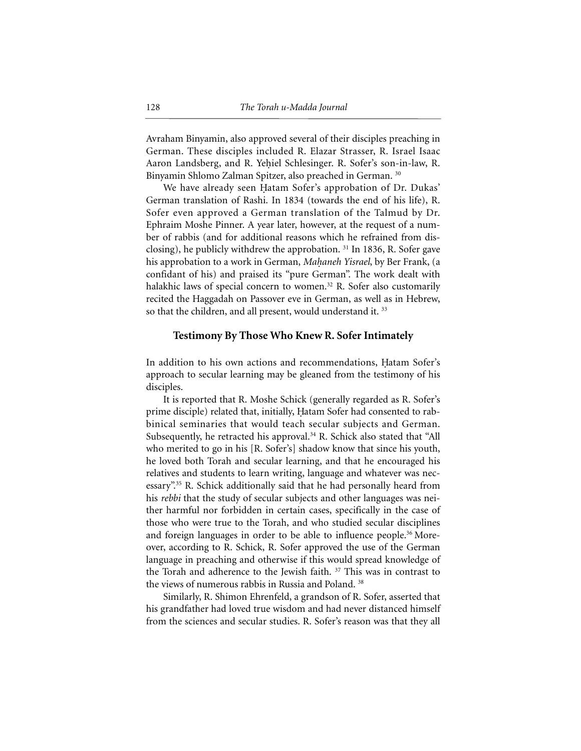Avraham Binyamin, also approved several of their disciples preaching in German. These disciples included R. Elazar Strasser, R. Israel Isaac Aaron Landsberg, and R. Yeḥiel Schlesinger. R. Sofer's son-in-law, R. Binyamin Shlomo Zalman Spitzer, also preached in German. [30]

We have already seen Ḥatam Sofer's approbation of Dr. Dukas' German translation of Rashi. In 1834 (towards the end of his life), R. Sofer even approved a German translation of the Talmud by Dr. Ephraim Moshe Pinner. A year later, however, at the request of a number of rabbis (and for additional reasons which he refrained from disclosing), he publicly withdrew the approbation. [31] In 1836, R. Sofer gave his approbation to a work in German, *Maḥaneh Yisrael*, by Ber Frank, (a confidant of his) and praised its "pure German". The work dealt with halakhic laws of special concern to women.[32] R. Sofer also customarily recited the Haggadah on Passover eve in German, as well as in Hebrew, so that the children, and all present, would understand it. [33]

### Testimony By Those Who Knew R. Sofer Intimately

In addition to his own actions and recommendations, Ḥatam Sofer's approach to secular learning may be gleaned from the testimony of his disciples.

It is reported that R. Moshe Schick (generally regarded as R. Sofer's prime disciple) related that, initially, Ḥatam Sofer had consented to rabbinical seminaries that would teach secular subjects and German. Subsequently, he retracted his approval.[34] R. Schick also stated that "All who merited to go in his [R. Sofer's] shadow know that since his youth, he loved both Torah and secular learning, and that he encouraged his relatives and students to learn writing, language and whatever was necessary".[35] R. Schick additionally said that he had personally heard from his *rebbi* that the study of secular subjects and other languages was neither harmful nor forbidden in certain cases, specifically in the case of those who were true to the Torah, and who studied secular disciplines and foreign languages in order to be able to influence people.[36] Moreover, according to R. Schick, R. Sofer approved the use of the German language in preaching and otherwise if this would spread knowledge of the Torah and adherence to the Jewish faith. [37] This was in contrast to the views of numerous rabbis in Russia and Poland. [38]

Similarly, R. Shimon Ehrenfeld, a grandson of R. Sofer, asserted that his grandfather had loved true wisdom and had never distanced himself from the sciences and secular studies. R. Sofer's reason was that they all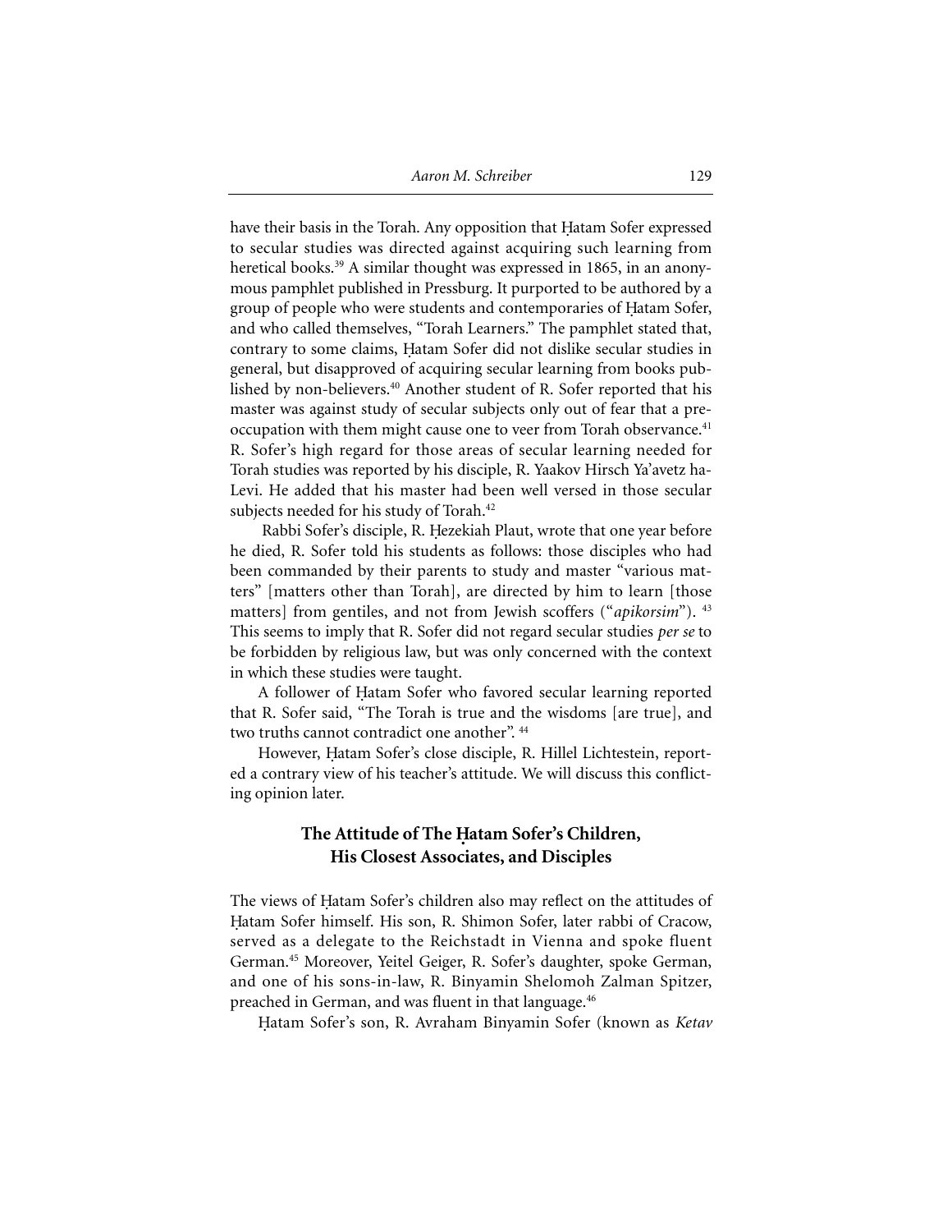have their basis in the Torah. Any opposition that Ḥatam Sofer expressed to secular studies was directed against acquiring such learning from heretical books.[39] A similar thought was expressed in 1865, in an anonymous pamphlet published in Pressburg. It purported to be authored by a group of people who were students and contemporaries of Ḥatam Sofer, and who called themselves, "Torah Learners." The pamphlet stated that, contrary to some claims, Ḥatam Sofer did not dislike secular studies in general, but disapproved of acquiring secular learning from books published by non-believers.[40] Another student of R. Sofer reported that his master was against study of secular subjects only out of fear that a preoccupation with them might cause one to veer from Torah observance.[41] R. Sofer's high regard for those areas of secular learning needed for Torah studies was reported by his disciple, R. Yaakov Hirsch Ya'avetz ha-Levi. He added that his master had been well versed in those secular subjects needed for his study of Torah.[42]

Rabbi Sofer's disciple, R. Ḥezekiah Plaut, wrote that one year before he died, R. Sofer told his students as follows: those disciples who had been commanded by their parents to study and master "various matters" [matters other than Torah], are directed by him to learn [those matters] from gentiles, and not from Jewish scoffers ("*apikorsim*"). [43] This seems to imply that R. Sofer did not regard secular studies *per se* to be forbidden by religious law, but was only concerned with the context in which these studies were taught.

A follower of Ḥatam Sofer who favored secular learning reported that R. Sofer said, "The Torah is true and the wisdoms [are true], and two truths cannot contradict one another". [44]

However, Ḥatam Sofer's close disciple, R. Hillel Lichtestein, reported a contrary view of his teacher's attitude. We will discuss this conflicting opinion later.

## The Attitude of The Ḥatam Sofer's Children, His Closest Associates, and Disciples

The views of Ḥatam Sofer's children also may reflect on the attitudes of Ḥatam Sofer himself. His son, R. Shimon Sofer, later rabbi of Cracow, served as a delegate to the Reichstadt in Vienna and spoke fluent German.[45] Moreover, Yeitel Geiger, R. Sofer's daughter, spoke German, and one of his sons-in-law, R. Binyamin Shelomoh Zalman Spitzer, preached in German, and was fluent in that language.[46]

Ḥatam Sofer's son, R. Avraham Binyamin Sofer (known as *Ketav*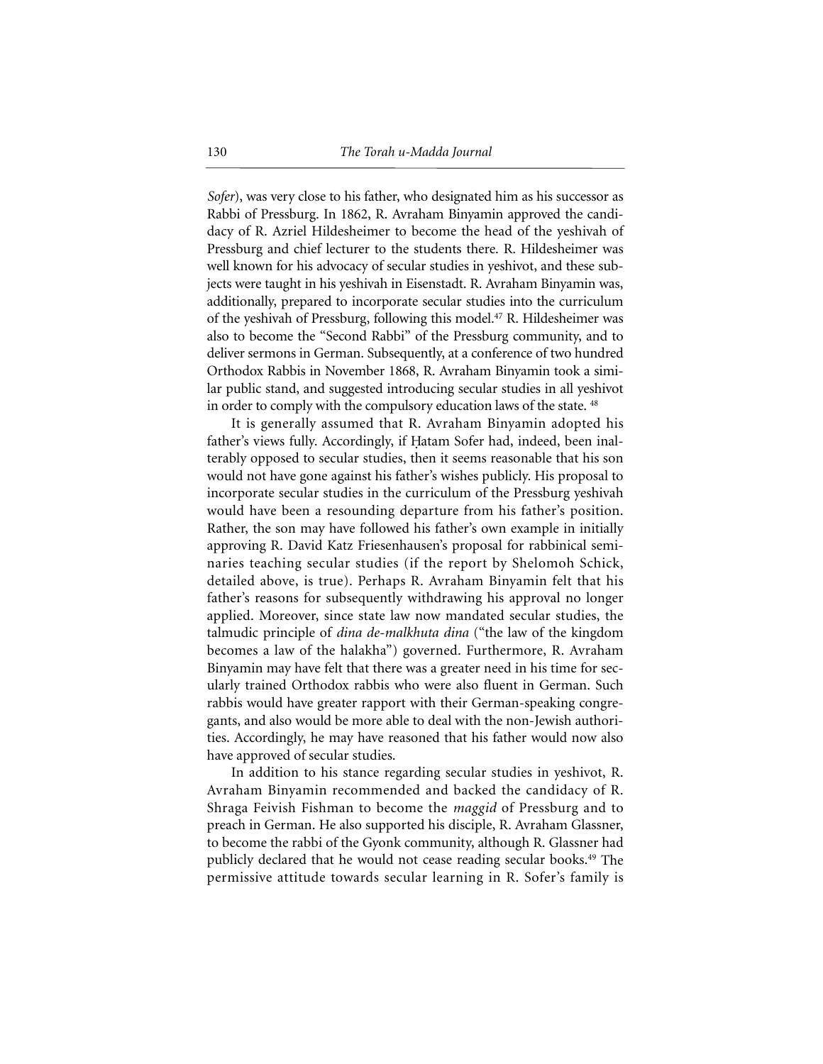*Sofer*), was very close to his father, who designated him as his successor as Rabbi of Pressburg. In 1862, R. Avraham Binyamin approved the candidacy of R. Azriel Hildesheimer to become the head of the yeshivah of Pressburg and chief lecturer to the students there. R. Hildesheimer was well known for his advocacy of secular studies in yeshivot, and these subjects were taught in his yeshivah in Eisenstadt. R. Avraham Binyamin was, additionally, prepared to incorporate secular studies into the curriculum of the yeshivah of Pressburg, following this model.[47] R. Hildesheimer was also to become the "Second Rabbi" of the Pressburg community, and to deliver sermons in German. Subsequently, at a conference of two hundred Orthodox Rabbis in November 1868, R. Avraham Binyamin took a similar public stand, and suggested introducing secular studies in all yeshivot in order to comply with the compulsory education laws of the state.[48]

It is generally assumed that R. Avraham Binyamin adopted his father's views fully. Accordingly, if Ḥatam Sofer had, indeed, been inalterably opposed to secular studies, then it seems reasonable that his son would not have gone against his father's wishes publicly. His proposal to incorporate secular studies in the curriculum of the Pressburg yeshivah would have been a resounding departure from his father's position. Rather, the son may have followed his father's own example in initially approving R. David Katz Friesenhausen's proposal for rabbinical seminaries teaching secular studies (if the report by Shelomoh Schick, detailed above, is true). Perhaps R. Avraham Binyamin felt that his father's reasons for subsequently withdrawing his approval no longer applied. Moreover, since state law now mandated secular studies, the talmudic principle of *dina de-malkhuta dina* ("the law of the kingdom becomes a law of the halakha") governed. Furthermore, R. Avraham Binyamin may have felt that there was a greater need in his time for secularly trained Orthodox rabbis who were also fluent in German. Such rabbis would have greater rapport with their German-speaking congregants, and also would be more able to deal with the non-Jewish authorities. Accordingly, he may have reasoned that his father would now also have approved of secular studies.

In addition to his stance regarding secular studies in yeshivot, R. Avraham Binyamin recommended and backed the candidacy of R. Shraga Feivish Fishman to become the *maggid* of Pressburg and to preach in German. He also supported his disciple, R. Avraham Glassner, to become the rabbi of the Gyonk community, although R. Glassner had publicly declared that he would not cease reading secular books.[49] The permissive attitude towards secular learning in R. Sofer's family is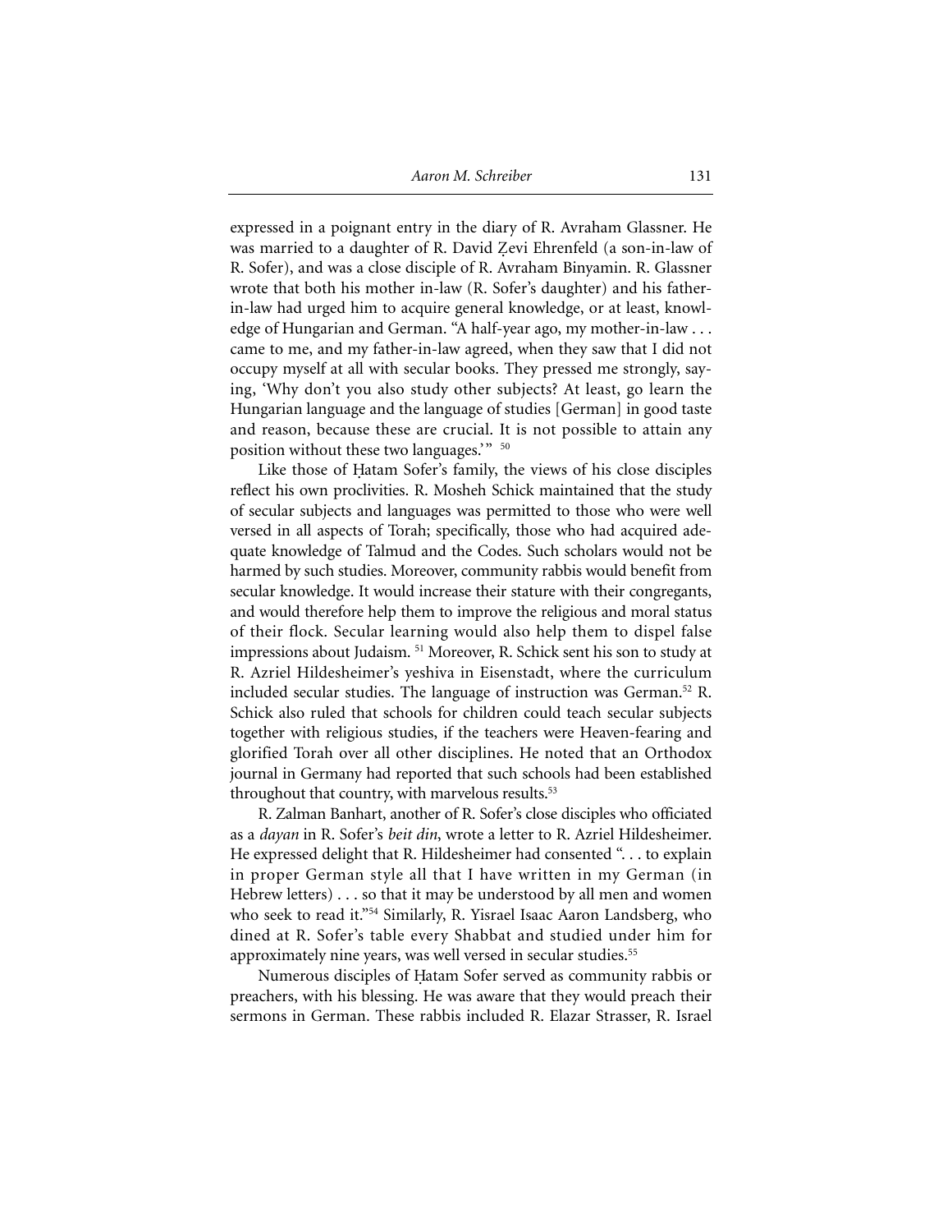expressed in a poignant entry in the diary of R. Avraham Glassner. He was married to a daughter of R. David Ẓevi Ehrenfeld (a son-in-law of R. Sofer), and was a close disciple of R. Avraham Binyamin. R. Glassner wrote that both his mother in-law (R. Sofer's daughter) and his father-in-law had urged him to acquire general knowledge, or at least, knowledge of Hungarian and German. "A half-year ago, my mother-in-law . . . came to me, and my father-in-law agreed, when they saw that I did not occupy myself at all with secular books. They pressed me strongly, saying, 'Why don't you also study other subjects? At least, go learn the Hungarian language and the language of studies [German] in good taste and reason, because these are crucial. It is not possible to attain any position without these two languages.'" [50]

Like those of Ḥatam Sofer's family, the views of his close disciples reflect his own proclivities. R. Mosheh Schick maintained that the study of secular subjects and languages was permitted to those who were well versed in all aspects of Torah; specifically, those who had acquired adequate knowledge of Talmud and the Codes. Such scholars would not be harmed by such studies. Moreover, community rabbis would benefit from secular knowledge. It would increase their stature with their congregants, and would therefore help them to improve the religious and moral status of their flock. Secular learning would also help them to dispel false impressions about Judaism. [51] Moreover, R. Schick sent his son to study at R. Azriel Hildesheimer's yeshiva in Eisenstadt, where the curriculum included secular studies. The language of instruction was German.[52] R. Schick also ruled that schools for children could teach secular subjects together with religious studies, if the teachers were Heaven-fearing and glorified Torah over all other disciplines. He noted that an Orthodox journal in Germany had reported that such schools had been established throughout that country, with marvelous results.[53]

R. Zalman Banhart, another of R. Sofer's close disciples who officiated as a *dayan* in R. Sofer's *beit din*, wrote a letter to R. Azriel Hildesheimer. He expressed delight that R. Hildesheimer had consented ". . . to explain in proper German style all that I have written in my German (in Hebrew letters) . . . so that it may be understood by all men and women who seek to read it."[54] Similarly, R. Yisrael Isaac Aaron Landsberg, who dined at R. Sofer's table every Shabbat and studied under him for approximately nine years, was well versed in secular studies.[55]

Numerous disciples of Ḥatam Sofer served as community rabbis or preachers, with his blessing. He was aware that they would preach their sermons in German. These rabbis included R. Elazar Strasser, R. Israel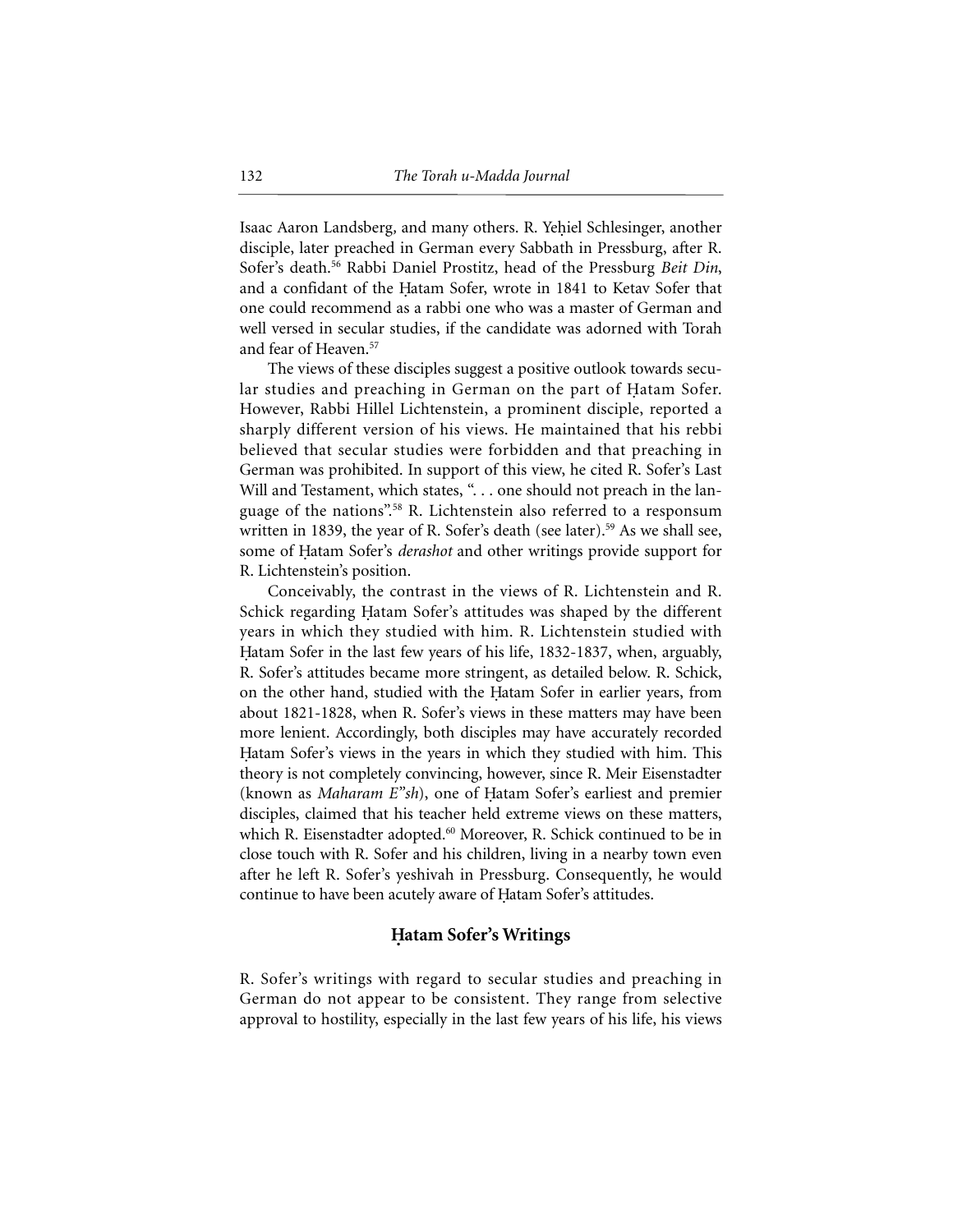Isaac Aaron Landsberg, and many others. R. Yeḥiel Schlesinger, another disciple, later preached in German every Sabbath in Pressburg, after R. Sofer's death.[56] Rabbi Daniel Prostitz, head of the Pressburg *Beit Din*, and a confidant of the Ḥatam Sofer, wrote in 1841 to Ketav Sofer that one could recommend as a rabbi one who was a master of German and well versed in secular studies, if the candidate was adorned with Torah and fear of Heaven.[57]

The views of these disciples suggest a positive outlook towards secular studies and preaching in German on the part of Ḥatam Sofer. However, Rabbi Hillel Lichtenstein, a prominent disciple, reported a sharply different version of his views. He maintained that his rebbi believed that secular studies were forbidden and that preaching in German was prohibited. In support of this view, he cited R. Sofer's Last Will and Testament, which states, ". . . one should not preach in the language of the nations".[58] R. Lichtenstein also referred to a responsum written in 1839, the year of R. Sofer's death (see later).[59] As we shall see, some of Ḥatam Sofer's *derashot* and other writings provide support for R. Lichtenstein's position.

Conceivably, the contrast in the views of R. Lichtenstein and R. Schick regarding Ḥatam Sofer's attitudes was shaped by the different years in which they studied with him. R. Lichtenstein studied with Ḥatam Sofer in the last few years of his life, 1832-1837, when, arguably, R. Sofer's attitudes became more stringent, as detailed below. R. Schick, on the other hand, studied with the Ḥatam Sofer in earlier years, from about 1821-1828, when R. Sofer's views in these matters may have been more lenient. Accordingly, both disciples may have accurately recorded Ḥatam Sofer's views in the years in which they studied with him. This theory is not completely convincing, however, since R. Meir Eisenstadter (known as *Maharam E"sh*), one of Ḥatam Sofer's earliest and premier disciples, claimed that his teacher held extreme views on these matters, which R. Eisenstadter adopted.[60] Moreover, R. Schick continued to be in close touch with R. Sofer and his children, living in a nearby town even after he left R. Sofer's yeshivah in Pressburg. Consequently, he would continue to have been acutely aware of Ḥatam Sofer's attitudes.

## Ḥatam Sofer's Writings

R. Sofer's writings with regard to secular studies and preaching in German do not appear to be consistent. They range from selective approval to hostility, especially in the last few years of his life, his views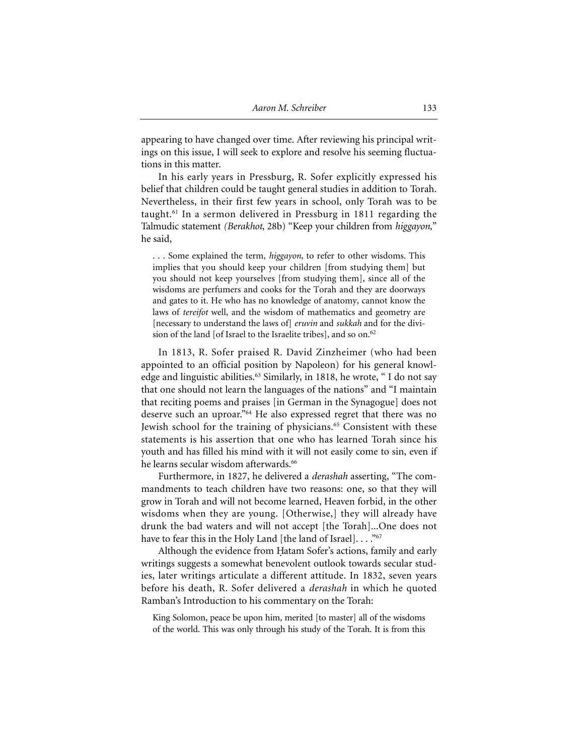appearing to have changed over time. After reviewing his principal writings on this issue, I will seek to explore and resolve his seeming fluctuations in this matter.

In his early years in Pressburg, R. Sofer explicitly expressed his belief that children could be taught general studies in addition to Torah. Nevertheless, in their first few years in school, only Torah was to be taught.[61] In a sermon delivered in Pressburg in 1811 regarding the Talmudic statement *(Berakhot*, 28b) "Keep your children from *higgayon,*" he said,

> . . . Some explained the term, *higgayon*, to refer to other wisdoms. This implies that you should keep your children [from studying them] but you should not keep yourselves [from studying them], since all of the wisdoms are perfumers and cooks for the Torah and they are doorways and gates to it. He who has no knowledge of anatomy, cannot know the laws of *tereifot* well, and the wisdom of mathematics and geometry are [necessary to understand the laws of] *eruvin* and *sukkah* and for the division of the land [of Israel to the Israelite tribes], and so on.[62]

In 1813, R. Sofer praised R. David Zinzheimer (who had been appointed to an official position by Napoleon) for his general knowledge and linguistic abilities.[63] Similarly, in 1818, he wrote, " I do not say that one should not learn the languages of the nations" and "I maintain that reciting poems and praises [in German in the Synagogue] does not deserve such an uproar."[64] He also expressed regret that there was no Jewish school for the training of physicians.[65] Consistent with these statements is his assertion that one who has learned Torah since his youth and has filled his mind with it will not easily come to sin, even if he learns secular wisdom afterwards.[66]

Furthermore, in 1827, he delivered a *derashah* asserting, "The commandments to teach children have two reasons: one, so that they will grow in Torah and will not become learned, Heaven forbid, in the other wisdoms when they are young. [Otherwise,] they will already have drunk the bad waters and will not accept [the Torah]...One does not have to fear this in the Holy Land [the land of Israel]. . . ."[67]

Although the evidence from Ḥatam Sofer's actions, family and early writings suggests a somewhat benevolent outlook towards secular studies, later writings articulate a different attitude. In 1832, seven years before his death, R. Sofer delivered a *derashah* in which he quoted Ramban's Introduction to his commentary on the Torah:

> King Solomon, peace be upon him, merited [to master] all of the wisdoms of the world. This was only through his study of the Torah. It is from this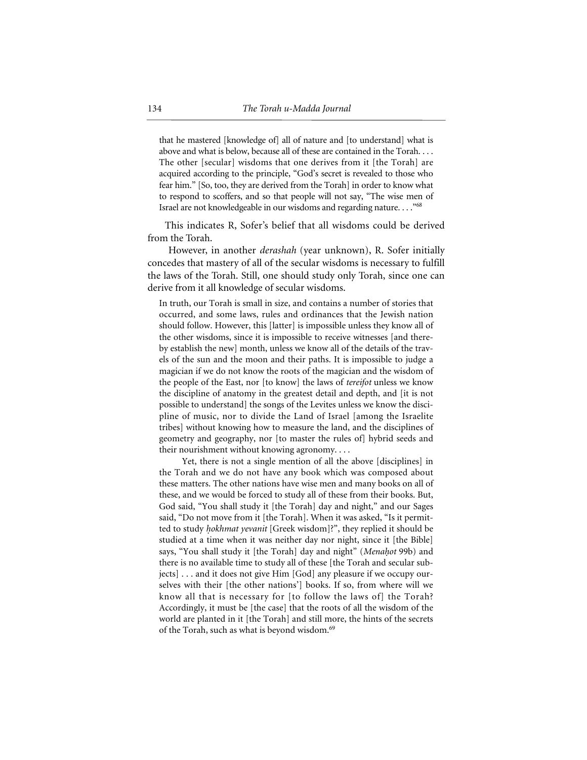> that he mastered [knowledge of] all of nature and [to understand] what is above and what is below, because all of these are contained in the Torah. . . . The other [secular] wisdoms that one derives from it [the Torah] are acquired according to the principle, "God's secret is revealed to those who fear him." [So, too, they are derived from the Torah] in order to know what to respond to scoffers, and so that people will not say, "The wise men of Israel are not knowledgeable in our wisdoms and regarding nature. . . ."[68]

This indicates R, Sofer's belief that all wisdoms could be derived from the Torah.

However, in another *derashah* (year unknown), R. Sofer initially concedes that mastery of all of the secular wisdoms is necessary to fulfill the laws of the Torah. Still, one should study only Torah, since one can derive from it all knowledge of secular wisdoms.

> In truth, our Torah is small in size, and contains a number of stories that occurred, and some laws, rules and ordinances that the Jewish nation should follow. However, this [latter] is impossible unless they know all of the other wisdoms, since it is impossible to receive witnesses [and thereby establish the new] month, unless we know all of the details of the travels of the sun and the moon and their paths. It is impossible to judge a magician if we do not know the roots of the magician and the wisdom of the people of the East, nor [to know] the laws of *tereifot* unless we know the discipline of anatomy in the greatest detail and depth, and [it is not possible to understand] the songs of the Levites unless we know the discipline of music, nor to divide the Land of Israel [among the Israelite tribes] without knowing how to measure the land, and the disciplines of geometry and geography, nor [to master the rules of] hybrid seeds and their nourishment without knowing agronomy. . . .
>
> Yet, there is not a single mention of all the above [disciplines] in the Torah and we do not have any book which was composed about these matters. The other nations have wise men and many books on all of these, and we would be forced to study all of these from their books. But, God said, "You shall study it [the Torah] day and night," and our Sages said, "Do not move from it [the Torah]. When it was asked, "Is it permitted to study *ḥokhmat yevanit* [Greek wisdom]?", they replied it should be studied at a time when it was neither day nor night, since it [the Bible] says, "You shall study it [the Torah] day and night" (*Menaḥot* 99b) and there is no available time to study all of these [the Torah and secular subjects] . . . and it does not give Him [God] any pleasure if we occupy ourselves with their [the other nations'] books. If so, from where will we know all that is necessary for [to follow the laws of] the Torah? Accordingly, it must be [the case] that the roots of all the wisdom of the world are planted in it [the Torah] and still more, the hints of the secrets of the Torah, such as what is beyond wisdom.[69]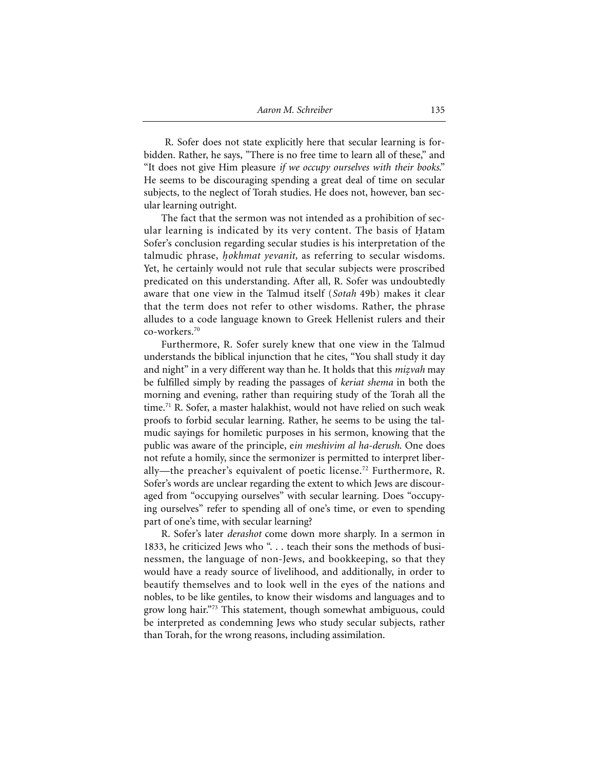R. Sofer does not state explicitly here that secular learning is forbidden. Rather, he says, "There is no free time to learn all of these," and "It does not give Him pleasure *if we occupy ourselves with their books*." He seems to be discouraging spending a great deal of time on secular subjects, to the neglect of Torah studies. He does not, however, ban secular learning outright.

The fact that the sermon was not intended as a prohibition of secular learning is indicated by its very content. The basis of Ḥatam Sofer's conclusion regarding secular studies is his interpretation of the talmudic phrase, *ḥokhmat yevanit,* as referring to secular wisdoms. Yet, he certainly would not rule that secular subjects were proscribed predicated on this understanding. After all, R. Sofer was undoubtedly aware that one view in the Talmud itself (*Sotah* 49b) makes it clear that the term does not refer to other wisdoms. Rather, the phrase alludes to a code language known to Greek Hellenist rulers and their co-workers.[70]

Furthermore, R. Sofer surely knew that one view in the Talmud understands the biblical injunction that he cites, "You shall study it day and night" in a very different way than he. It holds that this *miẓvah* may be fulfilled simply by reading the passages of *keriat shema* in both the morning and evening, rather than requiring study of the Torah all the time.[71] R. Sofer, a master halakhist, would not have relied on such weak proofs to forbid secular learning. Rather, he seems to be using the talmudic sayings for homiletic purposes in his sermon, knowing that the public was aware of the principle, e*in meshivim al ha-derush.* One does not refute a homily, since the sermonizer is permitted to interpret liberally—the preacher's equivalent of poetic license.[72] Furthermore, R. Sofer's words are unclear regarding the extent to which Jews are discouraged from "occupying ourselves" with secular learning. Does "occupying ourselves" refer to spending all of one's time, or even to spending part of one's time, with secular learning?

R. Sofer's later *derashot* come down more sharply. In a sermon in 1833, he criticized Jews who ". . . teach their sons the methods of businessmen, the language of non-Jews, and bookkeeping, so that they would have a ready source of livelihood, and additionally, in order to beautify themselves and to look well in the eyes of the nations and nobles, to be like gentiles, to know their wisdoms and languages and to grow long hair."[73] This statement, though somewhat ambiguous, could be interpreted as condemning Jews who study secular subjects, rather than Torah, for the wrong reasons, including assimilation.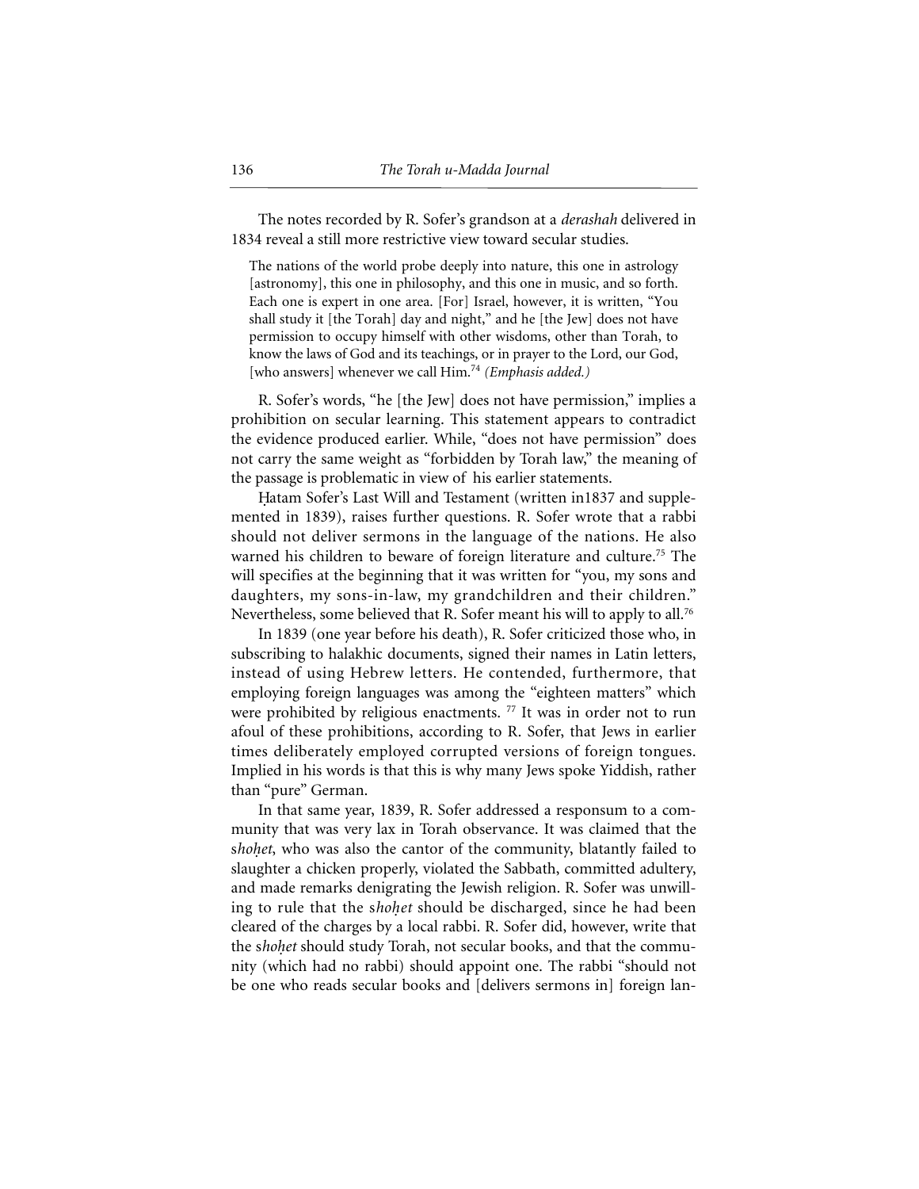The notes recorded by R. Sofer's grandson at a *derashah* delivered in 1834 reveal a still more restrictive view toward secular studies.

> The nations of the world probe deeply into nature, this one in astrology [astronomy], this one in philosophy, and this one in music, and so forth. Each one is expert in one area. [For] Israel, however, it is written, "You shall study it [the Torah] day and night," and he [the Jew] does not have permission to occupy himself with other wisdoms, other than Torah, to know the laws of God and its teachings, or in prayer to the Lord, our God, [who answers] whenever we call Him.[74] *(Emphasis added.)*

R. Sofer's words, "he [the Jew] does not have permission," implies a prohibition on secular learning. This statement appears to contradict the evidence produced earlier. While, "does not have permission" does not carry the same weight as "forbidden by Torah law," the meaning of the passage is problematic in view of his earlier statements.

Ḥatam Sofer's Last Will and Testament (written in1837 and supplemented in 1839), raises further questions. R. Sofer wrote that a rabbi should not deliver sermons in the language of the nations. He also warned his children to beware of foreign literature and culture.[75] The will specifies at the beginning that it was written for "you, my sons and daughters, my sons-in-law, my grandchildren and their children." Nevertheless, some believed that R. Sofer meant his will to apply to all.[76]

In 1839 (one year before his death), R. Sofer criticized those who, in subscribing to halakhic documents, signed their names in Latin letters, instead of using Hebrew letters. He contended, furthermore, that employing foreign languages was among the "eighteen matters" which were prohibited by religious enactments. [77] It was in order not to run afoul of these prohibitions, according to R. Sofer, that Jews in earlier times deliberately employed corrupted versions of foreign tongues. Implied in his words is that this is why many Jews spoke Yiddish, rather than "pure" German.

In that same year, 1839, R. Sofer addressed a responsum to a community that was very lax in Torah observance. It was claimed that the s*hoḥet*, who was also the cantor of the community, blatantly failed to slaughter a chicken properly, violated the Sabbath, committed adultery, and made remarks denigrating the Jewish religion. R. Sofer was unwilling to rule that the s*hoḥet* should be discharged, since he had been cleared of the charges by a local rabbi. R. Sofer did, however, write that the s*hoḥet* should study Torah, not secular books, and that the community (which had no rabbi) should appoint one. The rabbi "should not be one who reads secular books and [delivers sermons in] foreign lan-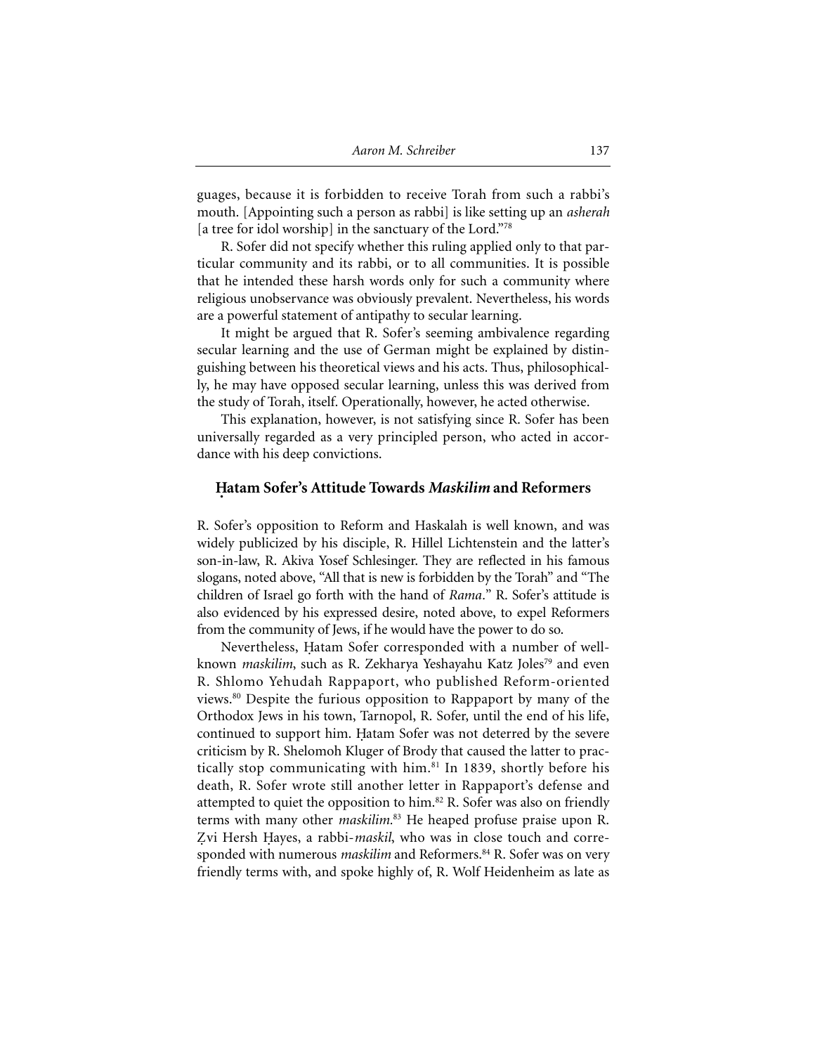guages, because it is forbidden to receive Torah from such a rabbi's mouth. [Appointing such a person as rabbi] is like setting up an *asherah* [a tree for idol worship] in the sanctuary of the Lord."[78]

R. Sofer did not specify whether this ruling applied only to that particular community and its rabbi, or to all communities. It is possible that he intended these harsh words only for such a community where religious unobservance was obviously prevalent. Nevertheless, his words are a powerful statement of antipathy to secular learning.

It might be argued that R. Sofer's seeming ambivalence regarding secular learning and the use of German might be explained by distinguishing between his theoretical views and his acts. Thus, philosophically, he may have opposed secular learning, unless this was derived from the study of Torah, itself. Operationally, however, he acted otherwise.

This explanation, however, is not satisfying since R. Sofer has been universally regarded as a very principled person, who acted in accordance with his deep convictions.

## Ḥatam Sofer's Attitude Towards *Maskilim* and Reformers

R. Sofer's opposition to Reform and Haskalah is well known, and was widely publicized by his disciple, R. Hillel Lichtenstein and the latter's son-in-law, R. Akiva Yosef Schlesinger. They are reflected in his famous slogans, noted above, "All that is new is forbidden by the Torah" and "The children of Israel go forth with the hand of *Rama*." R. Sofer's attitude is also evidenced by his expressed desire, noted above, to expel Reformers from the community of Jews, if he would have the power to do so.

Nevertheless, Ḥatam Sofer corresponded with a number of well-known *maskilim*, such as R. Zekharya Yeshayahu Katz Joles[79] and even R. Shlomo Yehudah Rappaport, who published Reform-oriented views.[80] Despite the furious opposition to Rappaport by many of the Orthodox Jews in his town, Tarnopol, R. Sofer, until the end of his life, continued to support him. Ḥatam Sofer was not deterred by the severe criticism by R. Shelomoh Kluger of Brody that caused the latter to practically stop communicating with him.[81] In 1839, shortly before his death, R. Sofer wrote still another letter in Rappaport's defense and attempted to quiet the opposition to him.[82] R. Sofer was also on friendly terms with many other *maskilim*.[83] He heaped profuse praise upon R. Ẓvi Hersh Ḥayes, a rabbi-*maskil*, who was in close touch and corresponded with numerous *maskilim* and Reformers.[84] R. Sofer was on very friendly terms with, and spoke highly of, R. Wolf Heidenheim as late as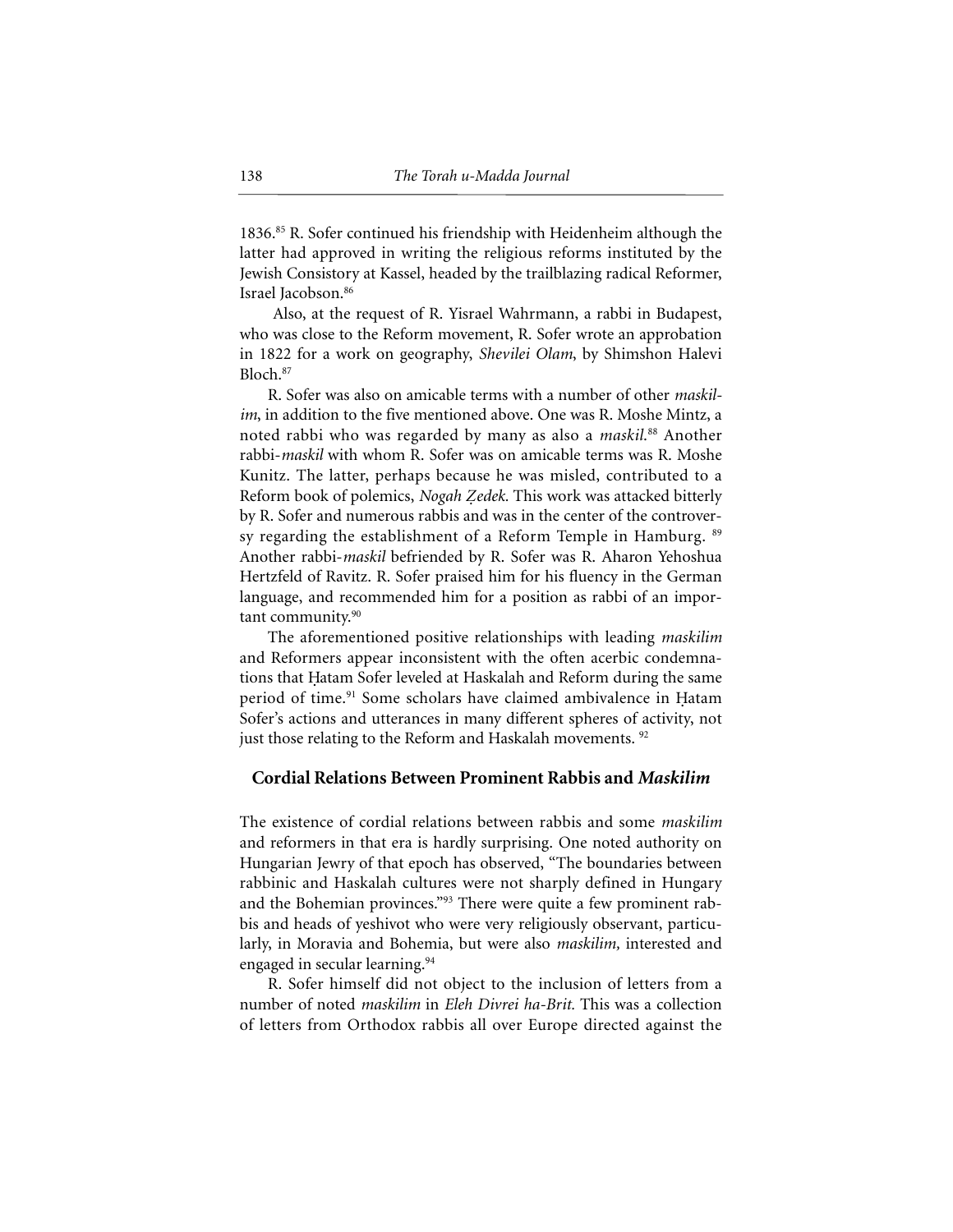1836.[85] R. Sofer continued his friendship with Heidenheim although the latter had approved in writing the religious reforms instituted by the Jewish Consistory at Kassel, headed by the trailblazing radical Reformer, Israel Jacobson.[86]

Also, at the request of R. Yisrael Wahrmann, a rabbi in Budapest, who was close to the Reform movement, R. Sofer wrote an approbation in 1822 for a work on geography, *Shevilei Olam*, by Shimshon Halevi Bloch.[87]

R. Sofer was also on amicable terms with a number of other *maskilim*, in addition to the five mentioned above. One was R. Moshe Mintz, a noted rabbi who was regarded by many as also a *maskil*.[88] Another rabbi-*maskil* with whom R. Sofer was on amicable terms was R. Moshe Kunitz. The latter, perhaps because he was misled, contributed to a Reform book of polemics, *Nogah Ẓedek*. This work was attacked bitterly by R. Sofer and numerous rabbis and was in the center of the controversy regarding the establishment of a Reform Temple in Hamburg.[89] Another rabbi-*maskil* befriended by R. Sofer was R. Aharon Yehoshua Hertzfeld of Ravitz. R. Sofer praised him for his fluency in the German language, and recommended him for a position as rabbi of an important community.[90]

The aforementioned positive relationships with leading *maskilim* and Reformers appear inconsistent with the often acerbic condemnations that Ḥatam Sofer leveled at Haskalah and Reform during the same period of time.[91] Some scholars have claimed ambivalence in Ḥatam Sofer's actions and utterances in many different spheres of activity, not just those relating to the Reform and Haskalah movements.[92]

## Cordial Relations Between Prominent Rabbis and *Maskilim*

The existence of cordial relations between rabbis and some *maskilim* and reformers in that era is hardly surprising. One noted authority on Hungarian Jewry of that epoch has observed, "The boundaries between rabbinic and Haskalah cultures were not sharply defined in Hungary and the Bohemian provinces."[93] There were quite a few prominent rabbis and heads of yeshivot who were very religiously observant, particularly, in Moravia and Bohemia, but were also *maskilim*, interested and engaged in secular learning.[94]

R. Sofer himself did not object to the inclusion of letters from a number of noted *maskilim* in *Eleh Divrei ha-Brit*. This was a collection of letters from Orthodox rabbis all over Europe directed against the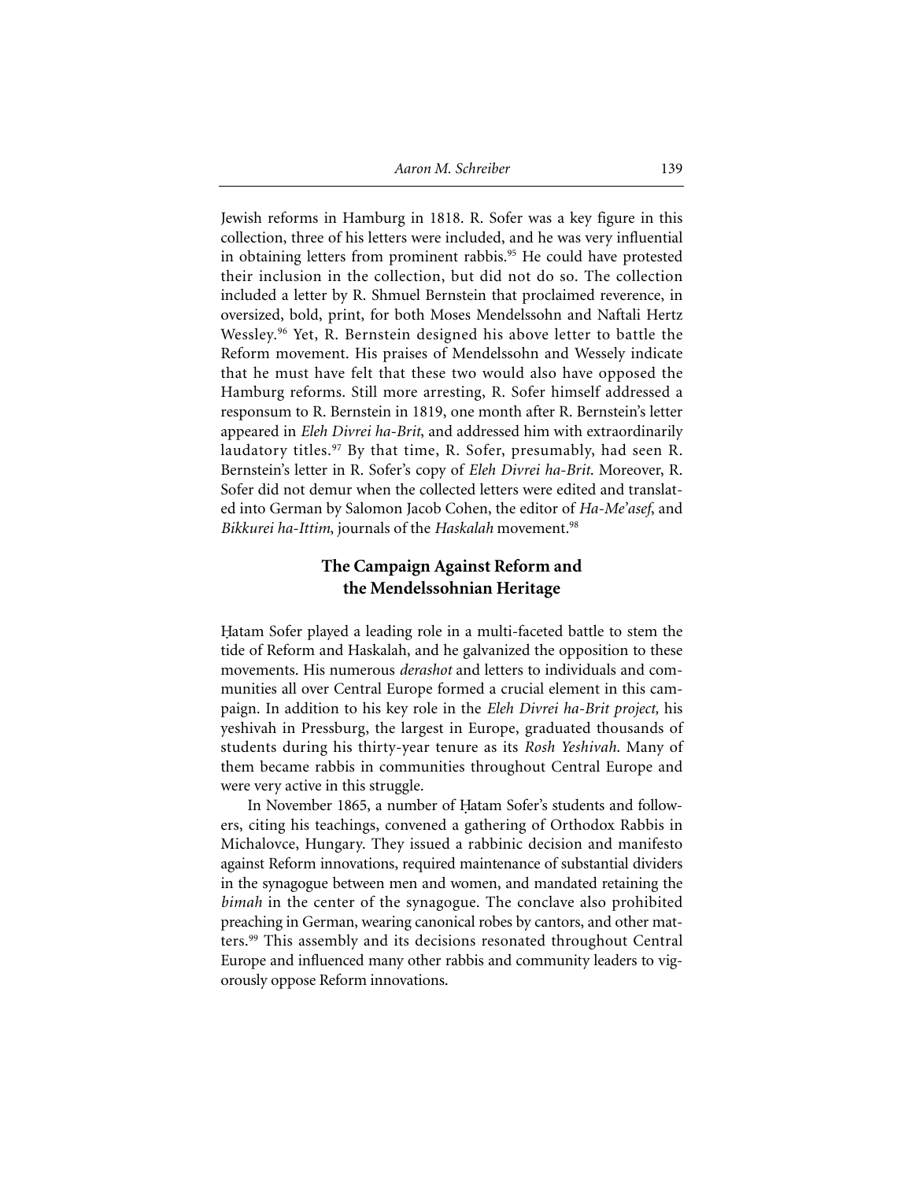Jewish reforms in Hamburg in 1818. R. Sofer was a key figure in this collection, three of his letters were included, and he was very influential in obtaining letters from prominent rabbis.[95] He could have protested their inclusion in the collection, but did not do so. The collection included a letter by R. Shmuel Bernstein that proclaimed reverence, in oversized, bold, print, for both Moses Mendelssohn and Naftali Hertz Wessley.[96] Yet, R. Bernstein designed his above letter to battle the Reform movement. His praises of Mendelssohn and Wessely indicate that he must have felt that these two would also have opposed the Hamburg reforms. Still more arresting, R. Sofer himself addressed a responsum to R. Bernstein in 1819, one month after R. Bernstein's letter appeared in *Eleh Divrei ha-Brit*, and addressed him with extraordinarily laudatory titles.[97] By that time, R. Sofer, presumably, had seen R. Bernstein's letter in R. Sofer's copy of *Eleh Divrei ha-Brit*. Moreover, R. Sofer did not demur when the collected letters were edited and translated into German by Salomon Jacob Cohen, the editor of *Ha-Me'asef*, and *Bikkurei ha-Ittim*, journals of the *Haskalah* movement.[98]

## The Campaign Against Reform and the Mendelssohnian Heritage

Ḥatam Sofer played a leading role in a multi-faceted battle to stem the tide of Reform and Haskalah, and he galvanized the opposition to these movements. His numerous *derashot* and letters to individuals and communities all over Central Europe formed a crucial element in this campaign. In addition to his key role in the *Eleh Divrei ha-Brit project,* his yeshivah in Pressburg, the largest in Europe, graduated thousands of students during his thirty-year tenure as its *Rosh Yeshivah*. Many of them became rabbis in communities throughout Central Europe and were very active in this struggle.

In November 1865, a number of Ḥatam Sofer's students and followers, citing his teachings, convened a gathering of Orthodox Rabbis in Michalovce, Hungary. They issued a rabbinic decision and manifesto against Reform innovations, required maintenance of substantial dividers in the synagogue between men and women, and mandated retaining the *bimah* in the center of the synagogue. The conclave also prohibited preaching in German, wearing canonical robes by cantors, and other matters.[99] This assembly and its decisions resonated throughout Central Europe and influenced many other rabbis and community leaders to vigorously oppose Reform innovations.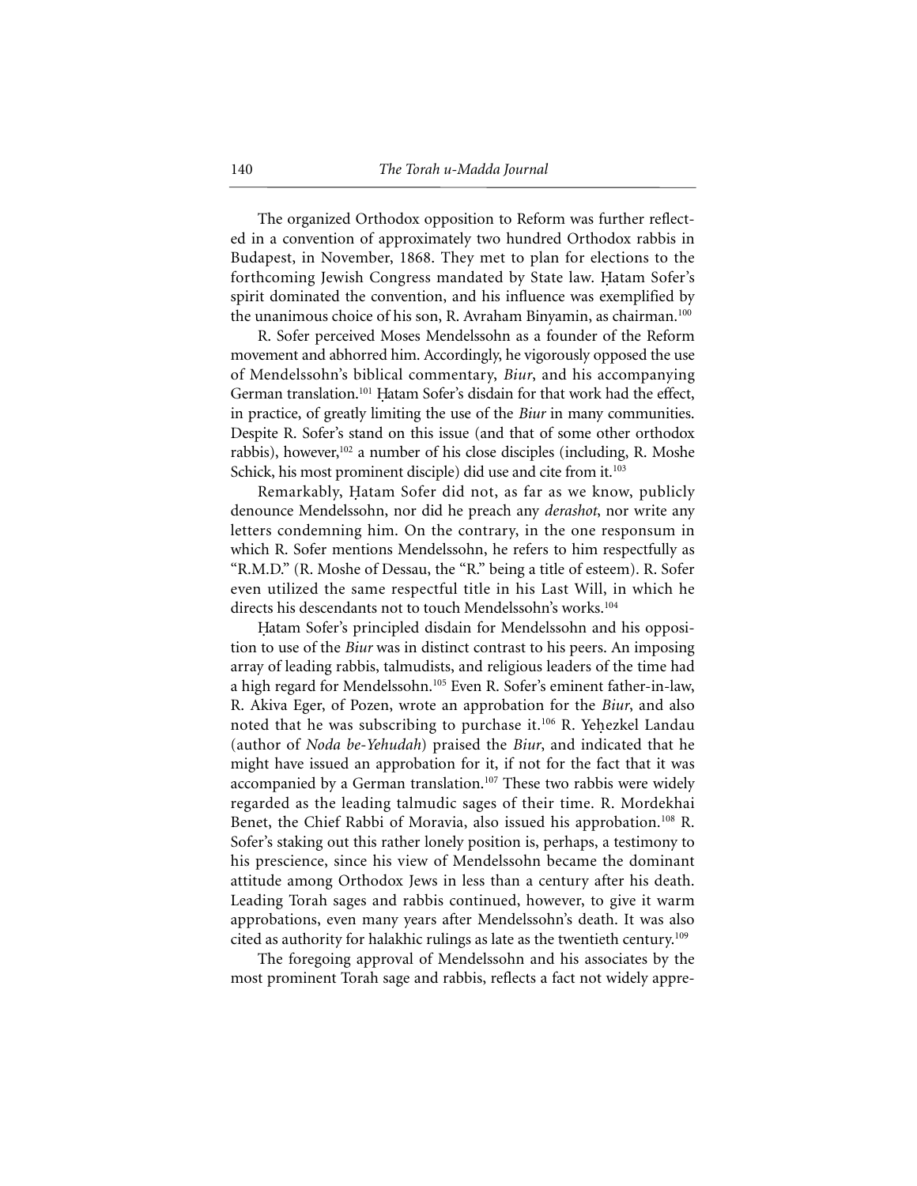The organized Orthodox opposition to Reform was further reflected in a convention of approximately two hundred Orthodox rabbis in Budapest, in November, 1868. They met to plan for elections to the forthcoming Jewish Congress mandated by State law. Ḥatam Sofer's spirit dominated the convention, and his influence was exemplified by the unanimous choice of his son, R. Avraham Binyamin, as chairman.[100]

R. Sofer perceived Moses Mendelssohn as a founder of the Reform movement and abhorred him. Accordingly, he vigorously opposed the use of Mendelssohn's biblical commentary, *Biur*, and his accompanying German translation.[101] Ḥatam Sofer's disdain for that work had the effect, in practice, of greatly limiting the use of the *Biur* in many communities. Despite R. Sofer's stand on this issue (and that of some other orthodox rabbis), however,[102] a number of his close disciples (including, R. Moshe Schick, his most prominent disciple) did use and cite from it.[103]

Remarkably, Ḥatam Sofer did not, as far as we know, publicly denounce Mendelssohn, nor did he preach any *derashot*, nor write any letters condemning him. On the contrary, in the one responsum in which R. Sofer mentions Mendelssohn, he refers to him respectfully as "R.M.D." (R. Moshe of Dessau, the "R." being a title of esteem). R. Sofer even utilized the same respectful title in his Last Will, in which he directs his descendants not to touch Mendelssohn's works.[104]

Ḥatam Sofer's principled disdain for Mendelssohn and his opposition to use of the *Biur* was in distinct contrast to his peers. An imposing array of leading rabbis, talmudists, and religious leaders of the time had a high regard for Mendelssohn.[105] Even R. Sofer's eminent father-in-law, R. Akiva Eger, of Pozen, wrote an approbation for the *Biur*, and also noted that he was subscribing to purchase it.[106] R. Yeḥezkel Landau (author of *Noda be-Yehudah*) praised the *Biur*, and indicated that he might have issued an approbation for it, if not for the fact that it was accompanied by a German translation.[107] These two rabbis were widely regarded as the leading talmudic sages of their time. R. Mordekhai Benet, the Chief Rabbi of Moravia, also issued his approbation.[108] R. Sofer's staking out this rather lonely position is, perhaps, a testimony to his prescience, since his view of Mendelssohn became the dominant attitude among Orthodox Jews in less than a century after his death. Leading Torah sages and rabbis continued, however, to give it warm approbations, even many years after Mendelssohn's death. It was also cited as authority for halakhic rulings as late as the twentieth century.[109]

The foregoing approval of Mendelssohn and his associates by the most prominent Torah sage and rabbis, reflects a fact not widely appre-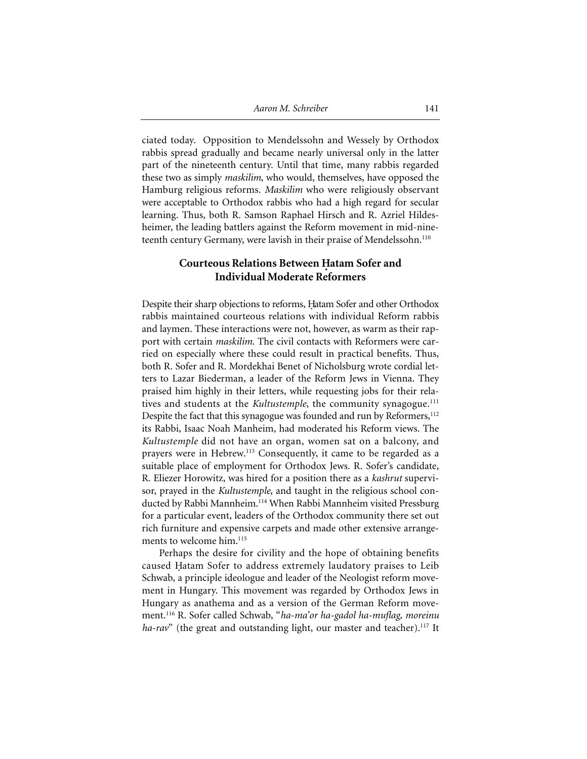ciated today. Opposition to Mendelssohn and Wessely by Orthodox rabbis spread gradually and became nearly universal only in the latter part of the nineteenth century. Until that time, many rabbis regarded these two as simply *maskilim*, who would, themselves, have opposed the Hamburg religious reforms. *Maskilim* who were religiously observant were acceptable to Orthodox rabbis who had a high regard for secular learning. Thus, both R. Samson Raphael Hirsch and R. Azriel Hildesheimer, the leading battlers against the Reform movement in mid-nineteenth century Germany, were lavish in their praise of Mendelssohn.[110]

## Courteous Relations Between Ḥatam Sofer and Individual Moderate Reformers

Despite their sharp objections to reforms, Ḥatam Sofer and other Orthodox rabbis maintained courteous relations with individual Reform rabbis and laymen. These interactions were not, however, as warm as their rapport with certain *maskilim*. The civil contacts with Reformers were carried on especially where these could result in practical benefits. Thus, both R. Sofer and R. Mordekhai Benet of Nicholsburg wrote cordial letters to Lazar Biederman, a leader of the Reform Jews in Vienna. They praised him highly in their letters, while requesting jobs for their relatives and students at the *Kultustemple*, the community synagogue.[111] Despite the fact that this synagogue was founded and run by Reformers,[112] its Rabbi, Isaac Noah Manheim, had moderated his Reform views. The *Kultustemple* did not have an organ, women sat on a balcony, and prayers were in Hebrew.[113] Consequently, it came to be regarded as a suitable place of employment for Orthodox Jews. R. Sofer's candidate, R. Eliezer Horowitz, was hired for a position there as a *kashrut* supervisor, prayed in the *Kultustemple*, and taught in the religious school conducted by Rabbi Mannheim.[114] When Rabbi Mannheim visited Pressburg for a particular event, leaders of the Orthodox community there set out rich furniture and expensive carpets and made other extensive arrangements to welcome him.[115]

Perhaps the desire for civility and the hope of obtaining benefits caused Ḥatam Sofer to address extremely laudatory praises to Leib Schwab, a principle ideologue and leader of the Neologist reform movement in Hungary. This movement was regarded by Orthodox Jews in Hungary as anathema and as a version of the German Reform movement.[116] R. Sofer called Schwab, "*ha-ma'or ha-gadol ha-muflag, moreinu ha-rav*" (the great and outstanding light, our master and teacher).[117] It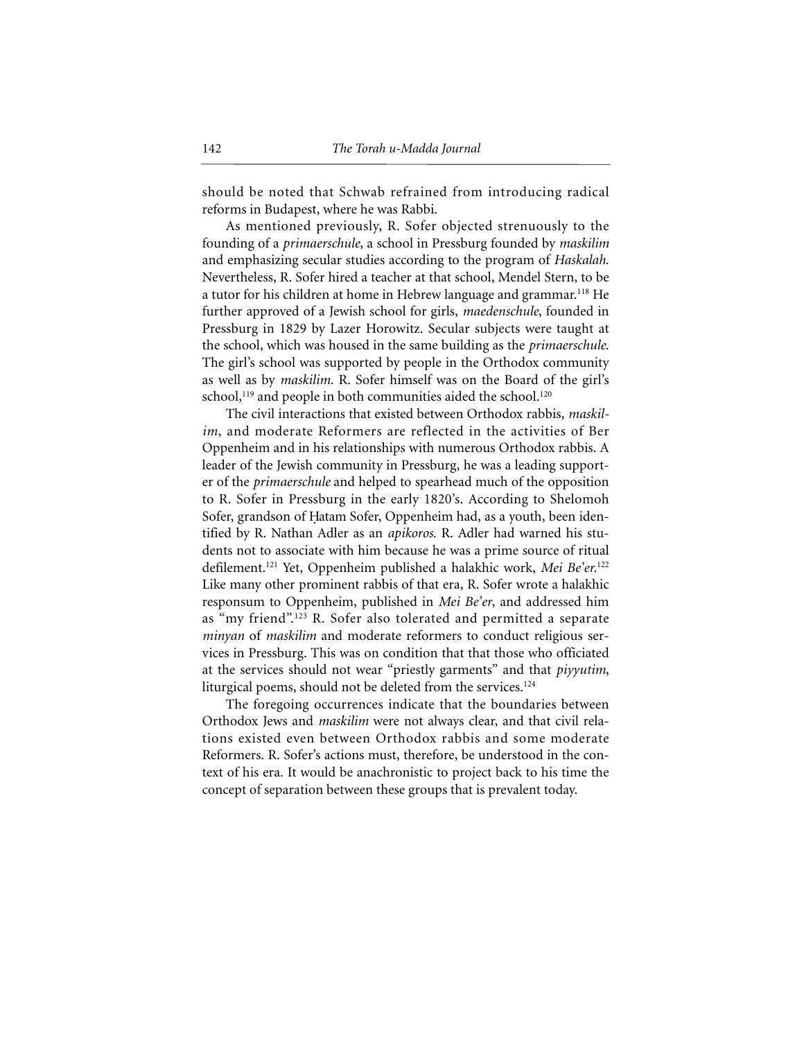should be noted that Schwab refrained from introducing radical reforms in Budapest, where he was Rabbi.

As mentioned previously, R. Sofer objected strenuously to the founding of a *primaerschule*, a school in Pressburg founded by *maskilim* and emphasizing secular studies according to the program of *Haskalah*. Nevertheless, R. Sofer hired a teacher at that school, Mendel Stern, to be a tutor for his children at home in Hebrew language and grammar.[118] He further approved of a Jewish school for girls, *maedenschule*, founded in Pressburg in 1829 by Lazer Horowitz. Secular subjects were taught at the school, which was housed in the same building as the *primaerschule*. The girl's school was supported by people in the Orthodox community as well as by *maskilim*. R. Sofer himself was on the Board of the girl's school,[119] and people in both communities aided the school.[120]

The civil interactions that existed between Orthodox rabbis, *maskilim*, and moderate Reformers are reflected in the activities of Ber Oppenheim and in his relationships with numerous Orthodox rabbis. A leader of the Jewish community in Pressburg, he was a leading supporter of the *primaerschule* and helped to spearhead much of the opposition to R. Sofer in Pressburg in the early 1820's. According to Shelomoh Sofer, grandson of Ḥatam Sofer, Oppenheim had, as a youth, been identified by R. Nathan Adler as an *apikoros*. R. Adler had warned his students not to associate with him because he was a prime source of ritual defilement.[121] Yet, Oppenheim published a halakhic work, *Mei Be'er*.[122] Like many other prominent rabbis of that era, R. Sofer wrote a halakhic responsum to Oppenheim, published in *Mei Be'er*, and addressed him as "my friend".[123] R. Sofer also tolerated and permitted a separate *minyan* of *maskilim* and moderate reformers to conduct religious services in Pressburg. This was on condition that that those who officiated at the services should not wear "priestly garments" and that *piyyutim*, liturgical poems, should not be deleted from the services.[124]

The foregoing occurrences indicate that the boundaries between Orthodox Jews and *maskilim* were not always clear, and that civil relations existed even between Orthodox rabbis and some moderate Reformers. R. Sofer's actions must, therefore, be understood in the context of his era. It would be anachronistic to project back to his time the concept of separation between these groups that is prevalent today.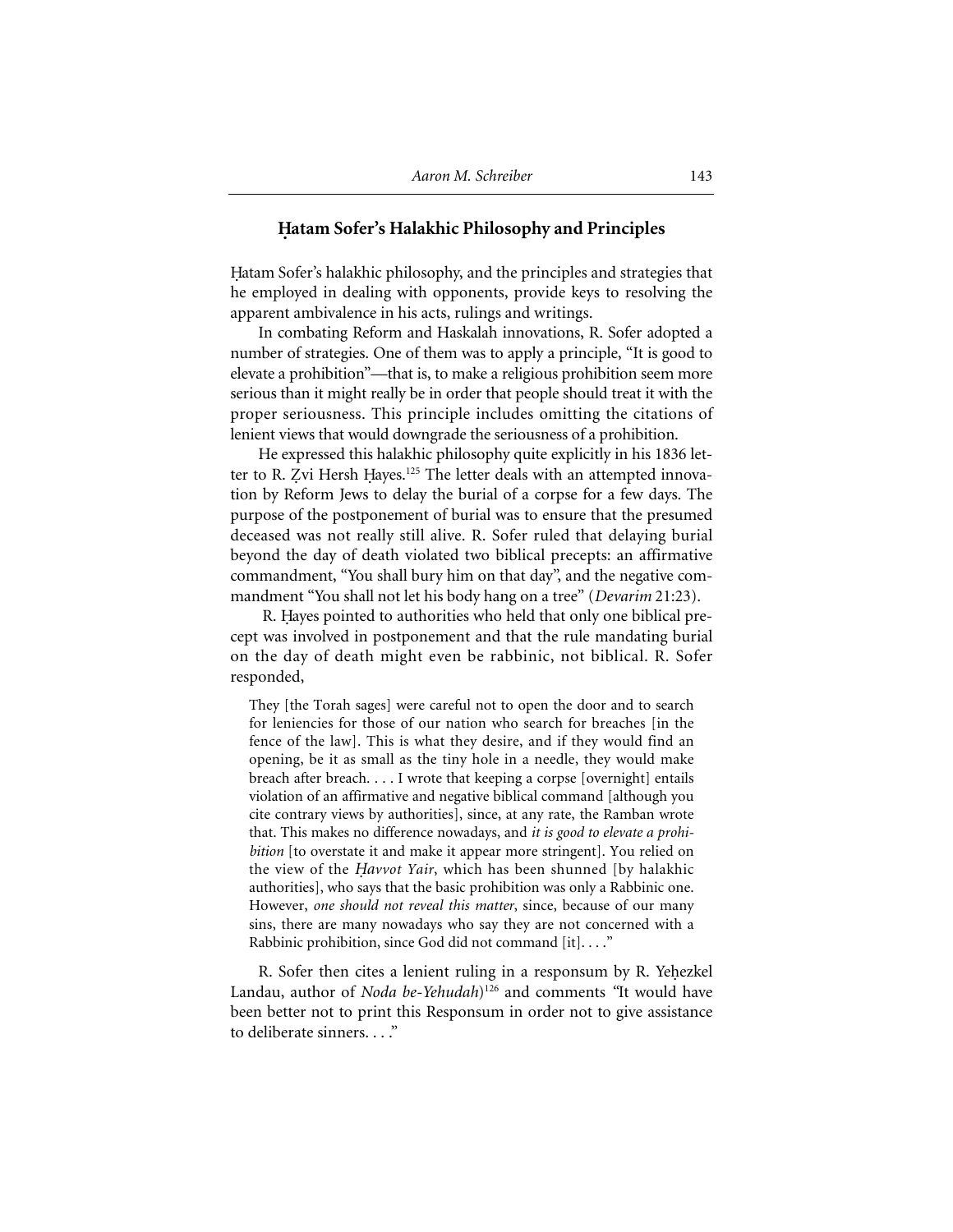## Ḥatam Sofer's Halakhic Philosophy and Principles

Ḥatam Sofer's halakhic philosophy, and the principles and strategies that he employed in dealing with opponents, provide keys to resolving the apparent ambivalence in his acts, rulings and writings.

In combating Reform and Haskalah innovations, R. Sofer adopted a number of strategies. One of them was to apply a principle, "It is good to elevate a prohibition"—that is, to make a religious prohibition seem more serious than it might really be in order that people should treat it with the proper seriousness. This principle includes omitting the citations of lenient views that would downgrade the seriousness of a prohibition.

He expressed this halakhic philosophy quite explicitly in his 1836 letter to R. Ẓvi Hersh Ḥayes.[125] The letter deals with an attempted innovation by Reform Jews to delay the burial of a corpse for a few days. The purpose of the postponement of burial was to ensure that the presumed deceased was not really still alive. R. Sofer ruled that delaying burial beyond the day of death violated two biblical precepts: an affirmative commandment, "You shall bury him on that day", and the negative commandment "You shall not let his body hang on a tree" (*Devarim* 21:23).

R. Ḥayes pointed to authorities who held that only one biblical precept was involved in postponement and that the rule mandating burial on the day of death might even be rabbinic, not biblical. R. Sofer responded,

> They [the Torah sages] were careful not to open the door and to search for leniencies for those of our nation who search for breaches [in the fence of the law]. This is what they desire, and if they would find an opening, be it as small as the tiny hole in a needle, they would make breach after breach. . . . I wrote that keeping a corpse [overnight] entails violation of an affirmative and negative biblical command [although you cite contrary views by authorities], since, at any rate, the Ramban wrote that. This makes no difference nowadays, and *it is good to elevate a prohibition* [to overstate it and make it appear more stringent]. You relied on the view of the *Ḥavvot Yair*, which has been shunned [by halakhic authorities], who says that the basic prohibition was only a Rabbinic one. However, *one should not reveal this matter*, since, because of our many sins, there are many nowadays who say they are not concerned with a Rabbinic prohibition, since God did not command [it]. . . ."

R. Sofer then cites a lenient ruling in a responsum by R. Yeḥezkel Landau, author of *Noda be-Yehudah*)[126] and comments "It would have been better not to print this Responsum in order not to give assistance to deliberate sinners. . . ."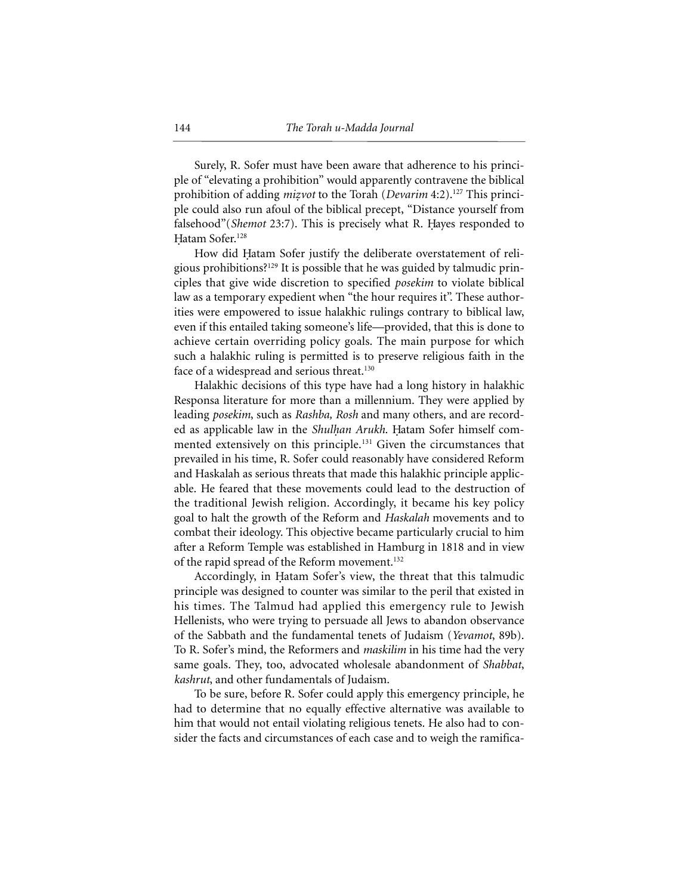Surely, R. Sofer must have been aware that adherence to his principle of "elevating a prohibition" would apparently contravene the biblical prohibition of adding *miẓvot* to the Torah (*Devarim* 4:2).[127] This principle could also run afoul of the biblical precept, "Distance yourself from falsehood"(*Shemot* 23:7). This is precisely what R. Ḥayes responded to Ḥatam Sofer.[128]

How did Ḥatam Sofer justify the deliberate overstatement of religious prohibitions?[129] It is possible that he was guided by talmudic principles that give wide discretion to specified *posekim* to violate biblical law as a temporary expedient when "the hour requires it". These authorities were empowered to issue halakhic rulings contrary to biblical law, even if this entailed taking someone's life—provided, that this is done to achieve certain overriding policy goals. The main purpose for which such a halakhic ruling is permitted is to preserve religious faith in the face of a widespread and serious threat.[130]

Halakhic decisions of this type have had a long history in halakhic Responsa literature for more than a millennium. They were applied by leading *posekim*, such as *Rashba, Rosh* and many others, and are recorded as applicable law in the *Shulḥan Arukh*. Ḥatam Sofer himself commented extensively on this principle.[131] Given the circumstances that prevailed in his time, R. Sofer could reasonably have considered Reform and Haskalah as serious threats that made this halakhic principle applicable. He feared that these movements could lead to the destruction of the traditional Jewish religion. Accordingly, it became his key policy goal to halt the growth of the Reform and *Haskalah* movements and to combat their ideology. This objective became particularly crucial to him after a Reform Temple was established in Hamburg in 1818 and in view of the rapid spread of the Reform movement.[132]

Accordingly, in Ḥatam Sofer's view, the threat that this talmudic principle was designed to counter was similar to the peril that existed in his times. The Talmud had applied this emergency rule to Jewish Hellenists, who were trying to persuade all Jews to abandon observance of the Sabbath and the fundamental tenets of Judaism (*Yevamot*, 89b). To R. Sofer's mind, the Reformers and *maskilim* in his time had the very same goals. They, too, advocated wholesale abandonment of *Shabbat*, *kashrut*, and other fundamentals of Judaism.

To be sure, before R. Sofer could apply this emergency principle, he had to determine that no equally effective alternative was available to him that would not entail violating religious tenets. He also had to consider the facts and circumstances of each case and to weigh the ramifica-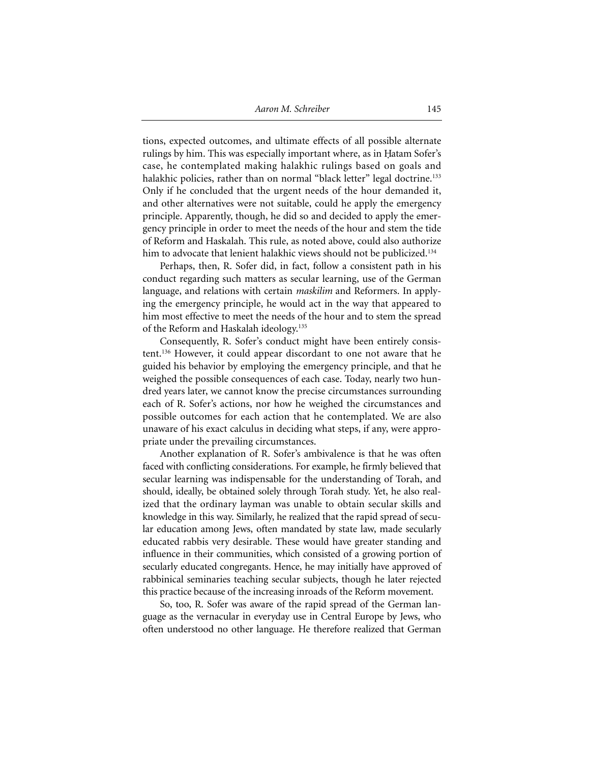tions, expected outcomes, and ultimate effects of all possible alternate rulings by him. This was especially important where, as in Ḥatam Sofer's case, he contemplated making halakhic rulings based on goals and halakhic policies, rather than on normal "black letter" legal doctrine.[133] Only if he concluded that the urgent needs of the hour demanded it, and other alternatives were not suitable, could he apply the emergency principle. Apparently, though, he did so and decided to apply the emergency principle in order to meet the needs of the hour and stem the tide of Reform and Haskalah. This rule, as noted above, could also authorize him to advocate that lenient halakhic views should not be publicized.[134]

Perhaps, then, R. Sofer did, in fact, follow a consistent path in his conduct regarding such matters as secular learning, use of the German language, and relations with certain *maskilim* and Reformers. In applying the emergency principle, he would act in the way that appeared to him most effective to meet the needs of the hour and to stem the spread of the Reform and Haskalah ideology.[135]

Consequently, R. Sofer's conduct might have been entirely consistent.[136] However, it could appear discordant to one not aware that he guided his behavior by employing the emergency principle, and that he weighed the possible consequences of each case. Today, nearly two hundred years later, we cannot know the precise circumstances surrounding each of R. Sofer's actions, nor how he weighed the circumstances and possible outcomes for each action that he contemplated. We are also unaware of his exact calculus in deciding what steps, if any, were appropriate under the prevailing circumstances.

Another explanation of R. Sofer's ambivalence is that he was often faced with conflicting considerations. For example, he firmly believed that secular learning was indispensable for the understanding of Torah, and should, ideally, be obtained solely through Torah study. Yet, he also realized that the ordinary layman was unable to obtain secular skills and knowledge in this way. Similarly, he realized that the rapid spread of secular education among Jews, often mandated by state law, made secularly educated rabbis very desirable. These would have greater standing and influence in their communities, which consisted of a growing portion of secularly educated congregants. Hence, he may initially have approved of rabbinical seminaries teaching secular subjects, though he later rejected this practice because of the increasing inroads of the Reform movement.

So, too, R. Sofer was aware of the rapid spread of the German language as the vernacular in everyday use in Central Europe by Jews, who often understood no other language. He therefore realized that German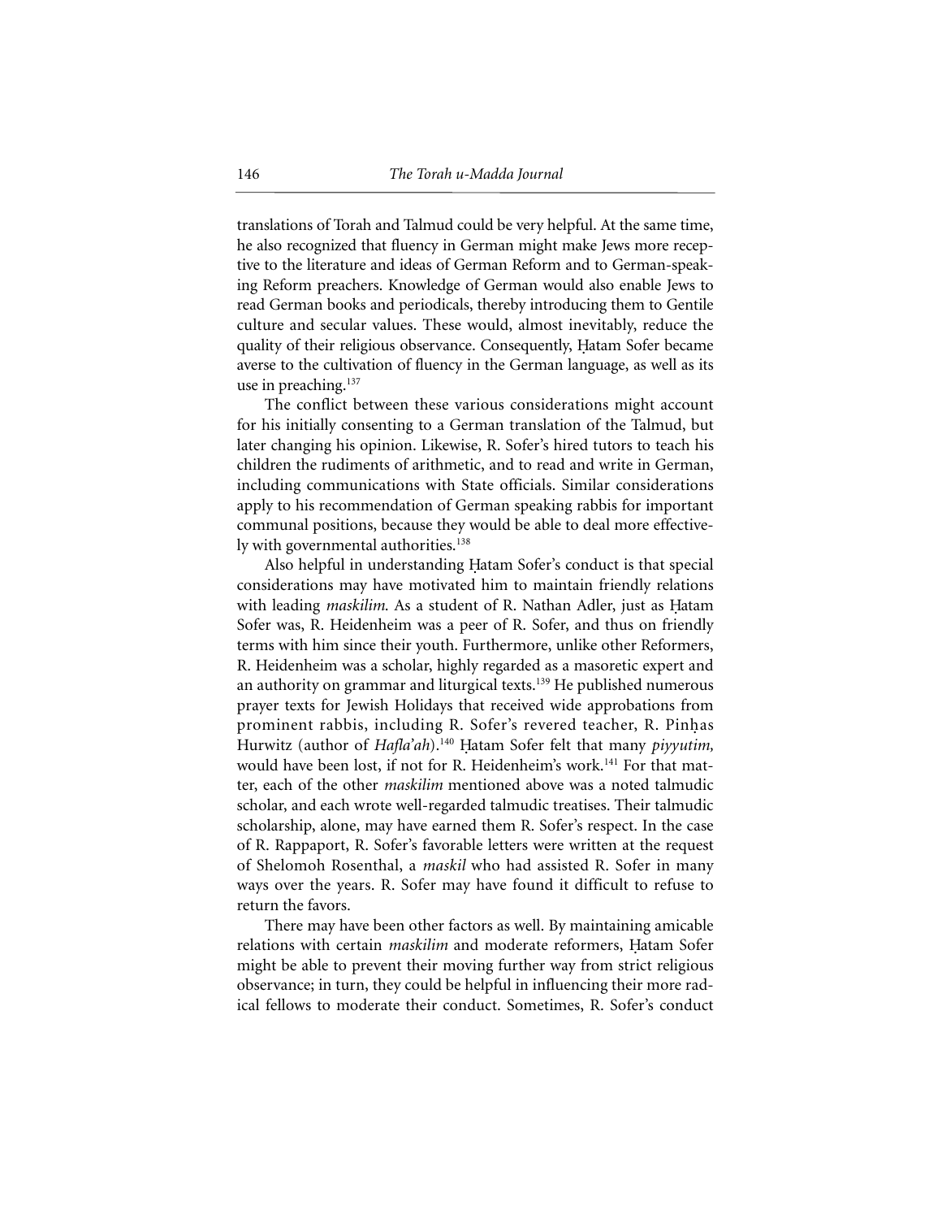translations of Torah and Talmud could be very helpful. At the same time, he also recognized that fluency in German might make Jews more receptive to the literature and ideas of German Reform and to German-speaking Reform preachers. Knowledge of German would also enable Jews to read German books and periodicals, thereby introducing them to Gentile culture and secular values. These would, almost inevitably, reduce the quality of their religious observance. Consequently, Ḥatam Sofer became averse to the cultivation of fluency in the German language, as well as its use in preaching.[137]

The conflict between these various considerations might account for his initially consenting to a German translation of the Talmud, but later changing his opinion. Likewise, R. Sofer's hired tutors to teach his children the rudiments of arithmetic, and to read and write in German, including communications with State officials. Similar considerations apply to his recommendation of German speaking rabbis for important communal positions, because they would be able to deal more effectively with governmental authorities.[138]

Also helpful in understanding Ḥatam Sofer's conduct is that special considerations may have motivated him to maintain friendly relations with leading *maskilim*. As a student of R. Nathan Adler, just as Ḥatam Sofer was, R. Heidenheim was a peer of R. Sofer, and thus on friendly terms with him since their youth. Furthermore, unlike other Reformers, R. Heidenheim was a scholar, highly regarded as a masoretic expert and an authority on grammar and liturgical texts.[139] He published numerous prayer texts for Jewish Holidays that received wide approbations from prominent rabbis, including R. Sofer's revered teacher, R. Pinḥas Hurwitz (author of *Hafla'ah*).[140] Ḥatam Sofer felt that many *piyyutim,* would have been lost, if not for R. Heidenheim's work.[141] For that matter, each of the other *maskilim* mentioned above was a noted talmudic scholar, and each wrote well-regarded talmudic treatises. Their talmudic scholarship, alone, may have earned them R. Sofer's respect. In the case of R. Rappaport, R. Sofer's favorable letters were written at the request of Shelomoh Rosenthal, a *maskil* who had assisted R. Sofer in many ways over the years. R. Sofer may have found it difficult to refuse to return the favors.

There may have been other factors as well. By maintaining amicable relations with certain *maskilim* and moderate reformers, Ḥatam Sofer might be able to prevent their moving further way from strict religious observance; in turn, they could be helpful in influencing their more radical fellows to moderate their conduct. Sometimes, R. Sofer's conduct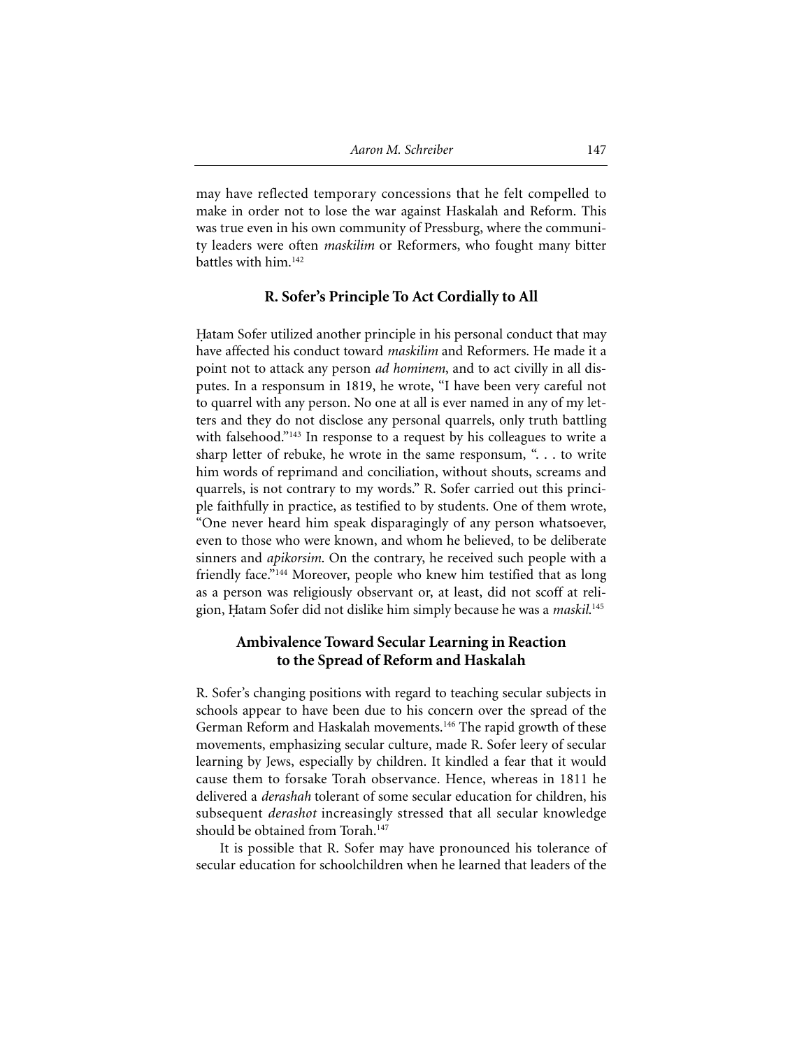may have reflected temporary concessions that he felt compelled to make in order not to lose the war against Haskalah and Reform. This was true even in his own community of Pressburg, where the community leaders were often *maskilim* or Reformers, who fought many bitter battles with him.[142]

### R. Sofer's Principle To Act Cordially to All

Ḥatam Sofer utilized another principle in his personal conduct that may have affected his conduct toward *maskilim* and Reformers. He made it a point not to attack any person *ad hominem*, and to act civilly in all disputes. In a responsum in 1819, he wrote, "I have been very careful not to quarrel with any person. No one at all is ever named in any of my letters and they do not disclose any personal quarrels, only truth battling with falsehood."[143] In response to a request by his colleagues to write a sharp letter of rebuke, he wrote in the same responsum, ". . . to write him words of reprimand and conciliation, without shouts, screams and quarrels, is not contrary to my words." R. Sofer carried out this principle faithfully in practice, as testified to by students. One of them wrote, "One never heard him speak disparagingly of any person whatsoever, even to those who were known, and whom he believed, to be deliberate sinners and *apikorsim*. On the contrary, he received such people with a friendly face."[144] Moreover, people who knew him testified that as long as a person was religiously observant or, at least, did not scoff at religion, Ḥatam Sofer did not dislike him simply because he was a *maskil*.[145]

### Ambivalence Toward Secular Learning in Reaction to the Spread of Reform and Haskalah

R. Sofer's changing positions with regard to teaching secular subjects in schools appear to have been due to his concern over the spread of the German Reform and Haskalah movements.[146] The rapid growth of these movements, emphasizing secular culture, made R. Sofer leery of secular learning by Jews, especially by children. It kindled a fear that it would cause them to forsake Torah observance. Hence, whereas in 1811 he delivered a *derashah* tolerant of some secular education for children, his subsequent *derashot* increasingly stressed that all secular knowledge should be obtained from Torah.[147]

It is possible that R. Sofer may have pronounced his tolerance of secular education for schoolchildren when he learned that leaders of the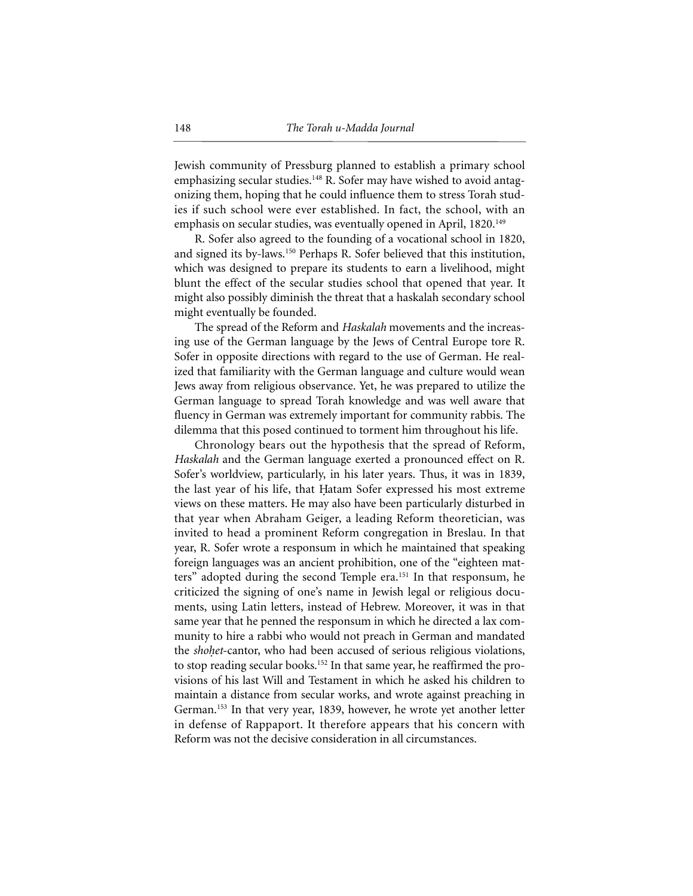Jewish community of Pressburg planned to establish a primary school emphasizing secular studies.[148] R. Sofer may have wished to avoid antagonizing them, hoping that he could influence them to stress Torah studies if such school were ever established. In fact, the school, with an emphasis on secular studies, was eventually opened in April, 1820.[149]

R. Sofer also agreed to the founding of a vocational school in 1820, and signed its by-laws.[150] Perhaps R. Sofer believed that this institution, which was designed to prepare its students to earn a livelihood, might blunt the effect of the secular studies school that opened that year. It might also possibly diminish the threat that a haskalah secondary school might eventually be founded.

The spread of the Reform and *Haskalah* movements and the increasing use of the German language by the Jews of Central Europe tore R. Sofer in opposite directions with regard to the use of German. He realized that familiarity with the German language and culture would wean Jews away from religious observance. Yet, he was prepared to utilize the German language to spread Torah knowledge and was well aware that fluency in German was extremely important for community rabbis. The dilemma that this posed continued to torment him throughout his life.

Chronology bears out the hypothesis that the spread of Reform, *Haskalah* and the German language exerted a pronounced effect on R. Sofer's worldview, particularly, in his later years. Thus, it was in 1839, the last year of his life, that Ḥatam Sofer expressed his most extreme views on these matters. He may also have been particularly disturbed in that year when Abraham Geiger, a leading Reform theoretician, was invited to head a prominent Reform congregation in Breslau. In that year, R. Sofer wrote a responsum in which he maintained that speaking foreign languages was an ancient prohibition, one of the "eighteen matters" adopted during the second Temple era.[151] In that responsum, he criticized the signing of one's name in Jewish legal or religious documents, using Latin letters, instead of Hebrew. Moreover, it was in that same year that he penned the responsum in which he directed a lax community to hire a rabbi who would not preach in German and mandated the *shoḥet*-cantor, who had been accused of serious religious violations, to stop reading secular books.[152] In that same year, he reaffirmed the provisions of his last Will and Testament in which he asked his children to maintain a distance from secular works, and wrote against preaching in German.[153] In that very year, 1839, however, he wrote yet another letter in defense of Rappaport. It therefore appears that his concern with Reform was not the decisive consideration in all circumstances.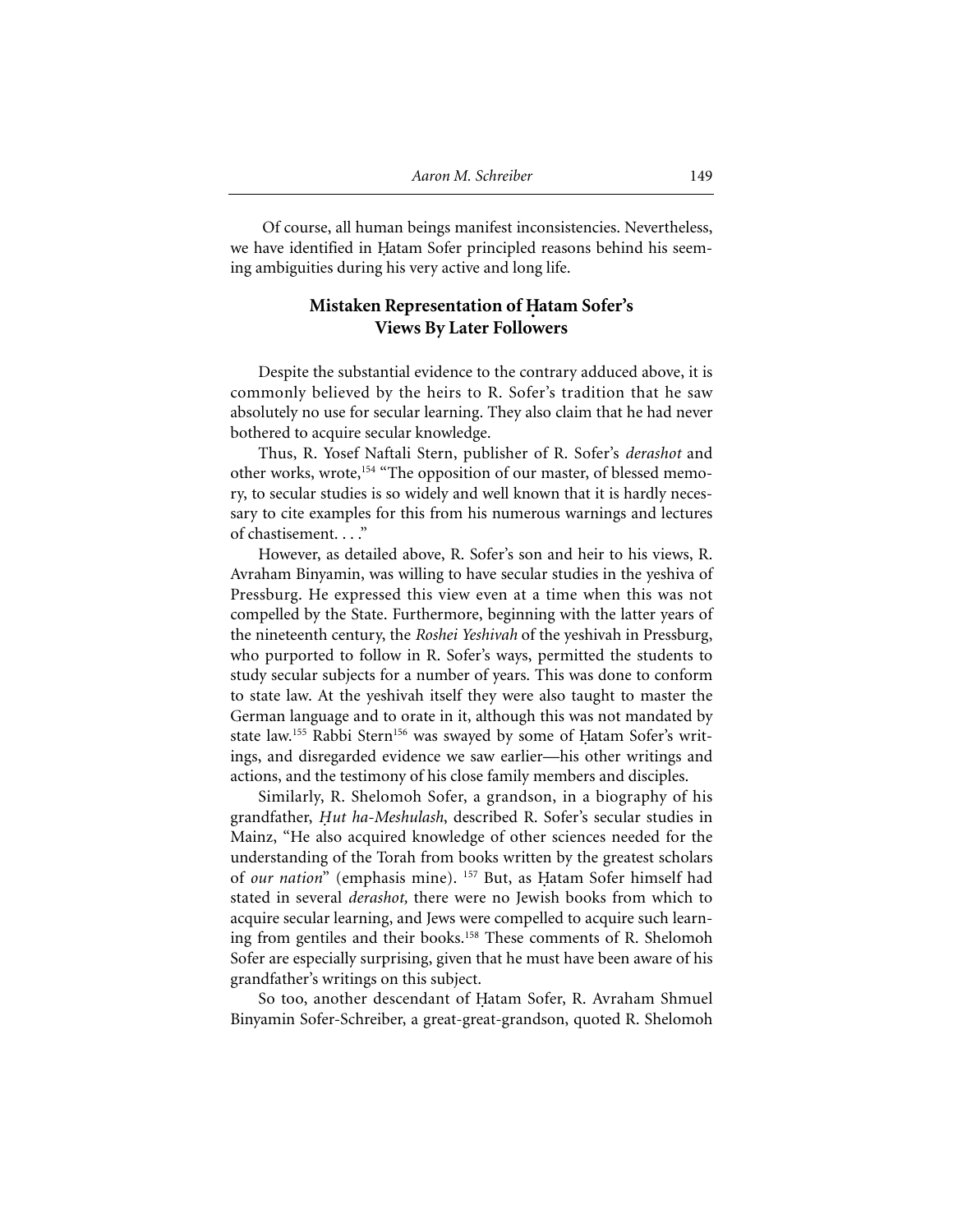Of course, all human beings manifest inconsistencies. Nevertheless, we have identified in Ḥatam Sofer principled reasons behind his seeming ambiguities during his very active and long life.

## Mistaken Representation of Ḥatam Sofer's Views By Later Followers

Despite the substantial evidence to the contrary adduced above, it is commonly believed by the heirs to R. Sofer's tradition that he saw absolutely no use for secular learning. They also claim that he had never bothered to acquire secular knowledge.

Thus, R. Yosef Naftali Stern, publisher of R. Sofer's *derashot* and other works, wrote,[154] "The opposition of our master, of blessed memory, to secular studies is so widely and well known that it is hardly necessary to cite examples for this from his numerous warnings and lectures of chastisement. . . ."

However, as detailed above, R. Sofer's son and heir to his views, R. Avraham Binyamin, was willing to have secular studies in the yeshiva of Pressburg. He expressed this view even at a time when this was not compelled by the State. Furthermore, beginning with the latter years of the nineteenth century, the *Roshei Yeshivah* of the yeshivah in Pressburg, who purported to follow in R. Sofer's ways, permitted the students to study secular subjects for a number of years. This was done to conform to state law. At the yeshivah itself they were also taught to master the German language and to orate in it, although this was not mandated by state law.[155] Rabbi Stern[156] was swayed by some of Ḥatam Sofer's writings, and disregarded evidence we saw earlier—his other writings and actions, and the testimony of his close family members and disciples.

Similarly, R. Shelomoh Sofer, a grandson, in a biography of his grandfather, *Ḥut ha-Meshulash*, described R. Sofer's secular studies in Mainz, "He also acquired knowledge of other sciences needed for the understanding of the Torah from books written by the greatest scholars of *our nation*" (emphasis mine). [157] But, as Ḥatam Sofer himself had stated in several *derashot,* there were no Jewish books from which to acquire secular learning, and Jews were compelled to acquire such learning from gentiles and their books.[158] These comments of R. Shelomoh Sofer are especially surprising, given that he must have been aware of his grandfather's writings on this subject.

So too, another descendant of Ḥatam Sofer, R. Avraham Shmuel Binyamin Sofer-Schreiber, a great-great-grandson, quoted R. Shelomoh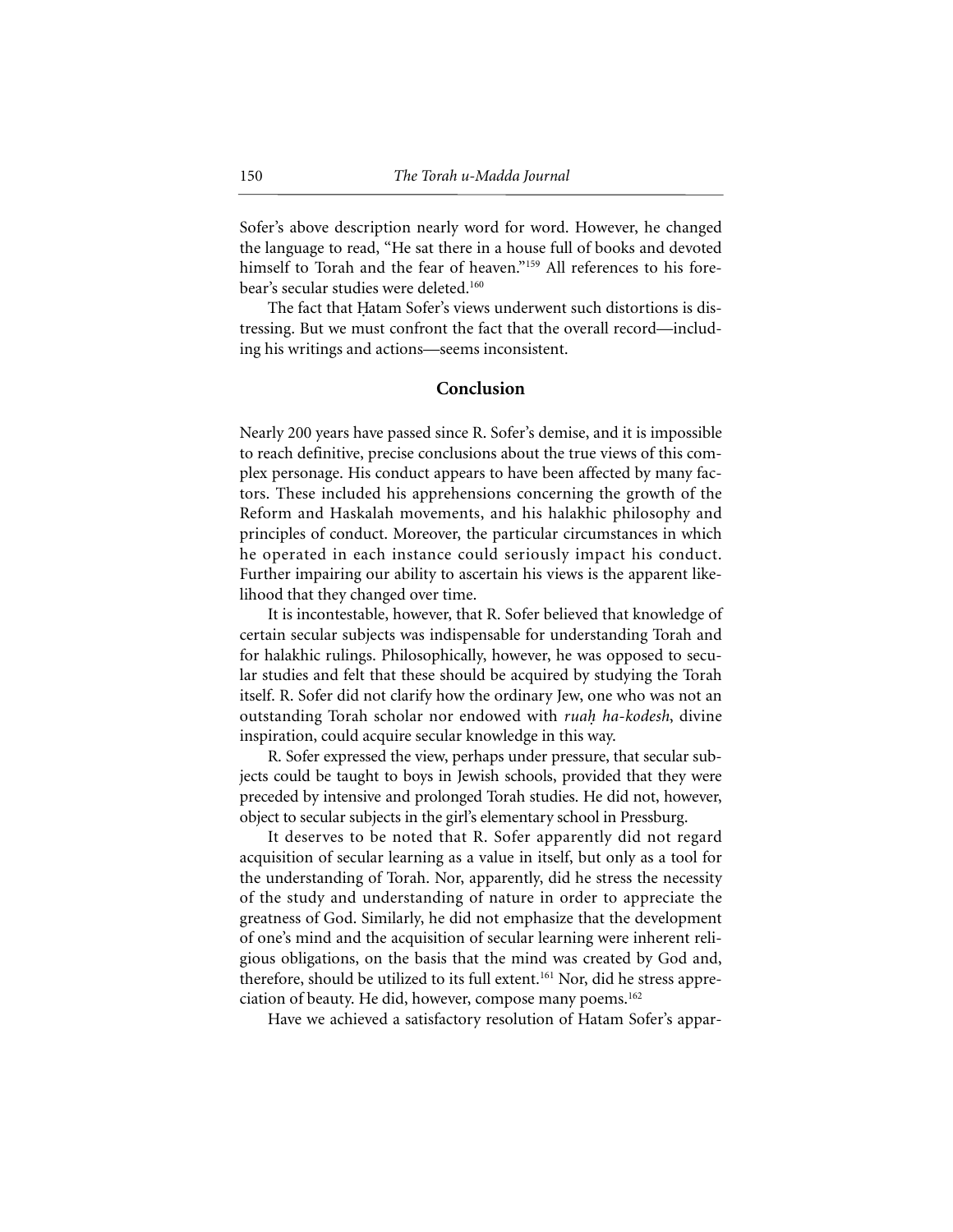Sofer's above description nearly word for word. However, he changed the language to read, "He sat there in a house full of books and devoted himself to Torah and the fear of heaven."[159] All references to his forebear's secular studies were deleted.[160]

The fact that Ḥatam Sofer's views underwent such distortions is distressing. But we must confront the fact that the overall record—including his writings and actions—seems inconsistent.

## Conclusion

Nearly 200 years have passed since R. Sofer's demise, and it is impossible to reach definitive, precise conclusions about the true views of this complex personage. His conduct appears to have been affected by many factors. These included his apprehensions concerning the growth of the Reform and Haskalah movements, and his halakhic philosophy and principles of conduct. Moreover, the particular circumstances in which he operated in each instance could seriously impact his conduct. Further impairing our ability to ascertain his views is the apparent likelihood that they changed over time.

It is incontestable, however, that R. Sofer believed that knowledge of certain secular subjects was indispensable for understanding Torah and for halakhic rulings. Philosophically, however, he was opposed to secular studies and felt that these should be acquired by studying the Torah itself. R. Sofer did not clarify how the ordinary Jew, one who was not an outstanding Torah scholar nor endowed with *ruaḥ ha-kodesh*, divine inspiration, could acquire secular knowledge in this way.

R. Sofer expressed the view, perhaps under pressure, that secular subjects could be taught to boys in Jewish schools, provided that they were preceded by intensive and prolonged Torah studies. He did not, however, object to secular subjects in the girl's elementary school in Pressburg.

It deserves to be noted that R. Sofer apparently did not regard acquisition of secular learning as a value in itself, but only as a tool for the understanding of Torah. Nor, apparently, did he stress the necessity of the study and understanding of nature in order to appreciate the greatness of God. Similarly, he did not emphasize that the development of one's mind and the acquisition of secular learning were inherent religious obligations, on the basis that the mind was created by God and, therefore, should be utilized to its full extent.[161] Nor, did he stress appreciation of beauty. He did, however, compose many poems.[162]

Have we achieved a satisfactory resolution of Hatam Sofer's appar-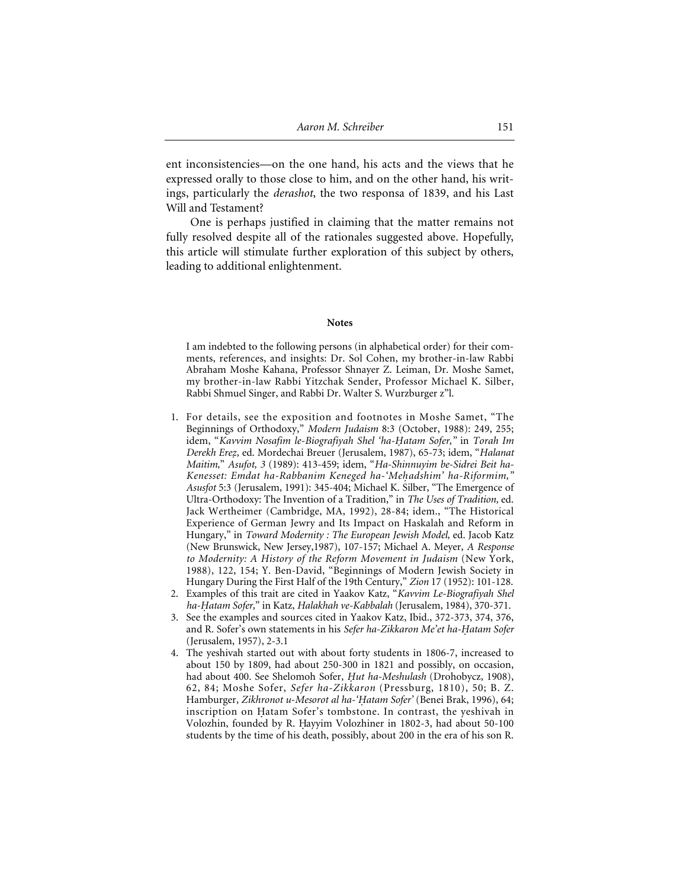ent inconsistencies—on the one hand, his acts and the views that he expressed orally to those close to him, and on the other hand, his writings, particularly the *derashot*, the two responsa of 1839, and his Last Will and Testament?

One is perhaps justified in claiming that the matter remains not fully resolved despite all of the rationales suggested above. Hopefully, this article will stimulate further exploration of this subject by others, leading to additional enlightenment.

## Notes

I am indebted to the following persons (in alphabetical order) for their comments, references, and insights: Dr. Sol Cohen, my brother-in-law Rabbi Abraham Moshe Kahana, Professor Shnayer Z. Leiman, Dr. Moshe Samet, my brother-in-law Rabbi Yitzchak Sender, Professor Michael K. Silber, Rabbi Shmuel Singer, and Rabbi Dr. Walter S. Wurzburger z"l.

1. For details, see the exposition and footnotes in Moshe Samet, "The Beginnings of Orthodoxy," *Modern Judaism* 8:3 (October, 1988): 249, 255; idem, "*Kavvim Nosafim le-Biografiyah Shel 'ha-Ḥatam Sofer,"* in *Torah Im Derekh Ereẓ,* ed. Mordechai Breuer (Jerusalem, 1987), 65-73; idem, "*Halanat Maitim,*" *Asufot, 3* (1989): 413-459; idem, "*Ha-Shinnuyim be-Sidrei Beit ha-Kenesset: Emdat ha-Rabbanim Keneged ha-'Meḥadshim' ha-Riformim,"* *Asusfot* 5:3 (Jerusalem, 1991): 345-404; Michael K. Silber, "The Emergence of Ultra-Orthodoxy: The Invention of a Tradition," in *The Uses of Tradition,* ed. Jack Wertheimer (Cambridge, MA, 1992), 28-84; idem., "The Historical Experience of German Jewry and Its Impact on Haskalah and Reform in Hungary," in *Toward Modernity : The European Jewish Model,* ed. Jacob Katz (New Brunswick, New Jersey,1987), 107-157; Michael A. Meyer, *A Response to Modernity: A History of the Reform Movement in Judaism* (New York, 1988), 122, 154; Y. Ben-David, "Beginnings of Modern Jewish Society in Hungary During the First Half of the 19th Century," *Zion* 17 (1952): 101-128.
2. Examples of this trait are cited in Yaakov Katz, "*Kavvim Le-Biografiyah Shel ha-Ḥatam Sofer,*" in Katz, *Halakhah ve-Kabbalah* (Jerusalem, 1984), 370-371.
3. See the examples and sources cited in Yaakov Katz, Ibid., 372-373, 374, 376, and R. Sofer's own statements in his *Sefer ha-Zikkaron Me'et ha-Ḥatam Sofer* (Jerusalem, 1957), 2-3.1
4. The yeshivah started out with about forty students in 1806-7, increased to about 150 by 1809, had about 250-300 in 1821 and possibly, on occasion, had about 400. See Shelomoh Sofer, *Ḥut ha-Meshulash* (Drohobycz, 1908), 62, 84; Moshe Sofer, *Sefer ha-Zikkaron* (Pressburg, 1810), 50; B. Z. Hamburger, *Zikhronot u-Mesorot al ha-'Ḥatam Sofer'* (Benei Brak, 1996), 64; inscription on Ḥatam Sofer's tombstone. In contrast, the yeshivah in Volozhin, founded by R. Ḥayyim Volozhiner in 1802-3, had about 50-100 students by the time of his death, possibly, about 200 in the era of his son R.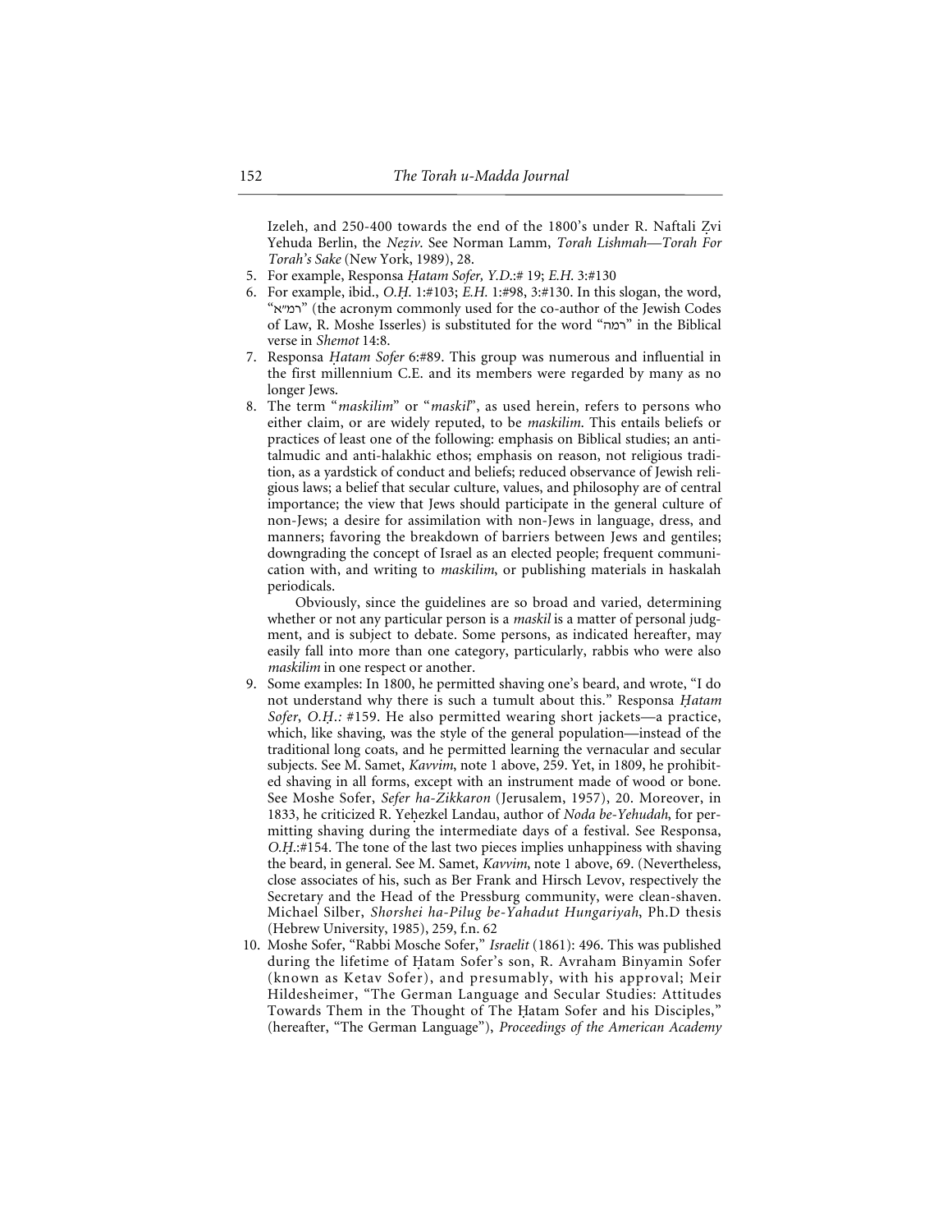Izeleh, and 250-400 towards the end of the 1800's under R. Naftali Ẓvi Yehuda Berlin, the *Neẓiv*. See Norman Lamm, *Torah Lishmah—Torah For Torah's Sake* (New York, 1989), 28.

5. For example, Responsa *Ḥatam Sofer, Y.D.*:# 19; *E.H.* 3:#130
6. For example, ibid., *O.Ḥ.* 1:#103; *E.H.* 1:#98, 3:#130. In this slogan, the word, "רמ"א" (the acronym commonly used for the co-author of the Jewish Codes of Law, R. Moshe Isserles) is substituted for the word "רמה" in the Biblical verse in *Shemot* 14:8.
7. Responsa *Ḥatam Sofer* 6:#89. This group was numerous and influential in the first millennium C.E. and its members were regarded by many as no longer Jews.
8. The term "*maskilim*" or "*maskil*", as used herein, refers to persons who either claim, or are widely reputed, to be *maskilim*. This entails beliefs or practices of least one of the following: emphasis on Biblical studies; an anti-talmudic and anti-halakhic ethos; emphasis on reason, not religious tradition, as a yardstick of conduct and beliefs; reduced observance of Jewish religious laws; a belief that secular culture, values, and philosophy are of central importance; the view that Jews should participate in the general culture of non-Jews; a desire for assimilation with non-Jews in language, dress, and manners; favoring the breakdown of barriers between Jews and gentiles; downgrading the concept of Israel as an elected people; frequent communication with, and writing to *maskilim*, or publishing materials in haskalah periodicals.

   Obviously, since the guidelines are so broad and varied, determining whether or not any particular person is a *maskil* is a matter of personal judgment, and is subject to debate. Some persons, as indicated hereafter, may easily fall into more than one category, particularly, rabbis who were also *maskilim* in one respect or another.
9. Some examples: In 1800, he permitted shaving one's beard, and wrote, "I do not understand why there is such a tumult about this." Responsa *Ḥatam Sofer*, *O.Ḥ.*: #159. He also permitted wearing short jackets—a practice, which, like shaving, was the style of the general population—instead of the traditional long coats, and he permitted learning the vernacular and secular subjects. See M. Samet, *Kavvim*, note 1 above, 259. Yet, in 1809, he prohibited shaving in all forms, except with an instrument made of wood or bone. See Moshe Sofer, *Sefer ha-Zikkaron* (Jerusalem, 1957), 20. Moreover, in 1833, he criticized R. Yeḥezkel Landau, author of *Noda be-Yehudah*, for permitting shaving during the intermediate days of a festival. See Responsa, *O.Ḥ.*:#154. The tone of the last two pieces implies unhappiness with shaving the beard, in general. See M. Samet, *Kavvim*, note 1 above, 69. (Nevertheless, close associates of his, such as Ber Frank and Hirsch Levov, respectively the Secretary and the Head of the Pressburg community, were clean-shaven. Michael Silber, *Shorshei ha-Pilug be-Yahadut Hungariyah*, Ph.D thesis (Hebrew University, 1985), 259, f.n. 62
10. Moshe Sofer, "Rabbi Mosche Sofer," *Israelit* (1861): 496. This was published during the lifetime of Ḥatam Sofer's son, R. Avraham Binyamin Sofer (known as Ketav Sofer), and presumably, with his approval; Meir Hildesheimer, "The German Language and Secular Studies: Attitudes Towards Them in the Thought of The Ḥatam Sofer and his Disciples," (hereafter, "The German Language"), *Proceedings of the American Academy*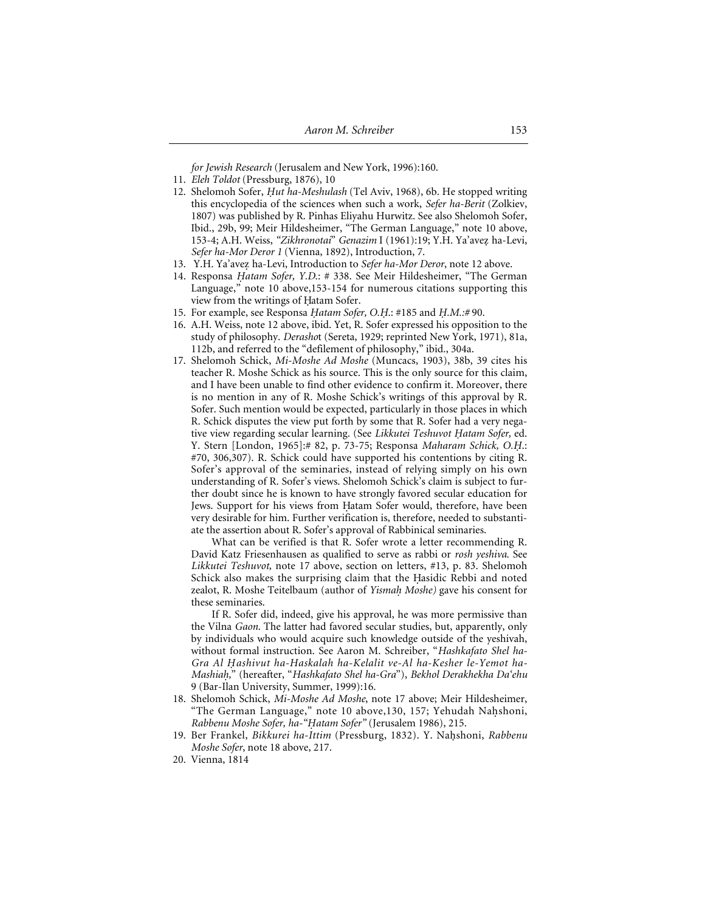*for Jewish Research* (Jerusalem and New York, 1996):160.

11. *Eleh Toldot* (Pressburg, 1876), 10
12. Shelomoh Sofer, *Ḥut ha-Meshulash* (Tel Aviv, 1968), 6b. He stopped writing this encyclopedia of the sciences when such a work, *Sefer ha-Berit* (Zolkiev, 1807) was published by R. Pinhas Eliyahu Hurwitz. See also Shelomoh Sofer, Ibid., 29b, 99; Meir Hildesheimer, "The German Language," note 10 above, 153-4; A.H. Weiss, *"Zikhronotai" Genazim* I (1961):19; Y.H. Ya'aveẓ ha-Levi, *Sefer ha-Mor Deror 1* (Vienna, 1892), Introduction, 7.
13. Y.H. Ya'aveẓ ha-Levi, Introduction to *Sefer ha-Mor Deror*, note 12 above.
14. Responsa *Ḥatam Sofer, Y.D.*: # 338. See Meir Hildesheimer, "The German Language," note 10 above,153-154 for numerous citations supporting this view from the writings of Ḥatam Sofer.
15. For example, see Responsa *Ḥatam Sofer, O.Ḥ.*: #185 and *Ḥ.M.*:# 90.
16. A.H. Weiss, note 12 above, ibid. Yet, R. Sofer expressed his opposition to the study of philosophy. *Derasho*t (Sereta, 1929; reprinted New York, 1971), 81a, 112b, and referred to the "defilement of philosophy," ibid., 304a.
17. Shelomoh Schick, *Mi-Moshe Ad Moshe* (Muncacs, 1903), 38b, 39 cites his teacher R. Moshe Schick as his source. This is the only source for this claim, and I have been unable to find other evidence to confirm it. Moreover, there is no mention in any of R. Moshe Schick's writings of this approval by R. Sofer. Such mention would be expected, particularly in those places in which R. Schick disputes the view put forth by some that R. Sofer had a very negative view regarding secular learning. (See *Likkutei Teshuvot Ḥatam Sofer,* ed. Y. Stern [London, 1965]:# 82, p. 73-75; Responsa *Maharam Schick, O.Ḥ.*: #70, 306,307). R. Schick could have supported his contentions by citing R. Sofer's approval of the seminaries, instead of relying simply on his own understanding of R. Sofer's views. Shelomoh Schick's claim is subject to further doubt since he is known to have strongly favored secular education for Jews. Support for his views from Ḥatam Sofer would, therefore, have been very desirable for him. Further verification is, therefore, needed to substantiate the assertion about R. Sofer's approval of Rabbinical seminaries.

    What can be verified is that R. Sofer wrote a letter recommending R. David Katz Friesenhausen as qualified to serve as rabbi or *rosh yeshiva.* See *Likkutei Teshuvot,* note 17 above, section on letters, #13, p. 83. Shelomoh Schick also makes the surprising claim that the Ḥasidic Rebbi and noted zealot, R. Moshe Teitelbaum (author of *Yismaḥ Moshe)* gave his consent for these seminaries.

    If R. Sofer did, indeed, give his approval, he was more permissive than the Vilna *Gaon.* The latter had favored secular studies, but, apparently, only by individuals who would acquire such knowledge outside of the yeshivah, without formal instruction. See Aaron M. Schreiber, "*Hashkafato Shel ha-Gra Al Ḥashivut ha-Haskalah ha-Kelalit ve-Al ha-Kesher le-Yemot ha-Mashiaḥ,*" (hereafter, "*Hashkafato Shel ha-Gra*"), *Bekhol Derakhekha Da'ehu* 9 (Bar-Ilan University, Summer, 1999):16.
18. Shelomoh Schick, *Mi-Moshe Ad Moshe*, note 17 above; Meir Hildesheimer, "The German Language," note 10 above,130, 157; Yehudah Naḥshoni, *Rabbenu Moshe Sofer, ha-"Ḥatam Sofer"* (Jerusalem 1986), 215.
19. Ber Frankel, *Bikkurei ha-Ittim* (Pressburg, 1832). Y. Naḥshoni, *Rabbenu Moshe Sofer*, note 18 above, 217.
20. Vienna, 1814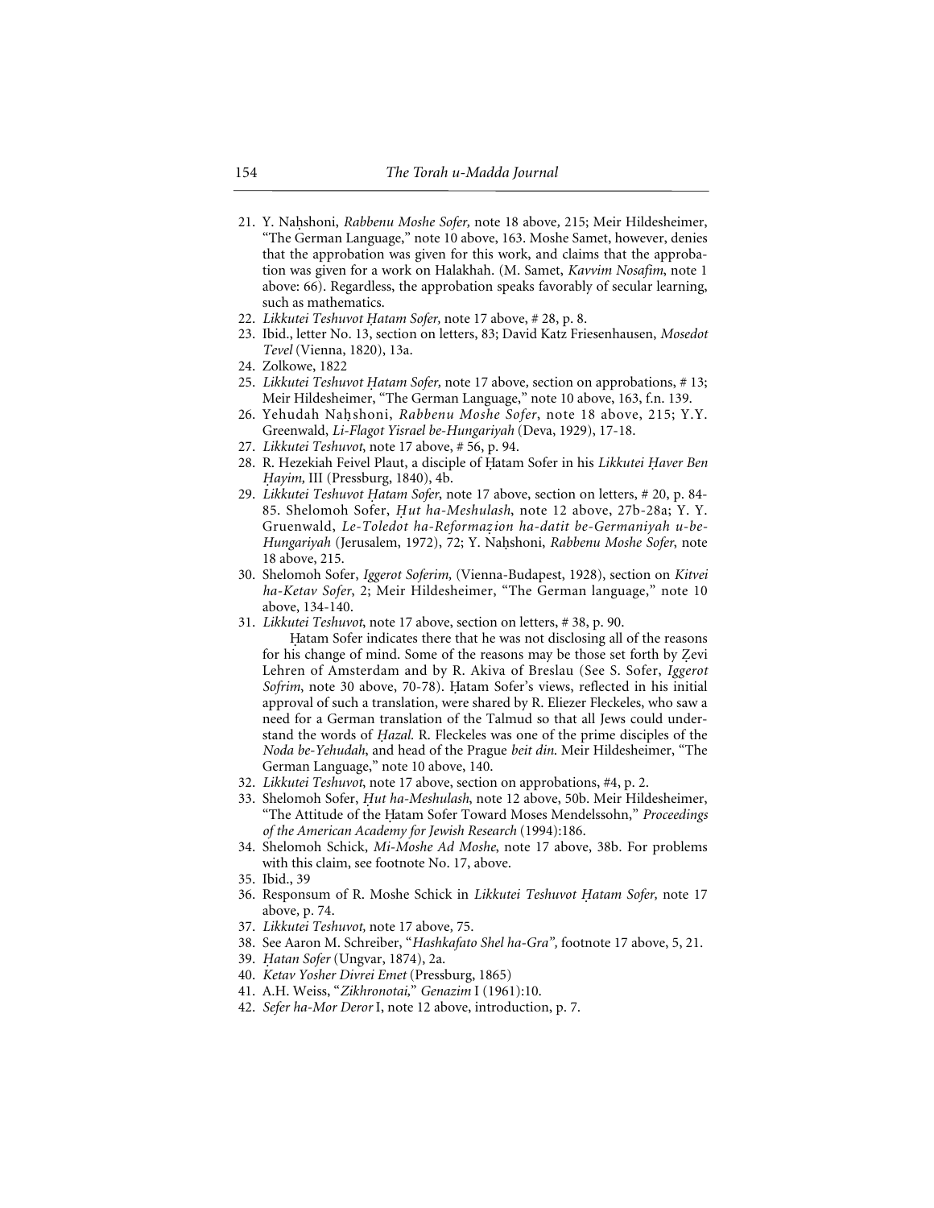21. Y. Naḥshoni, *Rabbenu Moshe Sofer,* note 18 above, 215; Meir Hildesheimer, "The German Language," note 10 above, 163. Moshe Samet, however, denies that the approbation was given for this work, and claims that the approbation was given for a work on Halakhah. (M. Samet, *Kavvim Nosafim,* note 1 above: 66). Regardless, the approbation speaks favorably of secular learning, such as mathematics.
22. *Likkutei Teshuvot Ḥatam Sofer,* note 17 above, # 28, p. 8.
23. Ibid., letter No. 13, section on letters, 83; David Katz Friesenhausen, *Mosedot Tevel* (Vienna, 1820), 13a.
24. Zolkowe, 1822
25. *Likkutei Teshuvot Ḥatam Sofer,* note 17 above, section on approbations, # 13; Meir Hildesheimer, "The German Language," note 10 above, 163, f.n. 139.
26. Yehudah Naḥshoni, *Rabbenu Moshe Sofer*, note 18 above, 215; Y.Y. Greenwald, *Li-Flagot Yisrael be-Hungariyah* (Deva, 1929), 17-18.
27. *Likkutei Teshuvot*, note 17 above, # 56, p. 94.
28. R. Hezekiah Feivel Plaut, a disciple of Ḥatam Sofer in his *Likkutei Ḥaver Ben Ḥayim,* III (Pressburg, 1840), 4b.
29. *Likkutei Teshuvot Ḥatam Sofer*, note 17 above, section on letters, # 20, p. 84-85. Shelomoh Sofer, *Ḥut ha-Meshulash*, note 12 above, 27b-28a; Y. Y. Gruenwald, *Le-Toledot ha-Reformaẓion ha-datit be-Germaniyah u-be-Hungariyah* (Jerusalem, 1972), 72; Y. Naḥshoni, *Rabbenu Moshe Sofer*, note 18 above, 215.
30. Shelomoh Sofer, *Iggerot Soferim,* (Vienna-Budapest, 1928), section on *Kitvei ha-Ketav Sofer*, 2; Meir Hildesheimer, "The German language," note 10 above, 134-140.
31. *Likkutei Teshuvot*, note 17 above, section on letters, # 38, p. 90.

    Ḥatam Sofer indicates there that he was not disclosing all of the reasons for his change of mind. Some of the reasons may be those set forth by Ẓevi Lehren of Amsterdam and by R. Akiva of Breslau (See S. Sofer, *Iggerot Sofrim*, note 30 above, 70-78). Ḥatam Sofer's views, reflected in his initial approval of such a translation, were shared by R. Eliezer Fleckeles, who saw a need for a German translation of the Talmud so that all Jews could understand the words of *Ḥazal.* R. Fleckeles was one of the prime disciples of the *Noda be-Yehudah*, and head of the Prague *beit din.* Meir Hildesheimer, "The German Language," note 10 above, 140.
32. *Likkutei Teshuvot*, note 17 above, section on approbations, #4, p. 2.
33. Shelomoh Sofer, *Ḥut ha-Meshulash*, note 12 above, 50b. Meir Hildesheimer, "The Attitude of the Ḥatam Sofer Toward Moses Mendelssohn," *Proceedings of the American Academy for Jewish Research* (1994):186.
34. Shelomoh Schick, *Mi-Moshe Ad Moshe*, note 17 above, 38b. For problems with this claim, see footnote No. 17, above.
35. Ibid., 39
36. Responsum of R. Moshe Schick in *Likkutei Teshuvot Ḥatam Sofer,* note 17 above, p. 74.
37. *Likkutei Teshuvot,* note 17 above, 75.
38. See Aaron M. Schreiber, "*Hashkafato Shel ha-Gra"*, footnote 17 above, 5, 21.
39. *Ḥatan Sofer* (Ungvar, 1874), 2a.
40. *Ketav Yosher Divrei Emet* (Pressburg, 1865)
41. A.H. Weiss, "*Zikhronotai,*" *Genazim* I (1961):10.
42. *Sefer ha-Mor Deror* I, note 12 above, introduction, p. 7.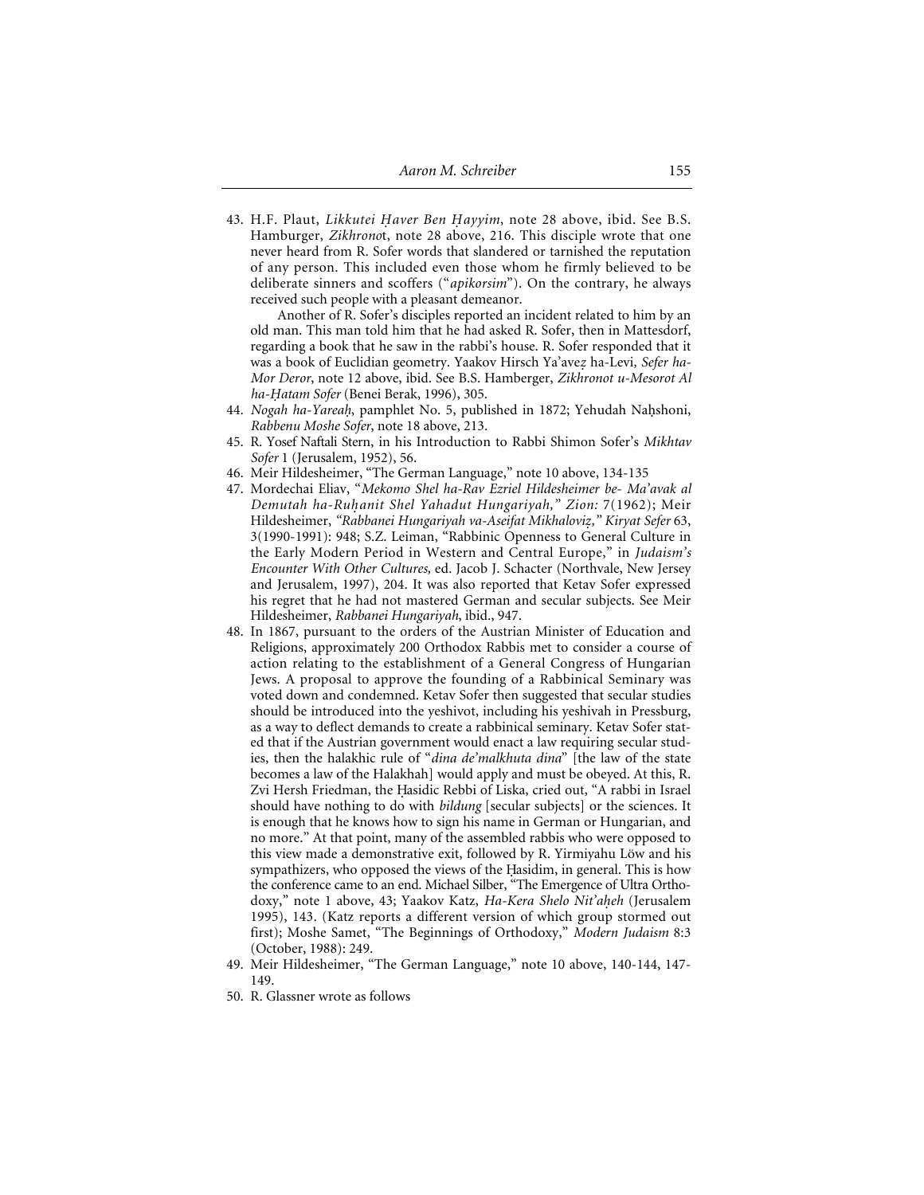43. H.F. Plaut, *Likkutei Ḥaver Ben Ḥayyim*, note 28 above, ibid. See B.S. Hamburger, *Zikhrono*t, note 28 above, 216. This disciple wrote that one never heard from R. Sofer words that slandered or tarnished the reputation of any person. This included even those whom he firmly believed to be deliberate sinners and scoffers ("*apikorsim*"). On the contrary, he always received such people with a pleasant demeanor.

    Another of R. Sofer's disciples reported an incident related to him by an old man. This man told him that he had asked R. Sofer, then in Mattesdorf, regarding a book that he saw in the rabbi's house. R. Sofer responded that it was a book of Euclidian geometry. Yaakov Hirsch Ya'aveẓ ha-Levi, *Sefer ha-Mor Deror*, note 12 above, ibid. See B.S. Hamberger, *Zikhronot u-Mesorot Al ha-Ḥatam Sofer* (Benei Berak, 1996), 305.

44. *Nogah ha-Yareaḥ*, pamphlet No. 5, published in 1872; Yehudah Naḥshoni, *Rabbenu Moshe Sofer*, note 18 above, 213.

45. R. Yosef Naftali Stern, in his Introduction to Rabbi Shimon Sofer's *Mikhtav Sofer* 1 (Jerusalem, 1952), 56.

46. Meir Hildesheimer, "The German Language," note 10 above, 134-135

47. Mordechai Eliav, "*Mekomo Shel ha-Rav Ezriel Hildesheimer be- Ma'avak al Demutah ha-Ruḥanit Shel Yahadut Hungariyah," Zion:* 7(1962); Meir Hildesheimer, *"Rabbanei Hungariyah va-Aseifat Mikhaloviẓ," Kiryat Sefer* 63, 3(1990-1991): 948; S.Z. Leiman, "Rabbinic Openness to General Culture in the Early Modern Period in Western and Central Europe," in *Judaism's Encounter With Other Cultures,* ed. Jacob J. Schacter (Northvale, New Jersey and Jerusalem, 1997), 204. It was also reported that Ketav Sofer expressed his regret that he had not mastered German and secular subjects. See Meir Hildesheimer, *Rabbanei Hungariyah*, ibid., 947.

48. In 1867, pursuant to the orders of the Austrian Minister of Education and Religions, approximately 200 Orthodox Rabbis met to consider a course of action relating to the establishment of a General Congress of Hungarian Jews. A proposal to approve the founding of a Rabbinical Seminary was voted down and condemned. Ketav Sofer then suggested that secular studies should be introduced into the yeshivot, including his yeshivah in Pressburg, as a way to deflect demands to create a rabbinical seminary. Ketav Sofer stated that if the Austrian government would enact a law requiring secular studies, then the halakhic rule of "*dina de'malkhuta dina*" [the law of the state becomes a law of the Halakhah] would apply and must be obeyed. At this, R. Zvi Hersh Friedman, the Ḥasidic Rebbi of Liska, cried out, "A rabbi in Israel should have nothing to do with *bildung* [secular subjects] or the sciences. It is enough that he knows how to sign his name in German or Hungarian, and no more." At that point, many of the assembled rabbis who were opposed to this view made a demonstrative exit, followed by R. Yirmiyahu Löw and his sympathizers, who opposed the views of the Ḥasidim, in general. This is how the conference came to an end. Michael Silber, "The Emergence of Ultra Orthodoxy," note 1 above, 43; Yaakov Katz, *Ha-Kera Shelo Nit'aḥeh* (Jerusalem 1995), 143. (Katz reports a different version of which group stormed out first); Moshe Samet, "The Beginnings of Orthodoxy," *Modern Judaism* 8:3 (October, 1988): 249.

49. Meir Hildesheimer, "The German Language," note 10 above, 140-144, 147-149.

50. R. Glassner wrote as follows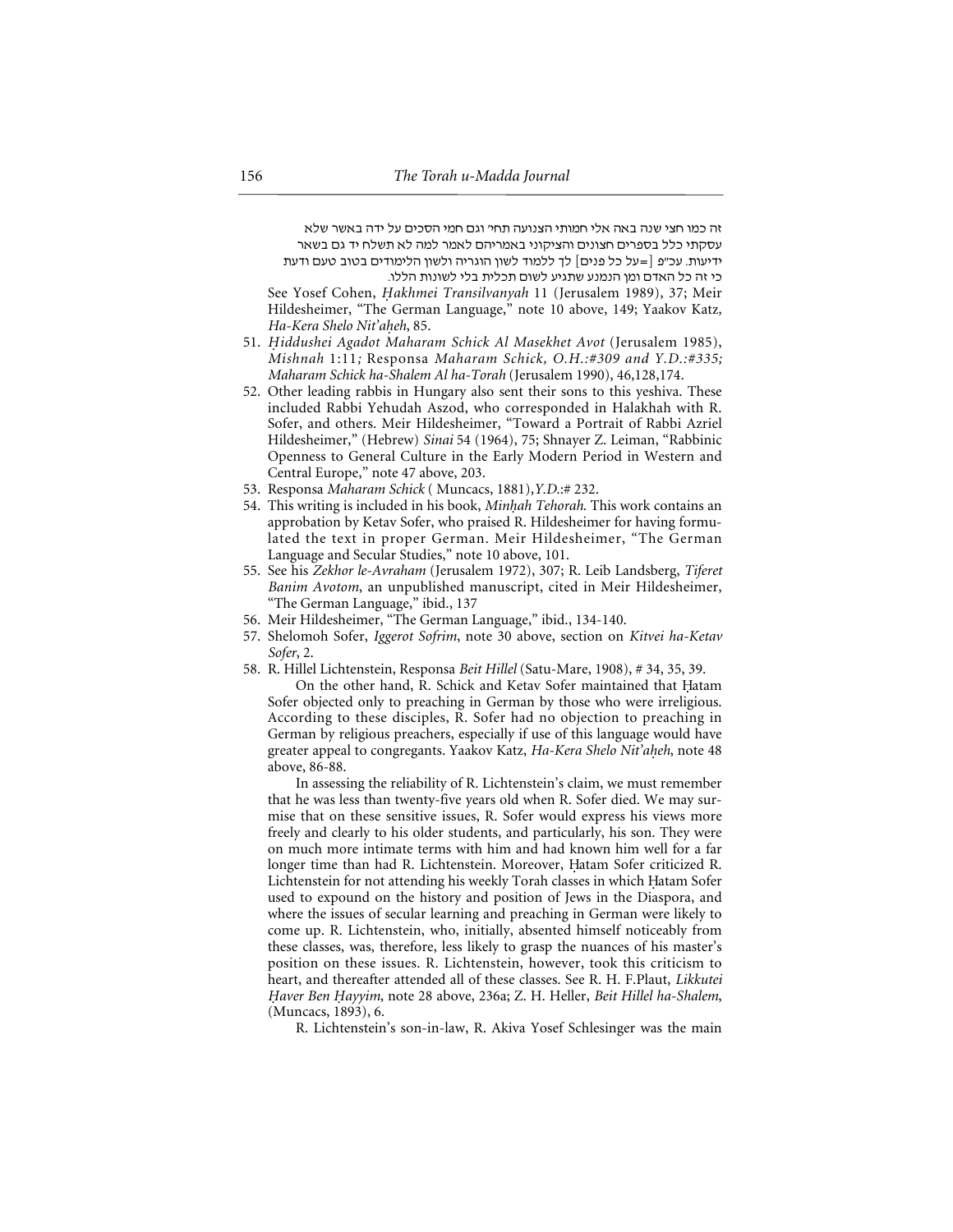זה כמו חצי שנה באה אלי חמותי הצנועה תחי' וגם חמי הסכים על ידה באשר שלא עסקתי כלל בספרים חצונים והציקוני באמריהם לאמר למה לא תשלח יד גם בשאר ידיעות. עכ"פ [=על כל פנים] לך ללמוד לשון הוגריה ולשון הלימודים בטוב טעם ודעת כי זה כל האדם ומן הנמנע שתגיע לשום תכלית בלי לשונות הללו.

See Yosef Cohen, *Ḥakhmei Transilvanyah* 11 (Jerusalem 1989), 37; Meir Hildesheimer, "The German Language," note 10 above, 149; Yaakov Katz, *Ha-Kera Shelo Nit'aḥeh*, 85.

51. *Ḥiddushei Agadot Maharam Schick Al Masekhet Avot* (Jerusalem 1985), *Mishnah* 1:11; Responsa *Maharam Schick, O.H.:#309 and Y.D.:#335; Maharam Schick ha-Shalem Al ha-Torah* (Jerusalem 1990), 46,128,174.
52. Other leading rabbis in Hungary also sent their sons to this yeshiva. These included Rabbi Yehudah Aszod, who corresponded in Halakhah with R. Sofer, and others. Meir Hildesheimer, "Toward a Portrait of Rabbi Azriel Hildesheimer," (Hebrew) *Sinai* 54 (1964), 75; Shnayer Z. Leiman, "Rabbinic Openness to General Culture in the Early Modern Period in Western and Central Europe," note 47 above, 203.
53. Responsa *Maharam Schick* ( Muncacs, 1881),*Y.D.*:# 232.
54. This writing is included in his book, *Minḥah Tehorah.* This work contains an approbation by Ketav Sofer, who praised R. Hildesheimer for having formulated the text in proper German. Meir Hildesheimer, "The German Language and Secular Studies," note 10 above, 101.
55. See his *Zekhor le-Avraham* (Jerusalem 1972), 307; R. Leib Landsberg, *Tiferet Banim Avotom*, an unpublished manuscript, cited in Meir Hildesheimer, "The German Language," ibid., 137
56. Meir Hildesheimer, "The German Language," ibid., 134-140.
57. Shelomoh Sofer, *Iggerot Sofrim*, note 30 above, section on *Kitvei ha-Ketav Sofer*, 2.
58. R. Hillel Lichtenstein, Responsa *Beit Hillel* (Satu-Mare, 1908), # 34, 35, 39.

    On the other hand, R. Schick and Ketav Sofer maintained that Ḥatam Sofer objected only to preaching in German by those who were irreligious. According to these disciples, R. Sofer had no objection to preaching in German by religious preachers, especially if use of this language would have greater appeal to congregants. Yaakov Katz, *Ha-Kera Shelo Nit'aḥeh*, note 48 above, 86-88.

    In assessing the reliability of R. Lichtenstein's claim, we must remember that he was less than twenty-five years old when R. Sofer died. We may surmise that on these sensitive issues, R. Sofer would express his views more freely and clearly to his older students, and particularly, his son. They were on much more intimate terms with him and had known him well for a far longer time than had R. Lichtenstein. Moreover, Ḥatam Sofer criticized R. Lichtenstein for not attending his weekly Torah classes in which Ḥatam Sofer used to expound on the history and position of Jews in the Diaspora, and where the issues of secular learning and preaching in German were likely to come up. R. Lichtenstein, who, initially, absented himself noticeably from these classes, was, therefore, less likely to grasp the nuances of his master's position on these issues. R. Lichtenstein, however, took this criticism to heart, and thereafter attended all of these classes. See R. H. F.Plaut, *Likkutei Ḥaver Ben Ḥayyim*, note 28 above, 236a; Z. H. Heller, *Beit Hillel ha-Shalem*, (Muncacs, 1893), 6.

    R. Lichtenstein's son-in-law, R. Akiva Yosef Schlesinger was the main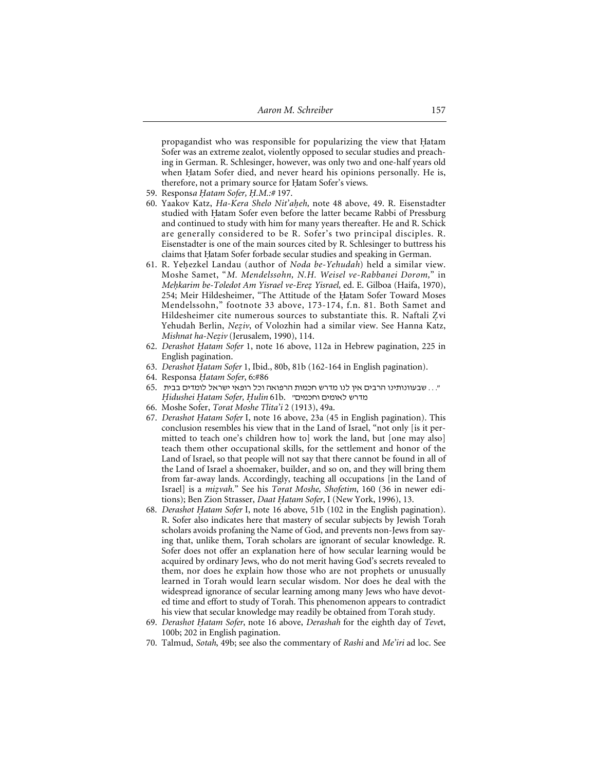propagandist who was responsible for popularizing the view that Ḥatam Sofer was an extreme zealot, violently opposed to secular studies and preaching in German. R. Schlesinger, however, was only two and one-half years old when Ḥatam Sofer died, and never heard his opinions personally. He is, therefore, not a primary source for Ḥatam Sofer's views.

59. Respons*a Ḥatam Sofer, Ḥ.M.*:# 197.
60. Yaakov Katz, *Ha-Kera Shelo Nit'aḥeh,* note 48 above*,* 49. R. Eisenstadter studied with Ḥatam Sofer even before the latter became Rabbi of Pressburg and continued to study with him for many years thereafter. He and R. Schick are generally considered to be R. Sofer's two principal disciples. R. Eisenstadter is one of the main sources cited by R. Schlesinger to buttress his claims that Ḥatam Sofer forbade secular studies and speaking in German.
61. R. Yeḥezkel Landau (author of *Noda be-Yehudah*) held a similar view. Moshe Samet, "*M. Mendelssohn, N.H. Weisel ve-Rabbanei Dorom,*" in *Meḥkarim be-Toledot Am Yisrael ve-Ereẓ Yisrael,* ed. E. Gilboa (Haifa, 1970), 254; Meir Hildesheimer, "The Attitude of the Ḥatam Sofer Toward Moses Mendelssohn," footnote 33 above, 173-174, f.n. 81. Both Samet and Hildesheimer cite numerous sources to substantiate this. R. Naftali Ẓvi Yehudah Berlin, *Neẓiv*, of Volozhin had a similar view. See Hanna Katz, *Mishnat ha-Neẓiv* (Jerusalem, 1990), 114.
62. *Derashot Ḥatam Sofer* 1, note 16 above, 112a in Hebrew pagination, 225 in English pagination.
63. *Derashot Ḥatam Sofer* 1, Ibid., 80b, 81b (162-164 in English pagination).
64. Responsa *Ḥatam Sofer*, 6:#86
65. "...שבעוונותינו הרבים אין לנו מדרש חכמות הרפואה וכל רופאי ישראל לומדים בבית מדרש לאומים וחכמים" *Ḥidushei Ḥatam Sofer, Ḥulin* 61b.
66. Moshe Sofer, *Torat Moshe Tlita'i* 2 (1913), 49a.
67. *Derashot Ḥatam Sofer* I, note 16 above, 23a (45 in English pagination). This conclusion resembles his view that in the Land of Israel, "not only [is it permitted to teach one's children how to] work the land, but [one may also] teach them other occupational skills, for the settlement and honor of the Land of Israel, so that people will not say that there cannot be found in all of the Land of Israel a shoemaker, builder, and so on, and they will bring them from far-away lands. Accordingly, teaching all occupations [in the Land of Israel] is a *miẓvah.*" See his *Torat Moshe, Shofetim*, 160 (36 in newer editions); Ben Zion Strasser, *Daat Ḥatam Sofer*, I (New York, 1996), 13.
68. *Derashot Ḥatam Sofer* I, note 16 above, 51b (102 in the English pagination). R. Sofer also indicates here that mastery of secular subjects by Jewish Torah scholars avoids profaning the Name of God, and prevents non-Jews from saying that, unlike them, Torah scholars are ignorant of secular knowledge. R. Sofer does not offer an explanation here of how secular learning would be acquired by ordinary Jews, who do not merit having God's secrets revealed to them, nor does he explain how those who are not prophets or unusually learned in Torah would learn secular wisdom. Nor does he deal with the widespread ignorance of secular learning among many Jews who have devoted time and effort to study of Torah. This phenomenon appears to contradict his view that secular knowledge may readily be obtained from Torah study.
69. *Derashot Ḥatam Sofer*, note 16 above, *Derashah* for the eighth day of *Teve*t, 100b; 202 in English pagination.
70. Talmud, *Sotah*, 49b; see also the commentary of *Rashi* and *Me'iri* ad loc. See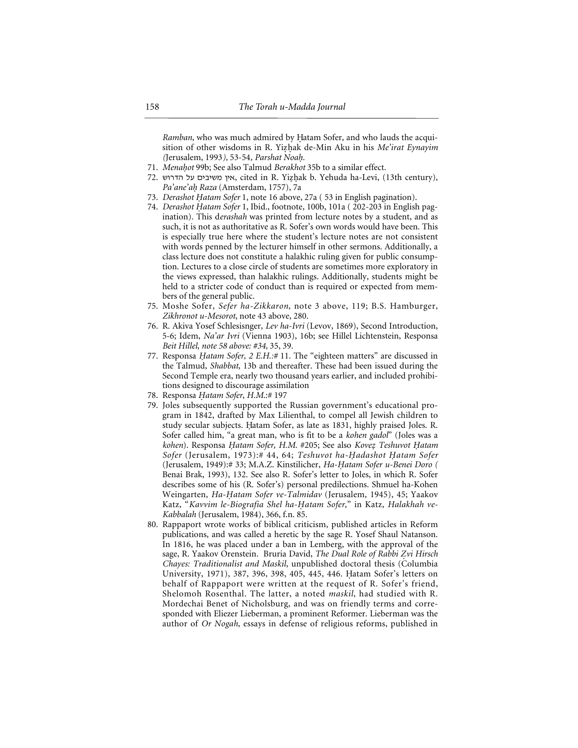*Ramban*, who was much admired by Ḥatam Sofer, and who lauds the acquisition of other wisdoms in R. Yiẓḥak de-Min Aku in his *Me'irat Eynayim (*Jerusalem, 1993*),* 53-54*, Parshat Noaḥ.*

71. *Menaḥot* 99b; See also Talmud *Berakhot* 35b to a similar effect.
72. אין משיבים על הדרוש, cited in R. Yiẓḥak b. Yehuda ha-Levi, (13th century), *Pa'ane'aḥ Raza* (Amsterdam, 1757), 7a
73. *Derashot Ḥatam Sofer* 1, note 16 above, 27a ( 53 in English pagination).
74. *Derashot Ḥatam Sofer* 1, Ibid., footnote, 100b, 101a ( 202-203 in English pagination). This d*erashah* was printed from lecture notes by a student, and as such, it is not as authoritative as R. Sofer's own words would have been. This is especially true here where the student's lecture notes are not consistent with words penned by the lecturer himself in other sermons. Additionally, a class lecture does not constitute a halakhic ruling given for public consumption. Lectures to a close circle of students are sometimes more exploratory in the views expressed, than halakhic rulings. Additionally, students might be held to a stricter code of conduct than is required or expected from members of the general public.
75. Moshe Sofer, *Sefer ha-Zikkaron*, note 3 above, 119; B.S. Hamburger, *Zikhronot u-Mesorot*, note 43 above, 280.
76. R. Akiva Yosef Schlesisnger, *Lev ha-Ivri* (Levov, 1869), Second Introduction, 5-6; Idem, *Na'ar Ivri* (Vienna 1903), 16b; see Hillel Lichtenstein, Responsa *Beit Hillel, note 58 above: #34,* 35, 39.
77. Responsa *Ḥatam Sofer, 2 E.H.:#* 11. The "eighteen matters" are discussed in the Talmud, *Shabbat*, 13b and thereafter. These had been issued during the Second Temple era, nearly two thousand years earlier, and included prohibitions designed to discourage assimilation
78. Responsa *Ḥatam Sofer*, *H.M.*:# 197
79. Joles subsequently supported the Russian government's educational program in 1842, drafted by Max Lilienthal, to compel all Jewish children to study secular subjects. Ḥatam Sofer, as late as 1831, highly praised Joles. R. Sofer called him, "a great man, who is fit to be a *kohen gadol*" (Joles was a *kohen*). Responsa *Ḥatam Sofer, H.M.* #205; See also *Kovez Teshuvot Ḥatam Sofer* (Jerusalem, 1973):# 44, 64; *Teshuvot ha-Ḥadashot Ḥatam Sofer* (Jerusalem, 1949):# 33; M.A.Z. Kinstilicher, *Ha-Ḥatam Sofer u-Benei Doro (* Benai Brak, 1993), 132. See also R. Sofer's letter to Joles, in which R. Sofer describes some of his (R. Sofer's) personal predilections. Shmuel ha-Kohen Weingarten, *Ha-Ḥatam Sofer ve-Talmidav* (Jerusalem, 1945), 45; Yaakov Katz, "*Kavvim le-Biografia Shel ha-Ḥatam Sofer,*" in Katz, *Halakhah ve-Kabbalah* (Jerusalem, 1984), 366, f.n. 85.
80. Rappaport wrote works of biblical criticism, published articles in Reform publications, and was called a heretic by the sage R. Yosef Shaul Natanson. In 1816, he was placed under a ban in Lemberg, with the approval of the sage, R. Yaakov Orenstein. Bruria David, *The Dual Role of Rabbi Ẓvi Hirsch Chayes: Traditionalist and Maskil*, unpublished doctoral thesis (Columbia University, 1971), 387, 396, 398, 405, 445, 446. Ḥatam Sofer's letters on behalf of Rappaport were written at the request of R. Sofer's friend, Shelomoh Rosenthal. The latter, a noted *maskil*, had studied with R. Mordechai Benet of Nicholsburg, and was on friendly terms and corresponded with Eliezer Lieberman, a prominent Reformer. Lieberman was the author of *Or Nogah*, essays in defense of religious reforms, published in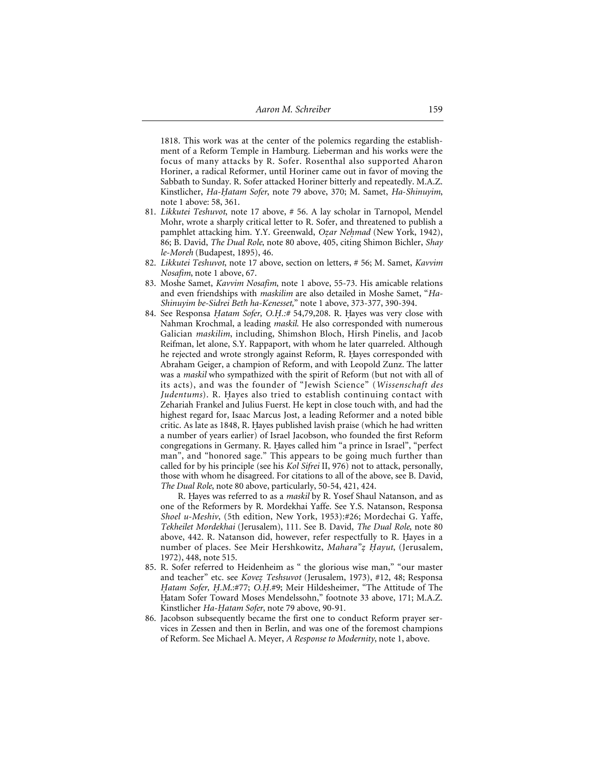1818. This work was at the center of the polemics regarding the establishment of a Reform Temple in Hamburg. Lieberman and his works were the focus of many attacks by R. Sofer. Rosenthal also supported Aharon Horiner, a radical Reformer, until Horiner came out in favor of moving the Sabbath to Sunday. R. Sofer attacked Horiner bitterly and repeatedly. M.A.Z. Kinstlicher, *Ha-Ḥatam Sofer*, note 79 above, 370; M. Samet, *Ha-Shinuyim*, note 1 above: 58, 361.

81. *Likkutei Teshuvot*, note 17 above, # 56. A lay scholar in Tarnopol, Mendel Mohr, wrote a sharply critical letter to R. Sofer, and threatened to publish a pamphlet attacking him. Y.Y. Greenwald, *Oẓar Neḥmad* (New York, 1942), 86; B. David, *The Dual Role*, note 80 above, 405, citing Shimon Bichler, *Shay le-Moreh* (Budapest, 1895), 46.

82. *Likkutei Teshuvot*, note 17 above, section on letters, # 56; M. Samet, *Kavvim Nosafim*, note 1 above, 67.

83. Moshe Samet, *Kavvim Nosafim*, note 1 above, 55-73. His amicable relations and even friendships with *maskilim* are also detailed in Moshe Samet, "*Ha-Shinuyim be-Sidrei Beth ha-Kenesset,*" note 1 above, 373-377, 390-394.

84. See Responsa *Ḥatam Sofer, O.Ḥ.*:# 54,79,208. R. Ḥayes was very close with Nahman Krochmal, a leading *maskil*. He also corresponded with numerous Galician *maskilim*, including, Shimshon Bloch, Hirsh Pinelis, and Jacob Reifman, let alone, S.Y. Rappaport, with whom he later quarreled. Although he rejected and wrote strongly against Reform, R. Ḥayes corresponded with Abraham Geiger, a champion of Reform, and with Leopold Zunz. The latter was a *maskil* who sympathized with the spirit of Reform (but not with all of its acts), and was the founder of "Jewish Science" (*Wissenschaft des Judentums*). R. Ḥayes also tried to establish continuing contact with Zehariah Frankel and Julius Fuerst. He kept in close touch with, and had the highest regard for, Isaac Marcus Jost, a leading Reformer and a noted bible critic. As late as 1848, R. Ḥayes published lavish praise (which he had written a number of years earlier) of Israel Jacobson, who founded the first Reform congregations in Germany. R. Ḥayes called him "a prince in Israel", "perfect man", and "honored sage." This appears to be going much further than called for by his principle (see his *Kol Sifrei* II, 976) not to attack, personally, those with whom he disagreed. For citations to all of the above, see B. David, *The Dual Role*, note 80 above, particularly, 50-54, 421, 424.

    R. Ḥayes was referred to as a *maskil* by R. Yosef Shaul Natanson, and as one of the Reformers by R. Mordekhai Yaffe. See Y.S. Natanson, Responsa *Shoel u-Meshiv*, (5th edition, New York, 1953):#26; Mordechai G. Yaffe, *Tekheilet Mordekhai* (Jerusalem), 111. See B. David, *The Dual Role*, note 80 above, 442. R. Natanson did, however, refer respectfully to R. Ḥayes in a number of places. See Meir Hershkowitz, *Mahara"ẓ Ḥayut,* (Jerusalem, 1972), 448, note 515.

85. R. Sofer referred to Heidenheim as " the glorious wise man," "our master and teacher" etc. see *Koveẓ Teshsuvot* (Jerusalem, 1973), #12, 48; Responsa *Ḥatam Sofer, Ḥ.M.*:#77; *O.Ḥ.*#9; Meir Hildesheimer, "The Attitude of The Ḥatam Sofer Toward Moses Mendelssohn," footnote 33 above, 171; M.A.Z. Kinstlicher *Ha-Ḥatam Sofer*, note 79 above, 90-91.

86. Jacobson subsequently became the first one to conduct Reform prayer services in Zessen and then in Berlin, and was one of the foremost champions of Reform. See Michael A. Meyer, *A Response to Modernity*, note 1, above.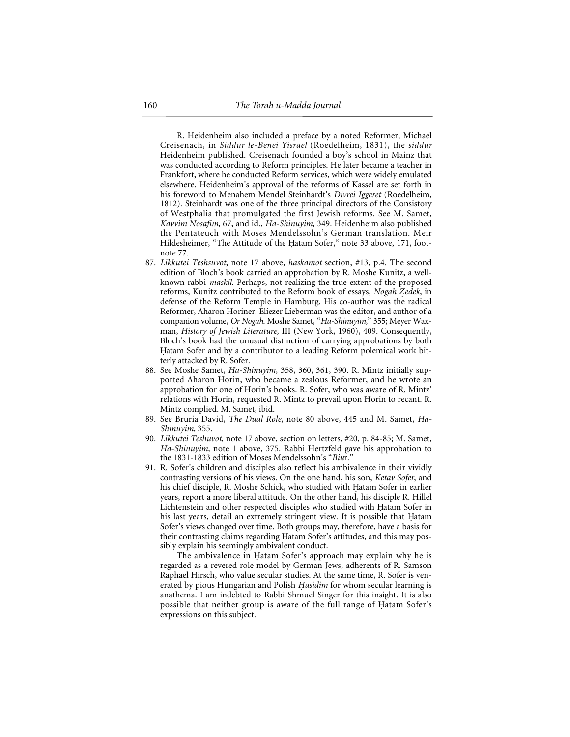R. Heidenheim also included a preface by a noted Reformer, Michael Creisenach, in *Siddur le-Benei Yisrael* (Roedelheim, 1831), the *siddur* Heidenheim published. Creisenach founded a boy's school in Mainz that was conducted according to Reform principles. He later became a teacher in Frankfort, where he conducted Reform services, which were widely emulated elsewhere. Heidenheim's approval of the reforms of Kassel are set forth in his foreword to Menahem Mendel Steinhardt's *Divrei Iggeret* (Roedelheim, 1812). Steinhardt was one of the three principal directors of the Consistory of Westphalia that promulgated the first Jewish reforms. See M. Samet, *Kavvim Nosafim,* 67, and id., *Ha-Shinuyim,* 349. Heidenheim also published the Pentateuch with Moses Mendelssohn's German translation. Meir Hildesheimer, "The Attitude of the Ḥatam Sofer," note 33 above, 171, footnote 77.

87. *Likkutei Teshsuvot*, note 17 above*, haskamot* section, #13, p.4. The second edition of Bloch's book carried an approbation by R. Moshe Kunitz, a well-known rabbi-*maskil*. Perhaps, not realizing the true extent of the proposed reforms, Kunitz contributed to the Reform book of essays, *Nogah Ẓedek*, in defense of the Reform Temple in Hamburg. His co-author was the radical Reformer, Aharon Horiner. Eliezer Lieberman was the editor, and author of a companion volume, *Or Nogah.* Moshe Samet, "*Ha-Shinuyim,*" 355; Meyer Waxman, *History of Jewish Literature,* III (New York, 1960), 409. Consequently, Bloch's book had the unusual distinction of carrying approbations by both Ḥatam Sofer and by a contributor to a leading Reform polemical work bitterly attacked by R. Sofer.
88. See Moshe Samet, *Ha-Shinuyim,* 358, 360, 361, 390. R. Mintz initially supported Aharon Horin, who became a zealous Reformer, and he wrote an approbation for one of Horin's books. R. Sofer, who was aware of R. Mintz' relations with Horin, requested R. Mintz to prevail upon Horin to recant. R. Mintz complied. M. Samet, ibid.
89. See Bruria David, *The Dual Role*, note 80 above, 445 and M. Samet, *Ha-Shinuyim,* 355.
90. *Likkutei Teshuvot*, note 17 above, section on letters, #20, p. 84-85; M. Samet, *Ha-Shinuyim,* note 1 above, 375. Rabbi Hertzfeld gave his approbation to the 1831-1833 edition of Moses Mendelssohn's "*Biur*."
91. R. Sofer's children and disciples also reflect his ambivalence in their vividly contrasting versions of his views. On the one hand, his son, *Ketav Sofer*, and his chief disciple, R. Moshe Schick, who studied with Ḥatam Sofer in earlier years, report a more liberal attitude. On the other hand, his disciple R. Hillel Lichtenstein and other respected disciples who studied with Ḥatam Sofer in his last years, detail an extremely stringent view. It is possible that Ḥatam Sofer's views changed over time. Both groups may, therefore, have a basis for their contrasting claims regarding Ḥatam Sofer's attitudes, and this may possibly explain his seemingly ambivalent conduct.

   The ambivalence in Ḥatam Sofer's approach may explain why he is regarded as a revered role model by German Jews, adherents of R. Samson Raphael Hirsch, who value secular studies. At the same time, R. Sofer is venerated by pious Hungarian and Polish *Ḥasidim* for whom secular learning is anathema. I am indebted to Rabbi Shmuel Singer for this insight. It is also possible that neither group is aware of the full range of Ḥatam Sofer's expressions on this subject.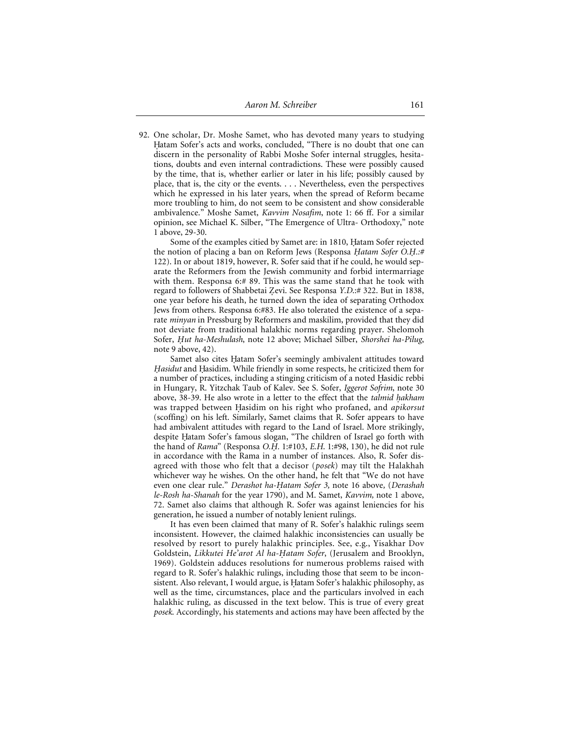92. One scholar, Dr. Moshe Samet, who has devoted many years to studying Ḥatam Sofer's acts and works, concluded, "There is no doubt that one can discern in the personality of Rabbi Moshe Sofer internal struggles, hesitations, doubts and even internal contradictions. These were possibly caused by the time, that is, whether earlier or later in his life; possibly caused by place, that is, the city or the events. . . . Nevertheless, even the perspectives which he expressed in his later years, when the spread of Reform became more troubling to him, do not seem to be consistent and show considerable ambivalence." Moshe Samet, *Kavvim Nosafim*, note 1: 66 ff. For a similar opinion, see Michael K. Silber, "The Emergence of Ultra- Orthodoxy," note 1 above, 29-30.

    Some of the examples citied by Samet are: in 1810, Ḥatam Sofer rejected the notion of placing a ban on Reform Jews (Responsa *Ḥatam Sofer O.Ḥ.*:# 122). In or about 1819, however, R. Sofer said that if he could, he would separate the Reformers from the Jewish community and forbid intermarriage with them. Responsa 6:# 89. This was the same stand that he took with regard to followers of Shabbetai Ẕevi. See Responsa *Y.D.*:# 322. But in 1838, one year before his death, he turned down the idea of separating Orthodox Jews from others. Responsa 6:#83. He also tolerated the existence of a separate *minyan* in Pressburg by Reformers and maskilim, provided that they did not deviate from traditional halakhic norms regarding prayer. Shelomoh Sofer, *Ḥut ha-Meshulash*, note 12 above; Michael Silber, *Shorshei ha-Pilug*, note 9 above, 42).

    Samet also cites Ḥatam Sofer's seemingly ambivalent attitudes toward *Ḥasidut* and Ḥasidim. While friendly in some respects, he criticized them for a number of practices, including a stinging criticism of a noted Ḥasidic rebbi in Hungary, R. Yitzchak Taub of Kalev. See S. Sofer, *Iggerot Sofrim*, note 30 above, 38-39. He also wrote in a letter to the effect that the *talmid ḥakham* was trapped between Ḥasidim on his right who profaned, and *apikorsut* (scoffing) on his left. Similarly, Samet claims that R. Sofer appears to have had ambivalent attitudes with regard to the Land of Israel. More strikingly, despite Ḥatam Sofer's famous slogan, "The children of Israel go forth with the hand of *Rama*" (Responsa *O.Ḥ.* 1:#103, *E.H.* 1:#98, 130), he did not rule in accordance with the Rama in a number of instances. Also, R. Sofer disagreed with those who felt that a decisor (*posek*) may tilt the Halakhah whichever way he wishes. On the other hand, he felt that "We do not have even one clear rule." *Derashot ha-Ḥatam Sofer 3,* note 16 above, (*Derashah le-Rosh ha-Shanah* for the year 1790), and M. Samet, *Kavvim,* note 1 above, 72. Samet also claims that although R. Sofer was against leniencies for his generation, he issued a number of notably lenient rulings.

    It has even been claimed that many of R. Sofer's halakhic rulings seem inconsistent. However, the claimed halakhic inconsistencies can usually be resolved by resort to purely halakhic principles. See, e.g., Yisakhar Dov Goldstein, *Likkutei He'arot Al ha-Ḥatam Sofer*, (Jerusalem and Brooklyn, 1969). Goldstein adduces resolutions for numerous problems raised with regard to R. Sofer's halakhic rulings, including those that seem to be inconsistent. Also relevant, I would argue, is Ḥatam Sofer's halakhic philosophy, as well as the time, circumstances, place and the particulars involved in each halakhic ruling, as discussed in the text below. This is true of every great *posek.* Accordingly, his statements and actions may have been affected by the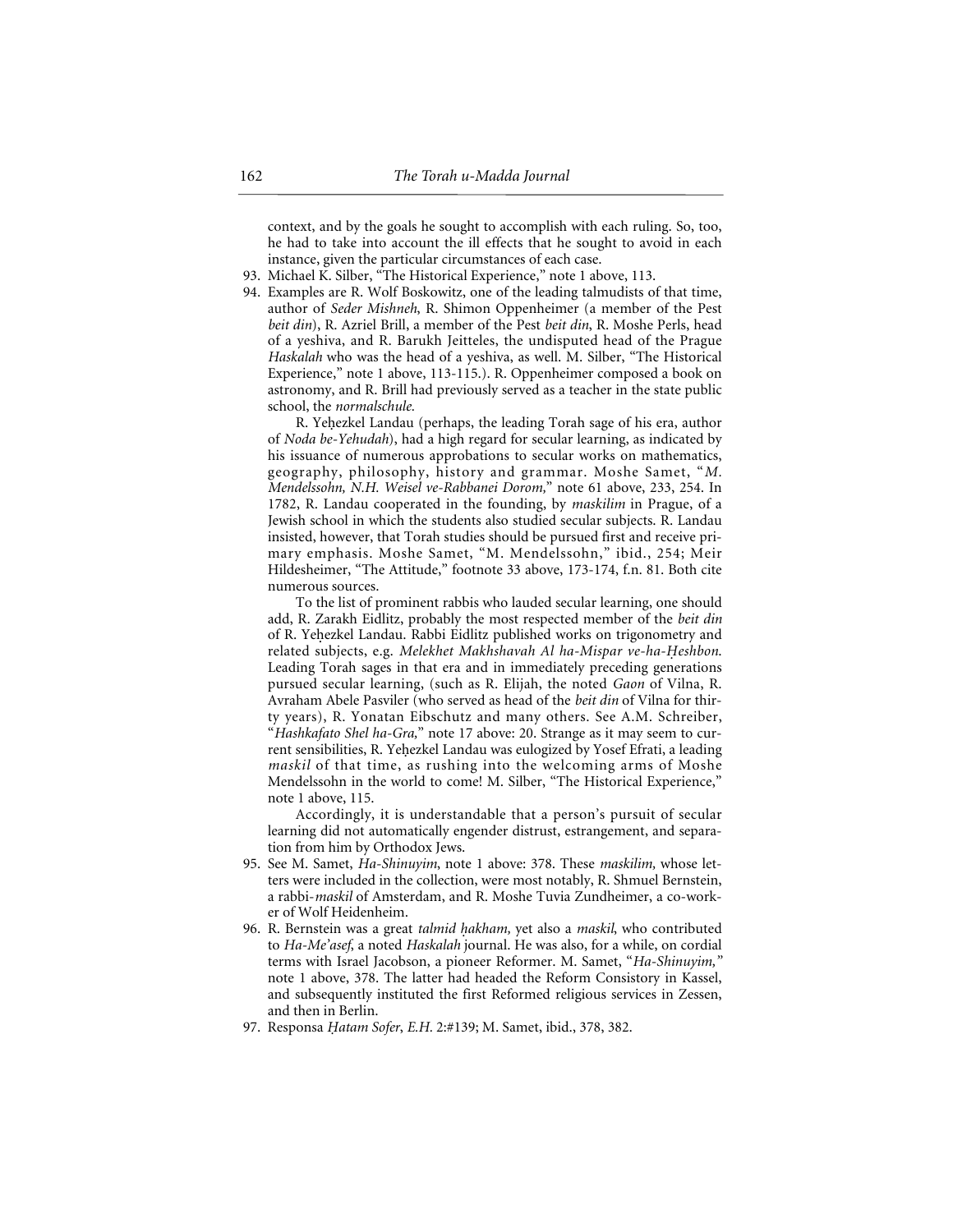context, and by the goals he sought to accomplish with each ruling. So, too, he had to take into account the ill effects that he sought to avoid in each instance, given the particular circumstances of each case.

93. Michael K. Silber, "The Historical Experience," note 1 above, 113.
94. Examples are R. Wolf Boskowitz, one of the leading talmudists of that time, author of *Seder Mishneh*, R. Shimon Oppenheimer (a member of the Pest *beit din*), R. Azriel Brill, a member of the Pest *beit din*, R. Moshe Perls, head of a yeshiva, and R. Barukh Jeitteles, the undisputed head of the Prague *Haskalah* who was the head of a yeshiva, as well. M. Silber, "The Historical Experience," note 1 above, 113-115.). R. Oppenheimer composed a book on astronomy, and R. Brill had previously served as a teacher in the state public school, the *normalschule.*

    R. Yeḥezkel Landau (perhaps, the leading Torah sage of his era, author of *Noda be-Yehudah*), had a high regard for secular learning, as indicated by his issuance of numerous approbations to secular works on mathematics, geography, philosophy, history and grammar. Moshe Samet, "*M. Mendelssohn, N.H. Weisel ve-Rabbanei Dorom,*" note 61 above, 233, 254. In 1782, R. Landau cooperated in the founding, by *maskilim* in Prague, of a Jewish school in which the students also studied secular subjects. R. Landau insisted, however, that Torah studies should be pursued first and receive primary emphasis. Moshe Samet, "M. Mendelssohn," ibid., 254; Meir Hildesheimer, "The Attitude," footnote 33 above, 173-174, f.n. 81. Both cite numerous sources.

    To the list of prominent rabbis who lauded secular learning, one should add, R. Zarakh Eidlitz, probably the most respected member of the *beit din* of R. Yeḥezkel Landau. Rabbi Eidlitz published works on trigonometry and related subjects, e.g. *Melekhet Makhshavah Al ha-Mispar ve-ha-Ḥeshbon.* Leading Torah sages in that era and in immediately preceding generations pursued secular learning, (such as R. Elijah, the noted *Gaon* of Vilna, R. Avraham Abele Pasviler (who served as head of the *beit din* of Vilna for thirty years), R. Yonatan Eibschutz and many others. See A.M. Schreiber, "*Hashkafato Shel ha-Gra,*" note 17 above: 20. Strange as it may seem to current sensibilities, R. Yeḥezkel Landau was eulogized by Yosef Efrati, a leading *maskil* of that time, as rushing into the welcoming arms of Moshe Mendelssohn in the world to come! M. Silber, "The Historical Experience," note 1 above, 115.

    Accordingly, it is understandable that a person's pursuit of secular learning did not automatically engender distrust, estrangement, and separation from him by Orthodox Jews.
95. See M. Samet, *Ha-Shinuyim*, note 1 above: 378. These *maskilim,* whose letters were included in the collection, were most notably, R. Shmuel Bernstein, a rabbi-*maskil* of Amsterdam, and R. Moshe Tuvia Zundheimer, a co-worker of Wolf Heidenheim.
96. R. Bernstein was a great *talmid ḥakham,* yet also a *maskil*, who contributed to *Ha-Me'asef*, a noted *Haskalah* journal. He was also, for a while, on cordial terms with Israel Jacobson, a pioneer Reformer. M. Samet, "*Ha-Shinuyim,*" note 1 above, 378. The latter had headed the Reform Consistory in Kassel, and subsequently instituted the first Reformed religious services in Zessen, and then in Berlin.
97. Responsa *Ḥatam Sofer*, *E.H.* 2:#139; M. Samet, ibid., 378, 382.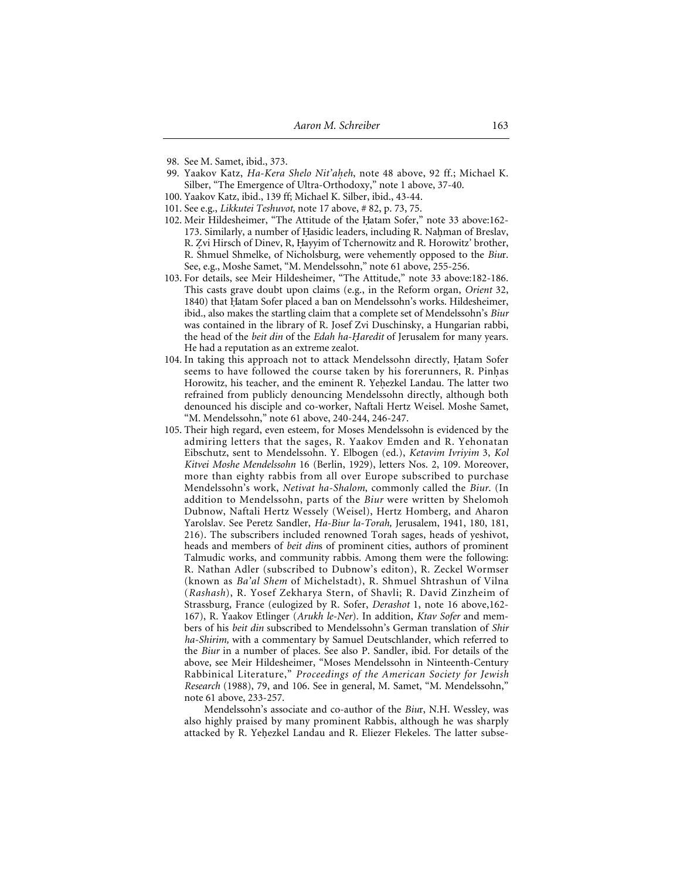98. See M. Samet, ibid., 373.
99. Yaakov Katz, *Ha-Kera Shelo Nit'aḥeh*, note 48 above, 92 ff.; Michael K. Silber, "The Emergence of Ultra-Orthodoxy," note 1 above, 37-40.
100. Yaakov Katz, ibid., 139 ff; Michael K. Silber, ibid., 43-44.
101. See e.g., *Likkutei Teshuvot*, note 17 above, # 82, p. 73, 75.
102. Meir Hildesheimer, "The Attitude of the Ḥatam Sofer," note 33 above:162-173. Similarly, a number of Ḥasidic leaders, including R. Naḥman of Breslav, R. Ẓvi Hirsch of Dinev, R, Ḥayyim of Tchernowitz and R. Horowitz' brother, R. Shmuel Shmelke, of Nicholsburg, were vehemently opposed to the *Biur*. See, e.g., Moshe Samet, "M. Mendelssohn," note 61 above, 255-256.
103. For details, see Meir Hildesheimer, "The Attitude," note 33 above:182-186. This casts grave doubt upon claims (e.g., in the Reform organ, *Orient* 32, 1840) that Ḥatam Sofer placed a ban on Mendelssohn's works. Hildesheimer, ibid., also makes the startling claim that a complete set of Mendelssohn's *Biur* was contained in the library of R. Josef Zvi Duschinsky, a Hungarian rabbi, the head of the *beit din* of the *Edah ha-Ḥaredit* of Jerusalem for many years. He had a reputation as an extreme zealot.
104. In taking this approach not to attack Mendelssohn directly, Ḥatam Sofer seems to have followed the course taken by his forerunners, R. Pinḥas Horowitz, his teacher, and the eminent R. Yeḥezkel Landau. The latter two refrained from publicly denouncing Mendelssohn directly, although both denounced his disciple and co-worker, Naftali Hertz Weisel. Moshe Samet, "M. Mendelssohn," note 61 above, 240-244, 246-247.
105. Their high regard, even esteem, for Moses Mendelssohn is evidenced by the admiring letters that the sages, R. Yaakov Emden and R. Yehonatan Eibschutz, sent to Mendelssohn. Y. Elbogen (ed.), *Ketavim Ivriyim* 3, *Kol Kitvei Moshe Mendelssohn* 16 (Berlin, 1929), letters Nos. 2, 109. Moreover, more than eighty rabbis from all over Europe subscribed to purchase Mendelssohn's work, *Netivat ha-Shalom*, commonly called the *Biur*. (In addition to Mendelssohn, parts of the *Biur* were written by Shelomoh Dubnow, Naftali Hertz Wessely (Weisel), Hertz Homberg, and Aharon Yarolslav. See Peretz Sandler, *Ha-Biur la-Torah,* Jerusalem, 1941, 180, 181, 216). The subscribers included renowned Torah sages, heads of yeshivot, heads and members of *beit din*s of prominent cities, authors of prominent Talmudic works, and community rabbis. Among them were the following: R. Nathan Adler (subscribed to Dubnow's editon), R. Zeckel Wormser (known as *Ba'al Shem* of Michelstadt), R. Shmuel Shtrashun of Vilna (*Rashash*), R. Yosef Zekharya Stern, of Shavli; R. David Zinzheim of Strassburg, France (eulogized by R. Sofer, *Derashot* 1, note 16 above,162-167), R. Yaakov Etlinger (*Arukh le-Ner*). In addition, *Ktav Sofer* and members of his *beit din* subscribed to Mendelssohn's German translation of *Shir ha-Shirim,* with a commentary by Samuel Deutschlander, which referred to the *Biur* in a number of places. See also P. Sandler, ibid. For details of the above, see Meir Hildesheimer, "Moses Mendelssohn in Ninteenth-Century Rabbinical Literature," *Proceedings of the American Society for Jewish Research* (1988), 79, and 106. See in general, M. Samet, "M. Mendelssohn," note 61 above, 233-257.

    Mendelssohn's associate and co-author of the *Biur*, N.H. Wessley, was also highly praised by many prominent Rabbis, although he was sharply attacked by R. Yeḥezkel Landau and R. Eliezer Flekeles. The latter subse-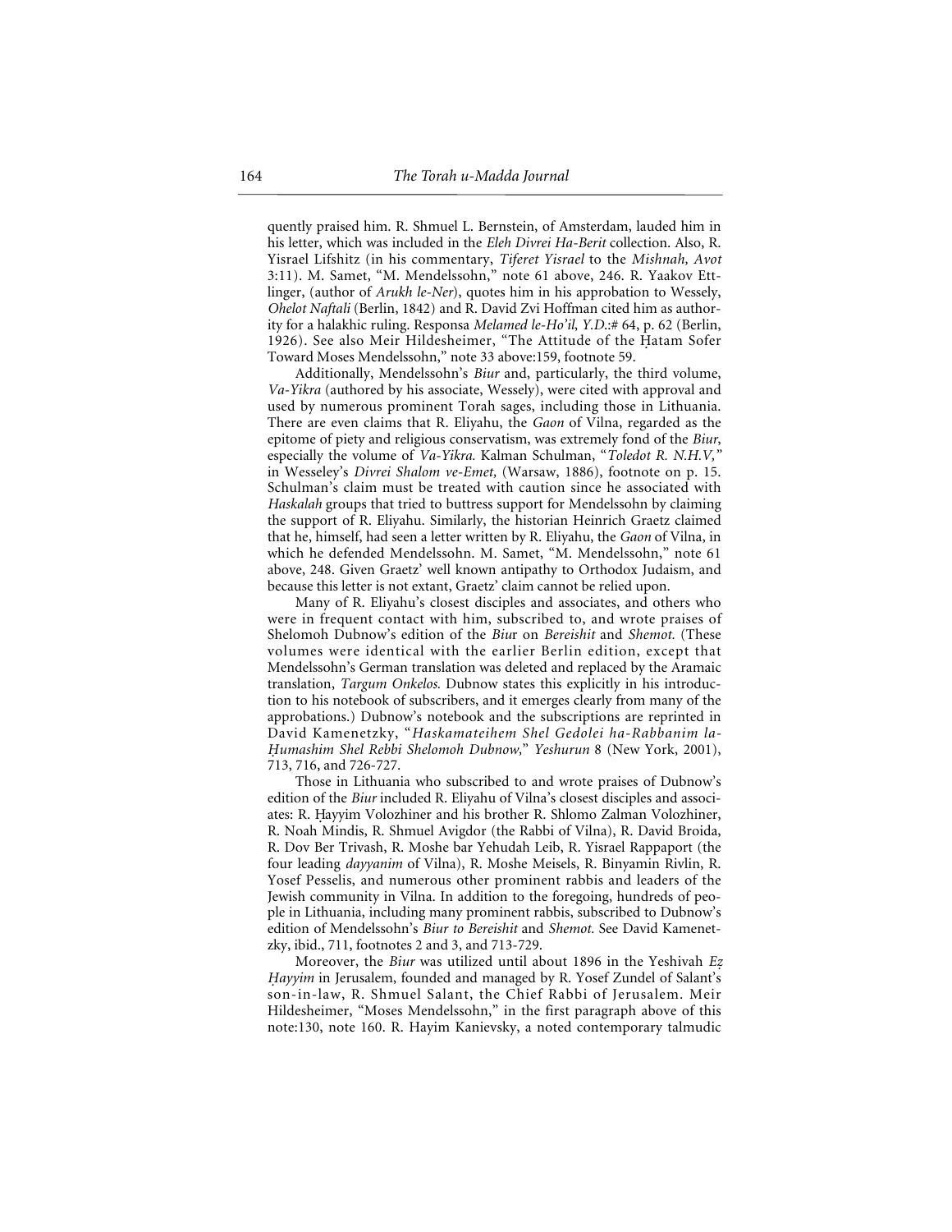quently praised him. R. Shmuel L. Bernstein, of Amsterdam, lauded him in his letter, which was included in the *Eleh Divrei Ha-Berit* collection. Also, R. Yisrael Lifshitz (in his commentary, *Tiferet Yisrael* to the *Mishnah, Avot* 3:11). M. Samet, "M. Mendelssohn," note 61 above, 246. R. Yaakov Ettlinger, (author of *Arukh le-Ner*), quotes him in his approbation to Wessely, *Ohelot Naftali* (Berlin, 1842) and R. David Zvi Hoffman cited him as authority for a halakhic ruling. Responsa *Melamed le-Ho'il*, *Y.D.*:# 64, p. 62 (Berlin, 1926). See also Meir Hildesheimer, "The Attitude of the Ḥatam Sofer Toward Moses Mendelssohn," note 33 above:159, footnote 59.

Additionally, Mendelssohn's *Biur* and, particularly, the third volume, *Va-Yikra* (authored by his associate, Wessely), were cited with approval and used by numerous prominent Torah sages, including those in Lithuania. There are even claims that R. Eliyahu, the *Gaon* of Vilna, regarded as the epitome of piety and religious conservatism, was extremely fond of the *Biur*, especially the volume of *Va-Yikra.* Kalman Schulman, "*Toledot R. N.H.V,*" in Wesseley's *Divrei Shalom ve-Emet,* (Warsaw, 1886), footnote on p. 15. Schulman's claim must be treated with caution since he associated with *Haskalah* groups that tried to buttress support for Mendelssohn by claiming the support of R. Eliyahu. Similarly, the historian Heinrich Graetz claimed that he, himself, had seen a letter written by R. Eliyahu, the *Gaon* of Vilna, in which he defended Mendelssohn. M. Samet, "M. Mendelssohn," note 61 above, 248. Given Graetz' well known antipathy to Orthodox Judaism, and because this letter is not extant, Graetz' claim cannot be relied upon.

Many of R. Eliyahu's closest disciples and associates, and others who were in frequent contact with him, subscribed to, and wrote praises of Shelomoh Dubnow's edition of the *Biur* on *Bereishit* and *Shemot.* (These volumes were identical with the earlier Berlin edition, except that Mendelssohn's German translation was deleted and replaced by the Aramaic translation, *Targum Onkelos.* Dubnow states this explicitly in his introduction to his notebook of subscribers, and it emerges clearly from many of the approbations.) Dubnow's notebook and the subscriptions are reprinted in David Kamenetzky, "*Haskamateihem Shel Gedolei ha-Rabbanim la-Ḥumashim Shel Rebbi Shelomoh Dubnow,*" *Yeshurun* 8 (New York, 2001), 713, 716, and 726-727.

Those in Lithuania who subscribed to and wrote praises of Dubnow's edition of the *Biur* included R. Eliyahu of Vilna's closest disciples and associates: R. Ḥayyim Volozhiner and his brother R. Shlomo Zalman Volozhiner, R. Noah Mindis, R. Shmuel Avigdor (the Rabbi of Vilna), R. David Broida, R. Dov Ber Trivash, R. Moshe bar Yehudah Leib, R. Yisrael Rappaport (the four leading *dayyanim* of Vilna), R. Moshe Meisels, R. Binyamin Rivlin, R. Yosef Pesselis, and numerous other prominent rabbis and leaders of the Jewish community in Vilna. In addition to the foregoing, hundreds of people in Lithuania, including many prominent rabbis, subscribed to Dubnow's edition of Mendelssohn's *Biur to Bereishit* and *Shemot.* See David Kamenetzky, ibid., 711, footnotes 2 and 3, and 713-729.

Moreover, the *Biur* was utilized until about 1896 in the Yeshivah *Ez Ḥayyim* in Jerusalem, founded and managed by R. Yosef Zundel of Salant's son-in-law, R. Shmuel Salant, the Chief Rabbi of Jerusalem. Meir Hildesheimer, "Moses Mendelssohn," in the first paragraph above of this note:130, note 160. R. Hayim Kanievsky, a noted contemporary talmudic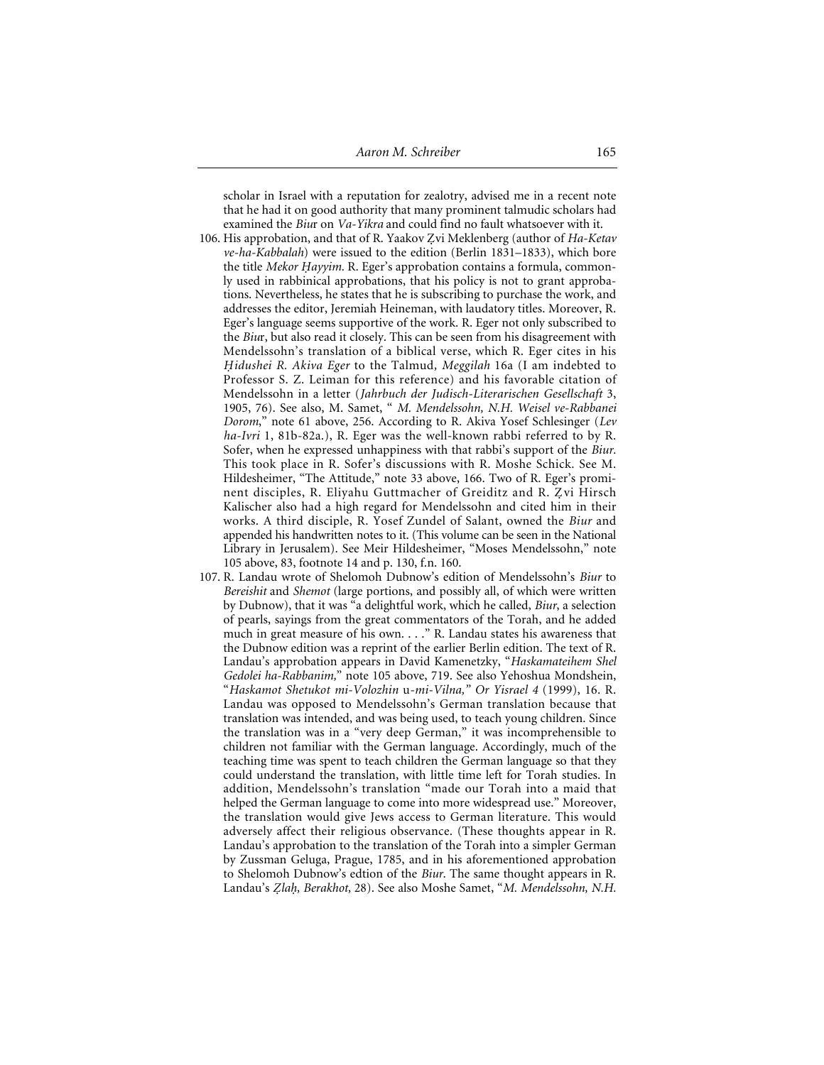scholar in Israel with a reputation for zealotry, advised me in a recent note that he had it on good authority that many prominent talmudic scholars had examined the *Biur* on *Va-Yikra* and could find no fault whatsoever with it.

106. His approbation, and that of R. Yaakov Ẓvi Meklenberg (author of *Ha-Ketav ve-ha-Kabbalah*) were issued to the edition (Berlin 1831–1833), which bore the title *Mekor Ḥayyim*. R. Eger's approbation contains a formula, commonly used in rabbinical approbations, that his policy is not to grant approbations. Nevertheless, he states that he is subscribing to purchase the work, and addresses the editor, Jeremiah Heineman, with laudatory titles. Moreover, R. Eger's language seems supportive of the work. R. Eger not only subscribed to the *Biur*, but also read it closely. This can be seen from his disagreement with Mendelssohn's translation of a biblical verse, which R. Eger cites in his *Ḥidushei R. Akiva Eger* to the Talmud, *Meggilah* 16a (I am indebted to Professor S. Z. Leiman for this reference) and his favorable citation of Mendelssohn in a letter (*Jahrbuch der Judisch-Literarischen Gesellschaft* 3, 1905, 76). See also, M. Samet, " *M. Mendelssohn, N.H. Weisel ve-Rabbanei Dorom*," note 61 above, 256. According to R. Akiva Yosef Schlesinger (*Lev ha-Ivri* 1, 81b-82a.), R. Eger was the well-known rabbi referred to by R. Sofer, when he expressed unhappiness with that rabbi's support of the *Biur*. This took place in R. Sofer's discussions with R. Moshe Schick. See M. Hildesheimer, "The Attitude," note 33 above, 166. Two of R. Eger's prominent disciples, R. Eliyahu Guttmacher of Greiditz and R. Ẓvi Hirsch Kalischer also had a high regard for Mendelssohn and cited him in their works. A third disciple, R. Yosef Zundel of Salant, owned the *Biur* and appended his handwritten notes to it. (This volume can be seen in the National Library in Jerusalem). See Meir Hildesheimer, "Moses Mendelssohn," note 105 above, 83, footnote 14 and p. 130, f.n. 160.

107. R. Landau wrote of Shelomoh Dubnow's edition of Mendelssohn's *Biur* to *Bereishit* and *Shemot* (large portions, and possibly all, of which were written by Dubnow), that it was "a delightful work, which he called, *Biur*, a selection of pearls, sayings from the great commentators of the Torah, and he added much in great measure of his own. . . ." R. Landau states his awareness that the Dubnow edition was a reprint of the earlier Berlin edition. The text of R. Landau's approbation appears in David Kamenetzky, "*Haskamateihem Shel Gedolei ha-Rabbanim,*" note 105 above, 719. See also Yehoshua Mondshein, "*Haskamot Shetukot mi-Volozhin* u-*mi-Vilna," Or Yisrael 4* (1999), 16. R. Landau was opposed to Mendelssohn's German translation because that translation was intended, and was being used, to teach young children. Since the translation was in a "very deep German," it was incomprehensible to children not familiar with the German language. Accordingly, much of the teaching time was spent to teach children the German language so that they could understand the translation, with little time left for Torah studies. In addition, Mendelssohn's translation "made our Torah into a maid that helped the German language to come into more widespread use." Moreover, the translation would give Jews access to German literature. This would adversely affect their religious observance. (These thoughts appear in R. Landau's approbation to the translation of the Torah into a simpler German by Zussman Geluga, Prague, 1785, and in his aforementioned approbation to Shelomoh Dubnow's edtion of the *Biur*. The same thought appears in R. Landau's *Ẓlaḥ, Berakhot,* 28). See also Moshe Samet, "*M. Mendelssohn, N.H.*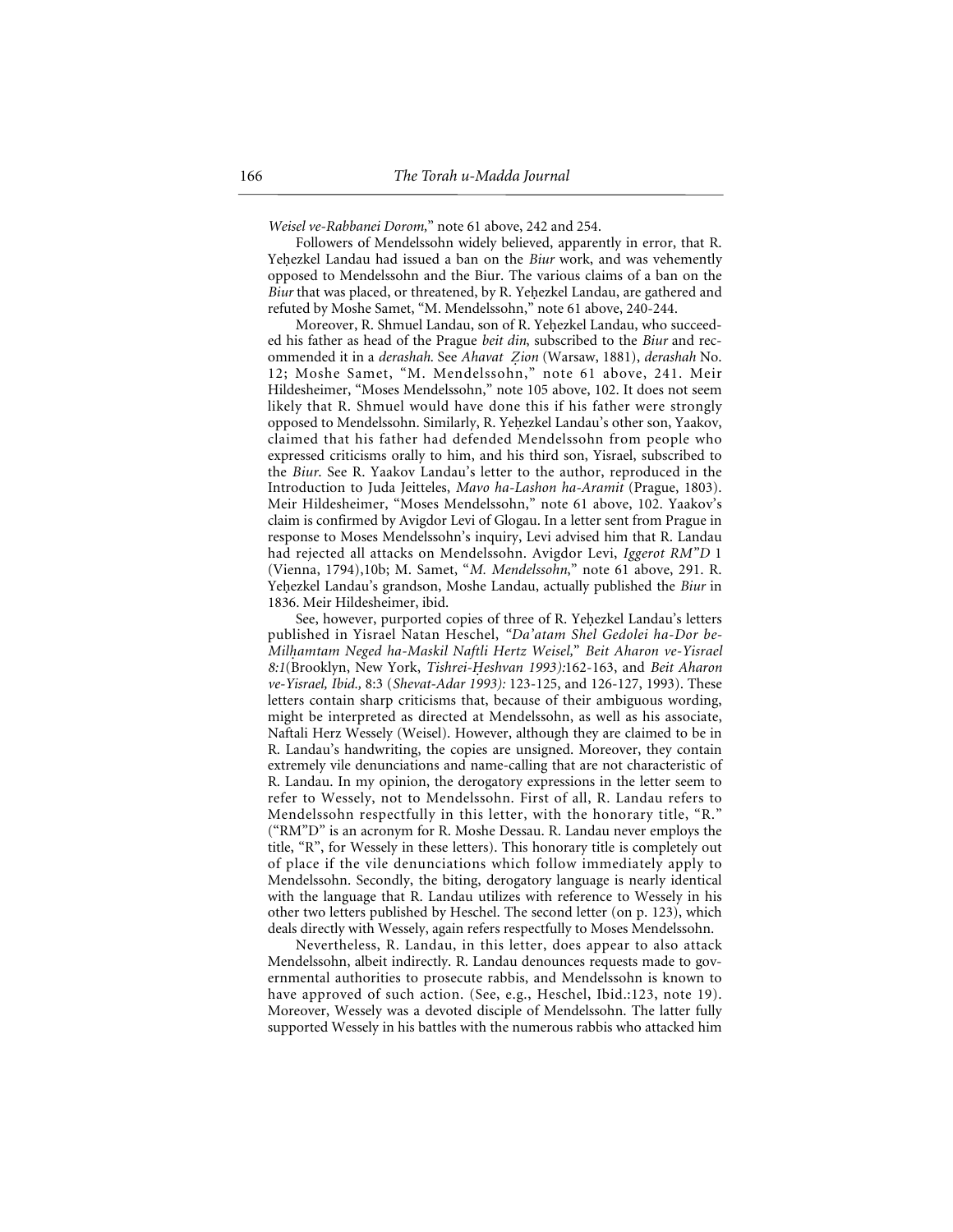*Weisel ve-Rabbanei Dorom,*" note 61 above, 242 and 254.

Followers of Mendelssohn widely believed, apparently in error, that R. Yeḥezkel Landau had issued a ban on the *Biur* work, and was vehemently opposed to Mendelssohn and the Biur. The various claims of a ban on the *Biur* that was placed, or threatened, by R. Yeḥezkel Landau, are gathered and refuted by Moshe Samet, "M. Mendelssohn," note 61 above, 240-244.

Moreover, R. Shmuel Landau, son of R. Yeḥezkel Landau, who succeeded his father as head of the Prague *beit din*, subscribed to the *Biur* and recommended it in a *derashah.* See *Ahavat Ẓion* (Warsaw, 1881), *derashah* No. 12; Moshe Samet, "M. Mendelssohn," note 61 above, 241. Meir Hildesheimer, "Moses Mendelssohn," note 105 above, 102. It does not seem likely that R. Shmuel would have done this if his father were strongly opposed to Mendelssohn. Similarly, R. Yeḥezkel Landau's other son, Yaakov, claimed that his father had defended Mendelssohn from people who expressed criticisms orally to him, and his third son, Yisrael, subscribed to the *Biur*. See R. Yaakov Landau's letter to the author, reproduced in the Introduction to Juda Jeitteles, *Mavo ha-Lashon ha-Aramit* (Prague, 1803). Meir Hildesheimer, "Moses Mendelssohn," note 61 above, 102. Yaakov's claim is confirmed by Avigdor Levi of Glogau. In a letter sent from Prague in response to Moses Mendelssohn's inquiry, Levi advised him that R. Landau had rejected all attacks on Mendelssohn. Avigdor Levi, *Iggerot RM"D* 1 (Vienna, 1794),10b; M. Samet, "*M. Mendelssohn,*" note 61 above, 291. R. Yeḥezkel Landau's grandson, Moshe Landau, actually published the *Biur* in 1836. Meir Hildesheimer, ibid.

See, however, purported copies of three of R. Yeḥezkel Landau's letters published in Yisrael Natan Heschel, *"Da'atam Shel Gedolei ha-Dor be-Milḥamtam Neged ha-Maskil Naftli Hertz Weisel,*" *Beit Aharon ve-Yisrael 8:1*(Brooklyn, New York, *Tishrei-Ḥeshvan 1993):*162-163, and *Beit Aharon ve-Yisrael, Ibid.,* 8:3 (*Shevat-Adar 1993):* 123-125, and 126-127, 1993). These letters contain sharp criticisms that, because of their ambiguous wording, might be interpreted as directed at Mendelssohn, as well as his associate, Naftali Herz Wessely (Weisel). However, although they are claimed to be in R. Landau's handwriting, the copies are unsigned. Moreover, they contain extremely vile denunciations and name-calling that are not characteristic of R. Landau. In my opinion, the derogatory expressions in the letter seem to refer to Wessely, not to Mendelssohn. First of all, R. Landau refers to Mendelssohn respectfully in this letter, with the honorary title, "R." ("RM"D" is an acronym for R. Moshe Dessau. R. Landau never employs the title, "R", for Wessely in these letters). This honorary title is completely out of place if the vile denunciations which follow immediately apply to Mendelssohn. Secondly, the biting, derogatory language is nearly identical with the language that R. Landau utilizes with reference to Wessely in his other two letters published by Heschel. The second letter (on p. 123), which deals directly with Wessely, again refers respectfully to Moses Mendelssohn.

Nevertheless, R. Landau, in this letter, does appear to also attack Mendelssohn, albeit indirectly. R. Landau denounces requests made to governmental authorities to prosecute rabbis, and Mendelssohn is known to have approved of such action. (See, e.g., Heschel, Ibid.:123, note 19). Moreover, Wessely was a devoted disciple of Mendelssohn. The latter fully supported Wessely in his battles with the numerous rabbis who attacked him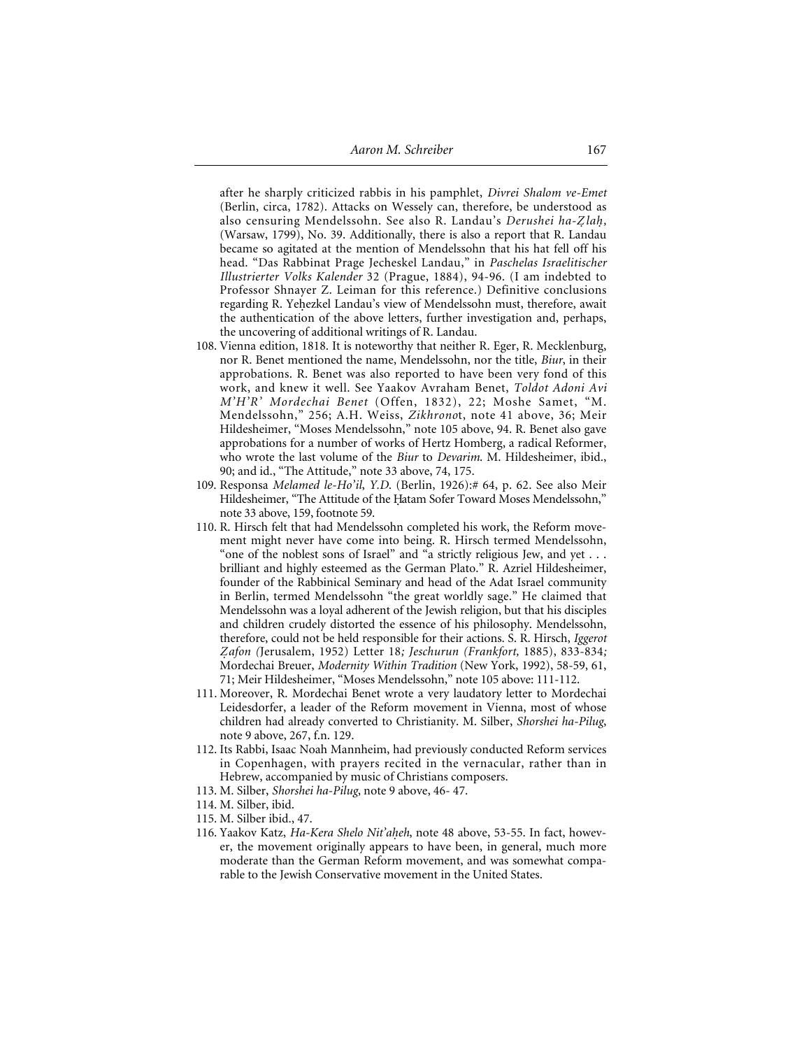after he sharply criticized rabbis in his pamphlet, *Divrei Shalom ve-Emet* (Berlin, circa, 1782). Attacks on Wessely can, therefore, be understood as also censuring Mendelssohn. See also R. Landau's *Derushei ha-Ẓlaḥ,* (Warsaw, 1799), No. 39. Additionally, there is also a report that R. Landau became so agitated at the mention of Mendelssohn that his hat fell off his head. "Das Rabbinat Prage Jecheskel Landau," in *Paschelas Israelitischer Illustrierter Volks Kalender* 32 (Prague, 1884), 94-96. (I am indebted to Professor Shnayer Z. Leiman for this reference.) Definitive conclusions regarding R. Yeḥezkel Landau's view of Mendelssohn must, therefore, await the authentication of the above letters, further investigation and, perhaps, the uncovering of additional writings of R. Landau.

108. Vienna edition, 1818. It is noteworthy that neither R. Eger, R. Mecklenburg, nor R. Benet mentioned the name, Mendelssohn, nor the title, *Biur*, in their approbations. R. Benet was also reported to have been very fond of this work, and knew it well. See Yaakov Avraham Benet, *Toldot Adoni Avi M'H'R' Mordechai Benet* (Offen, 1832), 22; Moshe Samet, "M. Mendelssohn," 256; A.H. Weiss, *Zikhrono*t, note 41 above, 36; Meir Hildesheimer, "Moses Mendelssohn," note 105 above, 94. R. Benet also gave approbations for a number of works of Hertz Homberg, a radical Reformer, who wrote the last volume of the *Biur* to *Devarim*. M. Hildesheimer, ibid., 90; and id., "The Attitude," note 33 above, 74, 175.
109. Responsa *Melamed le-Ho'il*, *Y.D.* (Berlin, 1926):# 64, p. 62. See also Meir Hildesheimer, "The Attitude of the Ḥatam Sofer Toward Moses Mendelssohn," note 33 above, 159, footnote 59.
110. R. Hirsch felt that had Mendelssohn completed his work, the Reform movement might never have come into being. R. Hirsch termed Mendelssohn, "one of the noblest sons of Israel" and "a strictly religious Jew, and yet . . . brilliant and highly esteemed as the German Plato." R. Azriel Hildesheimer, founder of the Rabbinical Seminary and head of the Adat Israel community in Berlin, termed Mendelssohn "the great worldly sage." He claimed that Mendelssohn was a loyal adherent of the Jewish religion, but that his disciples and children crudely distorted the essence of his philosophy. Mendelssohn, therefore, could not be held responsible for their actions. S. R. Hirsch, *Iggerot Ẓafon (*Jerusalem, 1952) Letter 18*; Jeschurun (Frankfort,* 1885), 833-834*;* Mordechai Breuer, *Modernity Within Tradition* (New York, 1992), 58-59, 61, 71; Meir Hildesheimer, "Moses Mendelssohn," note 105 above: 111-112.
111. Moreover, R. Mordechai Benet wrote a very laudatory letter to Mordechai Leidesdorfer, a leader of the Reform movement in Vienna, most of whose children had already converted to Christianity. M. Silber, *Shorshei ha-Pilug*, note 9 above, 267, f.n. 129.
112. Its Rabbi, Isaac Noah Mannheim, had previously conducted Reform services in Copenhagen, with prayers recited in the vernacular, rather than in Hebrew, accompanied by music of Christians composers.
113. M. Silber, *Shorshei ha-Pilug*, note 9 above, 46- 47.
114. M. Silber, ibid.
115. M. Silber ibid., 47.
116. Yaakov Katz, *Ha-Kera Shelo Nit'aḥeh*, note 48 above, 53-55. In fact, however, the movement originally appears to have been, in general, much more moderate than the German Reform movement, and was somewhat comparable to the Jewish Conservative movement in the United States.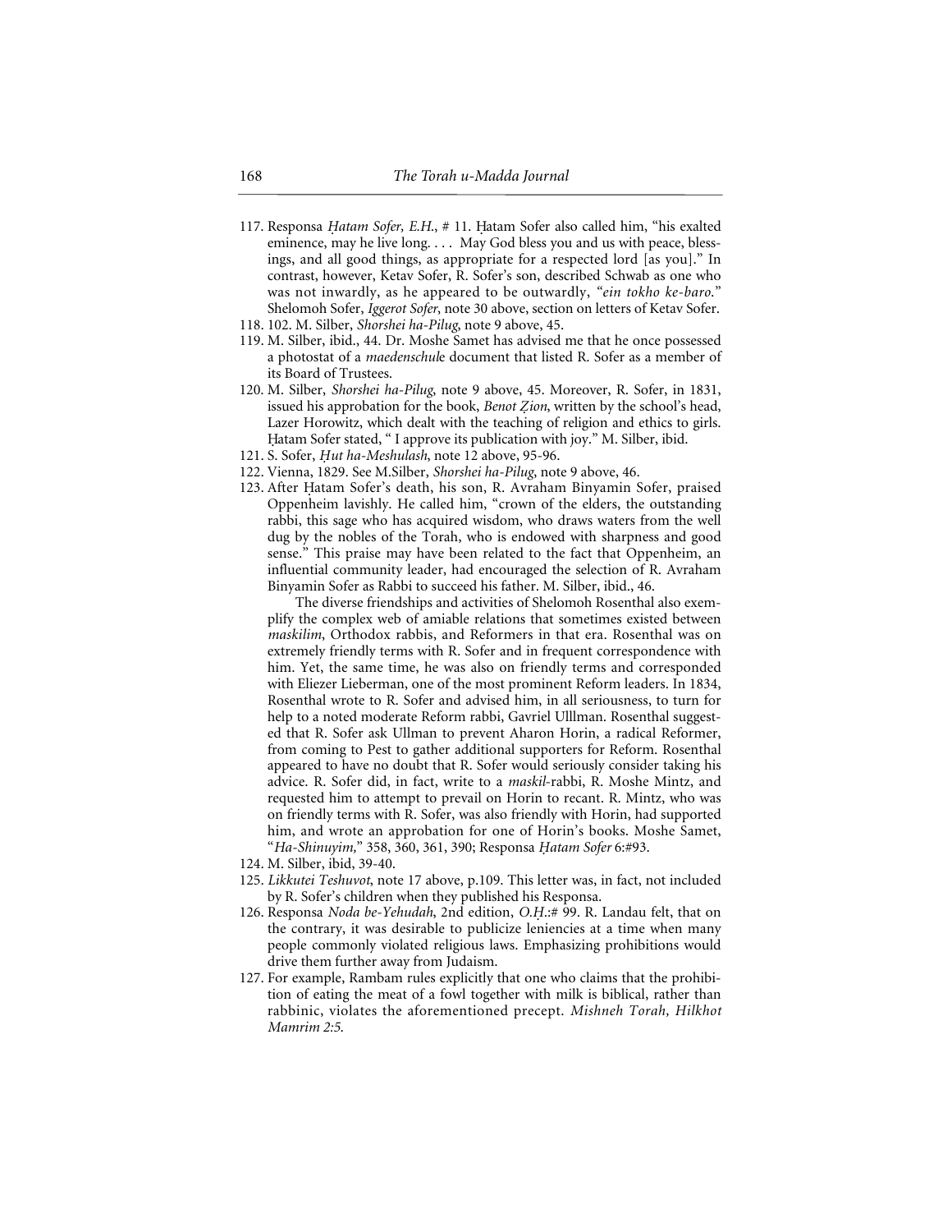117. Responsa *Ḥatam Sofer, E.H.*, # 11. Ḥatam Sofer also called him, "his exalted eminence, may he live long. . . . May God bless you and us with peace, blessings, and all good things, as appropriate for a respected lord [as you]." In contrast, however, Ketav Sofer, R. Sofer's son, described Schwab as one who was not inwardly, as he appeared to be outwardly, "*ein tokho ke-baro*." Shelomoh Sofer, *Iggerot Sofer*, note 30 above, section on letters of Ketav Sofer.
118. 102. M. Silber, *Shorshei ha-Pilug*, note 9 above, 45.
119. M. Silber, ibid., 44. Dr. Moshe Samet has advised me that he once possessed a photostat of a *maedenschul*e document that listed R. Sofer as a member of its Board of Trustees.
120. M. Silber, *Shorshei ha-Pilug*, note 9 above, 45. Moreover, R. Sofer, in 1831, issued his approbation for the book, *Benot Ẓion*, written by the school's head, Lazer Horowitz, which dealt with the teaching of religion and ethics to girls. Ḥatam Sofer stated, " I approve its publication with joy." M. Silber, ibid.
121. S. Sofer, *Ḥut ha-Meshulash*, note 12 above, 95-96.
122. Vienna, 1829. See M.Silber, *Shorshei ha-Pilug*, note 9 above, 46.
123. After Ḥatam Sofer's death, his son, R. Avraham Binyamin Sofer, praised Oppenheim lavishly. He called him, "crown of the elders, the outstanding rabbi, this sage who has acquired wisdom, who draws waters from the well dug by the nobles of the Torah, who is endowed with sharpness and good sense." This praise may have been related to the fact that Oppenheim, an influential community leader, had encouraged the selection of R. Avraham Binyamin Sofer as Rabbi to succeed his father. M. Silber, ibid., 46.

    The diverse friendships and activities of Shelomoh Rosenthal also exemplify the complex web of amiable relations that sometimes existed between *maskilim*, Orthodox rabbis, and Reformers in that era. Rosenthal was on extremely friendly terms with R. Sofer and in frequent correspondence with him. Yet, the same time, he was also on friendly terms and corresponded with Eliezer Lieberman, one of the most prominent Reform leaders. In 1834, Rosenthal wrote to R. Sofer and advised him, in all seriousness, to turn for help to a noted moderate Reform rabbi, Gavriel Ulllman. Rosenthal suggested that R. Sofer ask Ullman to prevent Aharon Horin, a radical Reformer, from coming to Pest to gather additional supporters for Reform. Rosenthal appeared to have no doubt that R. Sofer would seriously consider taking his advice. R. Sofer did, in fact, write to a *maskil*-rabbi, R. Moshe Mintz, and requested him to attempt to prevail on Horin to recant. R. Mintz, who was on friendly terms with R. Sofer, was also friendly with Horin, had supported him, and wrote an approbation for one of Horin's books. Moshe Samet, "*Ha-Shinuyim*," 358, 360, 361, 390; Responsa *Ḥatam Sofer* 6:#93.
124. M. Silber, ibid, 39-40.
125. *Likkutei Teshuvot*, note 17 above, p.109. This letter was, in fact, not included by R. Sofer's children when they published his Responsa.
126. Responsa *Noda be-Yehudah*, 2nd edition, *O.Ḥ.*:# 99. R. Landau felt, that on the contrary, it was desirable to publicize leniencies at a time when many people commonly violated religious laws. Emphasizing prohibitions would drive them further away from Judaism.
127. For example, Rambam rules explicitly that one who claims that the prohibition of eating the meat of a fowl together with milk is biblical, rather than rabbinic, violates the aforementioned precept. *Mishneh Torah, Hilkhot Mamrim 2:5.*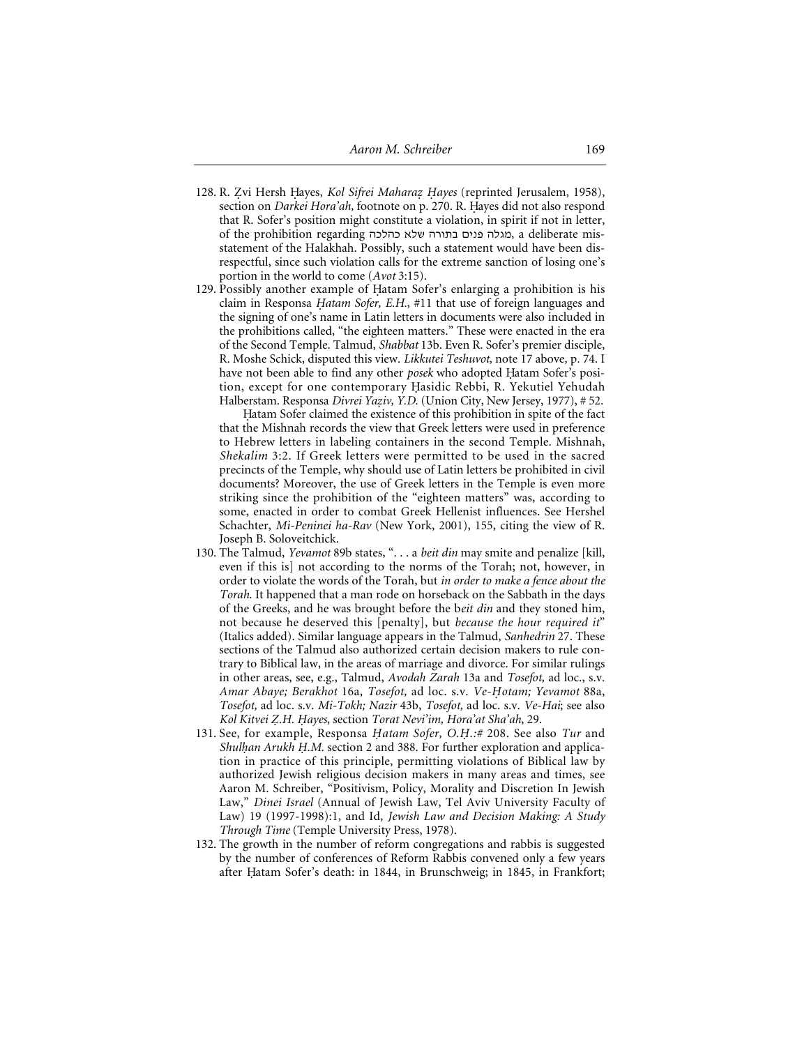128. R. Ẓvi Hersh Ḥayes, *Kol Sifrei Maharaẓ Ḥayes* (reprinted Jerusalem, 1958), section on *Darkei Hora'ah,* footnote on p. 270. R. Ḥayes did not also respond that R. Sofer's position might constitute a violation, in spirit if not in letter, of the prohibition regarding מגלה פנים בתורה שלא כהלכה, a deliberate misstatement of the Halakhah. Possibly, such a statement would have been disrespectful, since such violation calls for the extreme sanction of losing one's portion in the world to come (*Avot* 3:15).

129. Possibly another example of Ḥatam Sofer's enlarging a prohibition is his claim in Responsa *Ḥatam Sofer, E.H.*, #11 that use of foreign languages and the signing of one's name in Latin letters in documents were also included in the prohibitions called, "the eighteen matters." These were enacted in the era of the Second Temple. Talmud, *Shabbat* 13b. Even R. Sofer's premier disciple, R. Moshe Schick, disputed this view. *Likkutei Teshuvot,* note 17 above, p. 74. I have not been able to find any other *posek* who adopted Ḥatam Sofer's position, except for one contemporary Ḥasidic Rebbi, R. Yekutiel Yehudah Halberstam. Responsa *Divrei Yaẓiv, Y.D.* (Union City, New Jersey, 1977), # 52.

    Ḥatam Sofer claimed the existence of this prohibition in spite of the fact that the Mishnah records the view that Greek letters were used in preference to Hebrew letters in labeling containers in the second Temple. Mishnah, *Shekalim* 3:2. If Greek letters were permitted to be used in the sacred precincts of the Temple, why should use of Latin letters be prohibited in civil documents? Moreover, the use of Greek letters in the Temple is even more striking since the prohibition of the "eighteen matters" was, according to some, enacted in order to combat Greek Hellenist influences. See Hershel Schachter, *Mi-Peninei ha-Rav* (New York, 2001), 155, citing the view of R. Joseph B. Soloveitchick.

130. The Talmud, *Yevamot* 89b states, ". . . a *beit din* may smite and penalize [kill, even if this is] not according to the norms of the Torah; not, however, in order to violate the words of the Torah, but *in order to make a fence about the Torah*. It happened that a man rode on horseback on the Sabbath in the days of the Greeks, and he was brought before the b*eit din* and they stoned him, not because he deserved this [penalty], but *because the hour required it*" (Italics added). Similar language appears in the Talmud, *Sanhedrin* 27. These sections of the Talmud also authorized certain decision makers to rule contrary to Biblical law, in the areas of marriage and divorce. For similar rulings in other areas, see, e.g., Talmud, *Avodah Zarah* 13a and *Tosefot,* ad loc., s.v. *Amar Abaye; Berakhot* 16a, *Tosefot,* ad loc. s.v. *Ve-Ḥotam; Yevamot* 88a, *Tosefot,* ad loc. s.v. *Mi-Tokh; Nazir* 43b, *Tosefot,* ad loc. s.v. *Ve-Hai*; see also *Kol Kitvei Ẓ.H. Ḥayes*, section *Torat Nevi'im, Hora'at Sha'ah*, 29.

131. See, for example, Responsa *Ḥatam Sofer, O.Ḥ.*:# 208. See also *Tur* and *Shulḥan Arukh Ḥ.M.* section 2 and 388. For further exploration and application in practice of this principle, permitting violations of Biblical law by authorized Jewish religious decision makers in many areas and times, see Aaron M. Schreiber, "Positivism, Policy, Morality and Discretion In Jewish Law," *Dinei Israel* (Annual of Jewish Law, Tel Aviv University Faculty of Law) 19 (1997-1998):1, and Id, *Jewish Law and Decision Making: A Study Through Time* (Temple University Press, 1978).

132. The growth in the number of reform congregations and rabbis is suggested by the number of conferences of Reform Rabbis convened only a few years after Ḥatam Sofer's death: in 1844, in Brunschweig; in 1845, in Frankfort;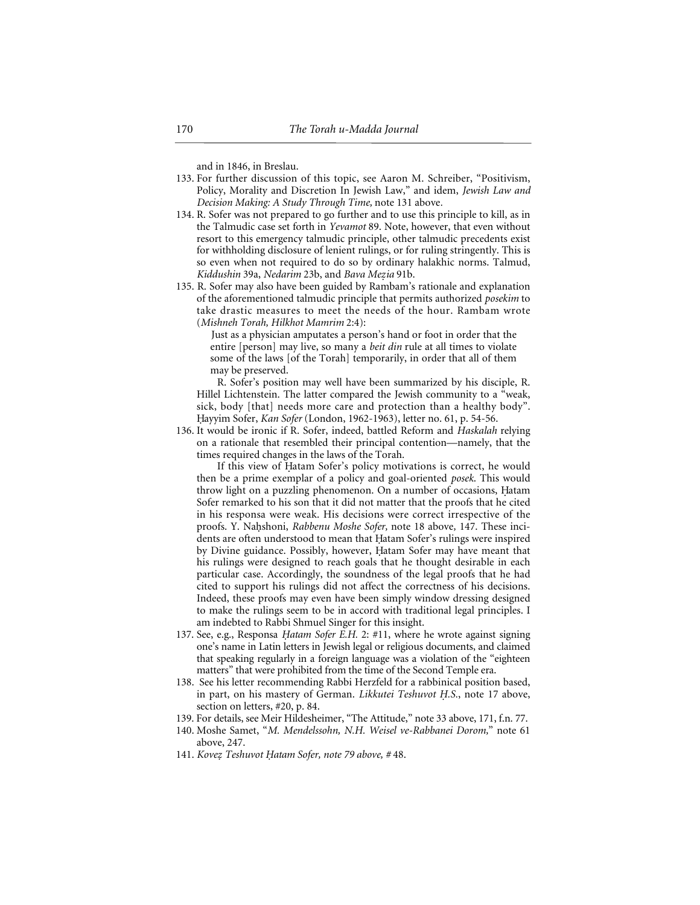and in 1846, in Breslau.

133. For further discussion of this topic, see Aaron M. Schreiber, "Positivism, Policy, Morality and Discretion In Jewish Law," and idem, *Jewish Law and Decision Making: A Study Through Time,* note 131 above.
134. R. Sofer was not prepared to go further and to use this principle to kill, as in the Talmudic case set forth in *Yevamot* 89. Note, however, that even without resort to this emergency talmudic principle, other talmudic precedents exist for withholding disclosure of lenient rulings, or for ruling stringently. This is so even when not required to do so by ordinary halakhic norms. Talmud, *Kiddushin* 39a, *Nedarim* 23b, and *Bava Meẓia* 91b.
135. R. Sofer may also have been guided by Rambam's rationale and explanation of the aforementioned talmudic principle that permits authorized *posekim* to take drastic measures to meet the needs of the hour. Rambam wrote (*Mishneh Torah, Hilkhot Mamrim* 2:4):

    Just as a physician amputates a person's hand or foot in order that the entire [person] may live, so many a *beit din* rule at all times to violate some of the laws [of the Torah] temporarily, in order that all of them may be preserved.

    R. Sofer's position may well have been summarized by his disciple, R. Hillel Lichtenstein. The latter compared the Jewish community to a "weak, sick, body [that] needs more care and protection than a healthy body". Ḥayyim Sofer, *Kan Sofer* (London, 1962-1963), letter no. 61, p. 54-56.
136. It would be ironic if R. Sofer, indeed, battled Reform and *Haskalah* relying on a rationale that resembled their principal contention—namely, that the times required changes in the laws of the Torah.

    If this view of Ḥatam Sofer's policy motivations is correct, he would then be a prime exemplar of a policy and goal-oriented *posek.* This would throw light on a puzzling phenomenon. On a number of occasions, Ḥatam Sofer remarked to his son that it did not matter that the proofs that he cited in his responsa were weak. His decisions were correct irrespective of the proofs. Y. Naḥshoni, *Rabbenu Moshe Sofer,* note 18 above, 147. These incidents are often understood to mean that Ḥatam Sofer's rulings were inspired by Divine guidance. Possibly, however, Ḥatam Sofer may have meant that his rulings were designed to reach goals that he thought desirable in each particular case. Accordingly, the soundness of the legal proofs that he had cited to support his rulings did not affect the correctness of his decisions. Indeed, these proofs may even have been simply window dressing designed to make the rulings seem to be in accord with traditional legal principles. I am indebted to Rabbi Shmuel Singer for this insight.
137. See, e.g., Responsa *Ḥatam Sofer E.H.* 2: #11, where he wrote against signing one's name in Latin letters in Jewish legal or religious documents, and claimed that speaking regularly in a foreign language was a violation of the "eighteen matters" that were prohibited from the time of the Second Temple era.
138. See his letter recommending Rabbi Herzfeld for a rabbinical position based, in part, on his mastery of German. *Likkutei Teshuvot Ḥ.S.*, note 17 above, section on letters, #20, p. 84.
139. For details, see Meir Hildesheimer, "The Attitude," note 33 above, 171, f.n. 77.
140. Moshe Samet, "*M. Mendelssohn, N.H. Weisel ve-Rabbanei Dorom,*" note 61 above, 247.
141. *Kovez Teshuvot Ḥatam Sofer, note 79 above,* # 48.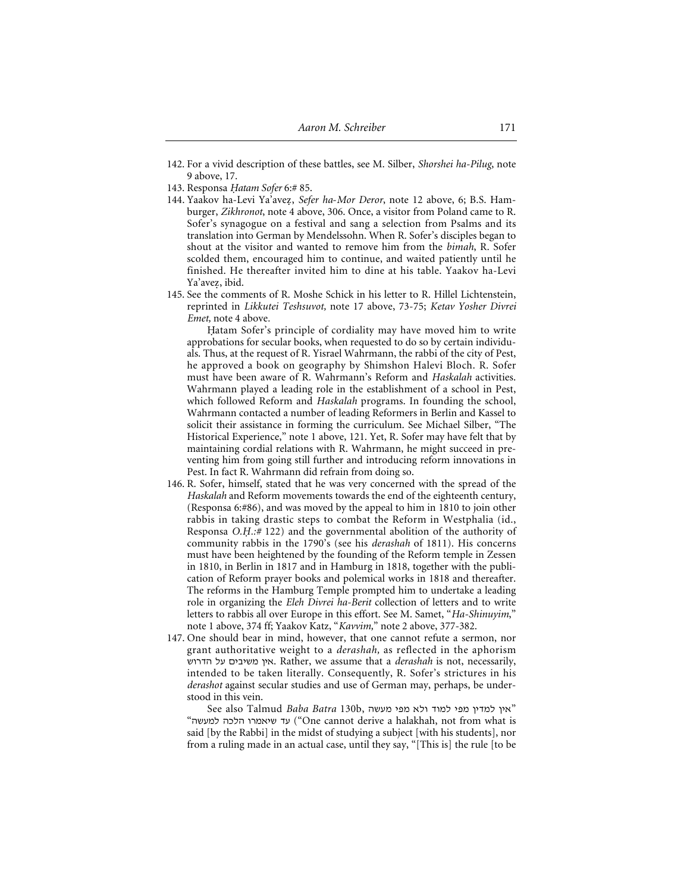142. For a vivid description of these battles, see M. Silber, *Shorshei ha-Pilug*, note 9 above, 17.

143. Responsa *Ḥatam Sofer* 6:# 85.

144. Yaakov ha-Levi Ya'aveẓ, *Sefer ha-Mor Deror*, note 12 above, 6; B.S. Hamburger, *Zikhronot*, note 4 above, 306. Once, a visitor from Poland came to R. Sofer's synagogue on a festival and sang a selection from Psalms and its translation into German by Mendelssohn. When R. Sofer's disciples began to shout at the visitor and wanted to remove him from the *bimah*, R. Sofer scolded them, encouraged him to continue, and waited patiently until he finished. He thereafter invited him to dine at his table. Yaakov ha-Levi Ya'aveẓ, ibid.

145. See the comments of R. Moshe Schick in his letter to R. Hillel Lichtenstein, reprinted in *Likkutei Teshsuvot,* note 17 above, 73-75; *Ketav Yosher Divrei Emet,* note 4 above.

 Ḥatam Sofer's principle of cordiality may have moved him to write approbations for secular books, when requested to do so by certain individuals. Thus, at the request of R. Yisrael Wahrmann, the rabbi of the city of Pest, he approved a book on geography by Shimshon Halevi Bloch. R. Sofer must have been aware of R. Wahrmann's Reform and *Haskalah* activities. Wahrmann played a leading role in the establishment of a school in Pest, which followed Reform and *Haskalah* programs. In founding the school, Wahrmann contacted a number of leading Reformers in Berlin and Kassel to solicit their assistance in forming the curriculum. See Michael Silber, "The Historical Experience," note 1 above, 121. Yet, R. Sofer may have felt that by maintaining cordial relations with R. Wahrmann, he might succeed in preventing him from going still further and introducing reform innovations in Pest. In fact R. Wahrmann did refrain from doing so.

146. R. Sofer, himself, stated that he was very concerned with the spread of the *Haskalah* and Reform movements towards the end of the eighteenth century, (Responsa 6:#86), and was moved by the appeal to him in 1810 to join other rabbis in taking drastic steps to combat the Reform in Westphalia (id., Responsa *O.Ḥ.*:# 122) and the governmental abolition of the authority of community rabbis in the 1790's (see his *derashah* of 1811). His concerns must have been heightened by the founding of the Reform temple in Zessen in 1810, in Berlin in 1817 and in Hamburg in 1818, together with the publication of Reform prayer books and polemical works in 1818 and thereafter. The reforms in the Hamburg Temple prompted him to undertake a leading role in organizing the *Eleh Divrei ha-Berit* collection of letters and to write letters to rabbis all over Europe in this effort. See M. Samet, "*Ha-Shinuyim*," note 1 above, 374 ff; Yaakov Katz, "*Kavvim,*" note 2 above, 377-382.

147. One should bear in mind, however, that one cannot refute a sermon, nor grant authoritative weight to a *derashah,* as reflected in the aphorism אין משיבים על הדרוש. Rather, we assume that a *derashah* is not, necessarily, intended to be taken literally. Consequently, R. Sofer's strictures in his *derashot* against secular studies and use of German may, perhaps, be understood in this vein.

 See also Talmud *Baba Batra* 130b, "אין למדין מפי למוד ולא מפי מעשה עד שיאמרו הלכה למעשה" ("One cannot derive a halakhah, not from what is said [by the Rabbi] in the midst of studying a subject [with his students], nor from a ruling made in an actual case, until they say, "[This is] the rule [to be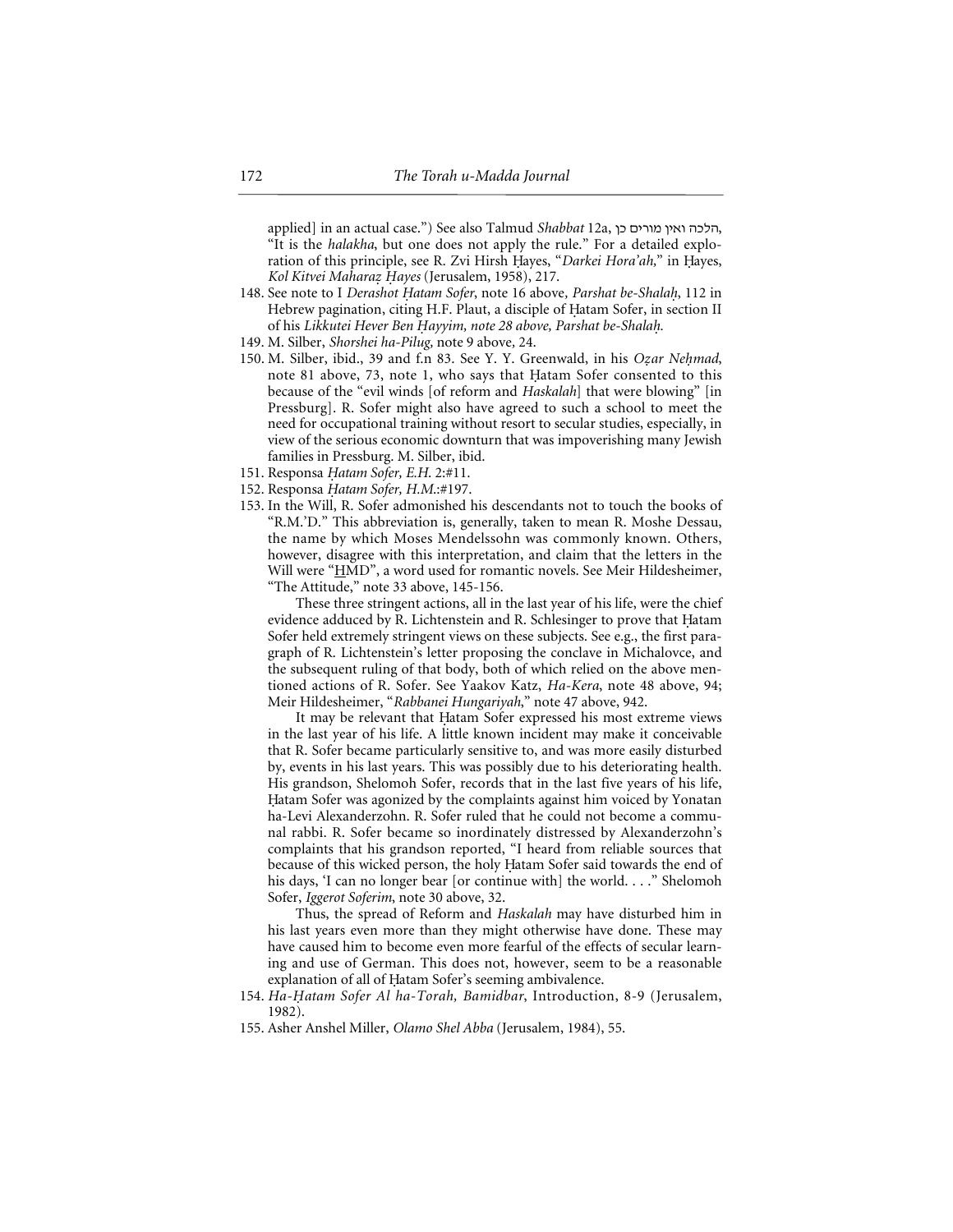applied] in an actual case.") See also Talmud *Shabbat* 12a, הלכה ואין מורים כן, "It is the *halakha*, but one does not apply the rule." For a detailed exploration of this principle, see R. Zvi Hirsh Ḥayes, "*Darkei Hora'ah,*" in Ḥayes, *Kol Kitvei Maharaẓ Ḥayes* (Jerusalem, 1958), 217.

148. See note to I *Derashot Ḥatam Sofer*, note 16 above, *Parshat be-Shalaḥ*, 112 in Hebrew pagination, citing H.F. Plaut, a disciple of Ḥatam Sofer, in section II of his *Likkutei Hever Ben Ḥayyim, note 28 above, Parshat be-Shalaḥ.*
149. M. Silber, *Shorshei ha-Pilug,* note 9 above, 24.
150. M. Silber, ibid., 39 and f.n 83. See Y. Y. Greenwald, in his *Oẓar Neḥmad*, note 81 above, 73, note 1, who says that Ḥatam Sofer consented to this because of the "evil winds [of reform and *Haskalah*] that were blowing" [in Pressburg]. R. Sofer might also have agreed to such a school to meet the need for occupational training without resort to secular studies, especially, in view of the serious economic downturn that was impoverishing many Jewish families in Pressburg. M. Silber, ibid.
151. Responsa *Ḥatam Sofer, E.H.* 2:#11.
152. Responsa *Ḥatam Sofer, H.M.*:#197.
153. In the Will, R. Sofer admonished his descendants not to touch the books of "R.M.'D." This abbreviation is, generally, taken to mean R. Moshe Dessau, the name by which Moses Mendelssohn was commonly known. Others, however, disagree with this interpretation, and claim that the letters in the Will were "HMD", a word used for romantic novels. See Meir Hildesheimer, "The Attitude," note 33 above, 145-156.

    These three stringent actions, all in the last year of his life, were the chief evidence adduced by R. Lichtenstein and R. Schlesinger to prove that Ḥatam Sofer held extremely stringent views on these subjects. See e.g., the first paragraph of R. Lichtenstein's letter proposing the conclave in Michalovce, and the subsequent ruling of that body, both of which relied on the above mentioned actions of R. Sofer. See Yaakov Katz, *Ha-Kera*, note 48 above, 94; Meir Hildesheimer, "*Rabbanei Hungariyah*," note 47 above, 942.

    It may be relevant that Ḥatam Sofer expressed his most extreme views in the last year of his life. A little known incident may make it conceivable that R. Sofer became particularly sensitive to, and was more easily disturbed by, events in his last years. This was possibly due to his deteriorating health. His grandson, Shelomoh Sofer, records that in the last five years of his life, Ḥatam Sofer was agonized by the complaints against him voiced by Yonatan ha-Levi Alexanderzohn. R. Sofer ruled that he could not become a communal rabbi. R. Sofer became so inordinately distressed by Alexanderzohn's complaints that his grandson reported, "I heard from reliable sources that because of this wicked person, the holy Ḥatam Sofer said towards the end of his days, 'I can no longer bear [or continue with] the world. . . ." Shelomoh Sofer, *Iggerot Soferim*, note 30 above, 32.

    Thus, the spread of Reform and *Haskalah* may have disturbed him in his last years even more than they might otherwise have done. These may have caused him to become even more fearful of the effects of secular learning and use of German. This does not, however, seem to be a reasonable explanation of all of Ḥatam Sofer's seeming ambivalence.
154. *Ha-Ḥatam Sofer Al ha-Torah, Bamidbar*, Introduction, 8-9 (Jerusalem, 1982).
155. Asher Anshel Miller, *Olamo Shel Abba* (Jerusalem, 1984), 55.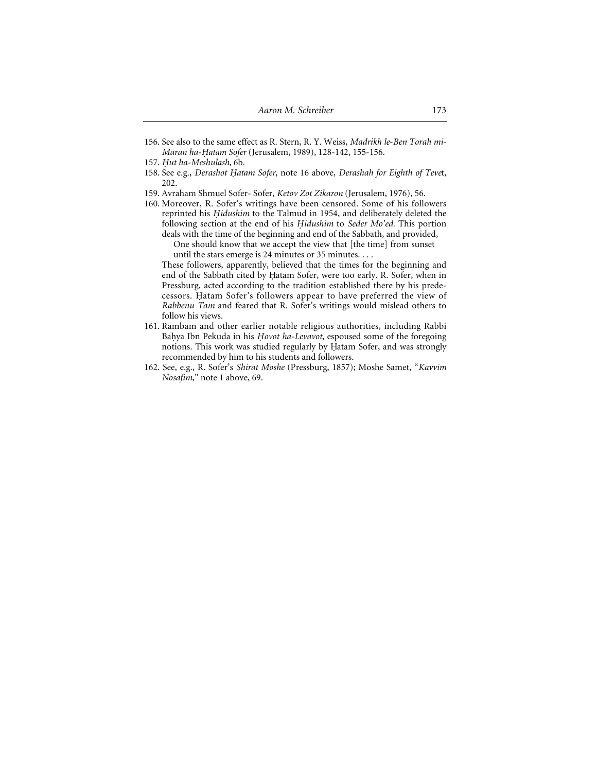156. See also to the same effect as R. Stern, R. Y. Weiss, *Madrikh le-Ben Torah mi-Maran ha-Ḥatam Sofer* (Jerusalem, 1989), 128-142, 155-156.

157. *Ḥut ha-Meshulash*, 6b.

158. See e.g., *Derashot Ḥatam Sofer*, note 16 above, *Derashah for Eighth of Tevet*, 202.

159. Avraham Shmuel Sofer- Sofer, *Ketov Zot Zikaron* (Jerusalem, 1976), 56.

160. Moreover, R. Sofer's writings have been censored. Some of his followers reprinted his *Ḥidushim* to the Talmud in 1954, and deliberately deleted the following section at the end of his *Ḥidushim* to *Seder Mo'ed.* This portion deals with the time of the beginning and end of the Sabbath, and provided,

> One should know that we accept the view that [the time] from sunset until the stars emerge is 24 minutes or 35 minutes. . . .

These followers, apparently, believed that the times for the beginning and end of the Sabbath cited by Ḥatam Sofer, were too early. R. Sofer, when in Pressburg, acted according to the tradition established there by his predecessors. Ḥatam Sofer's followers appear to have preferred the view of *Rabbenu Tam* and feared that R. Sofer's writings would mislead others to follow his views.

161. Rambam and other earlier notable religious authorities, including Rabbi Baḥya Ibn Pekuda in his *Ḥovot ha-Levavot*, espoused some of the foregoing notions. This work was studied regularly by Ḥatam Sofer, and was strongly recommended by him to his students and followers.

162. See, e.g., R. Sofer's *Shirat Moshe* (Pressburg, 1857); Moshe Samet, "*Kavvim Nosafim*," note 1 above, 69.